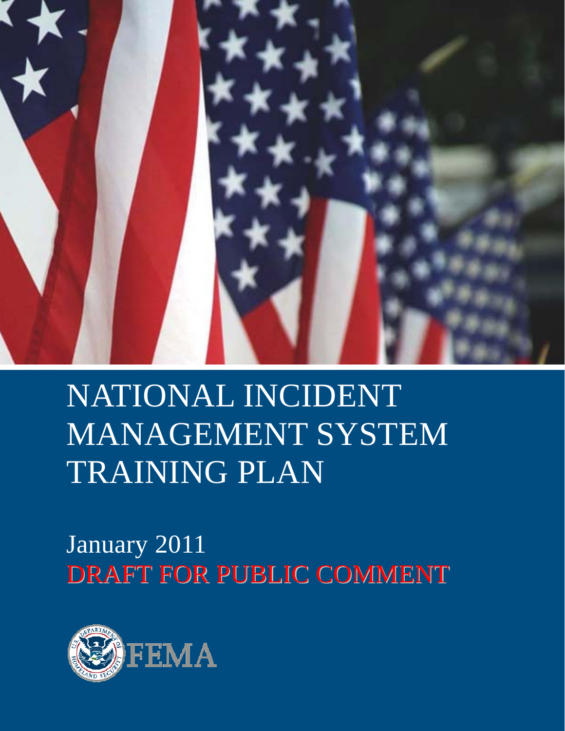# NATIONAL INCIDENT MANAGEMENT SYSTEM TRAINING PLAN

January 2011

DRAFT FOR PUBLIC COMMENT

FEMA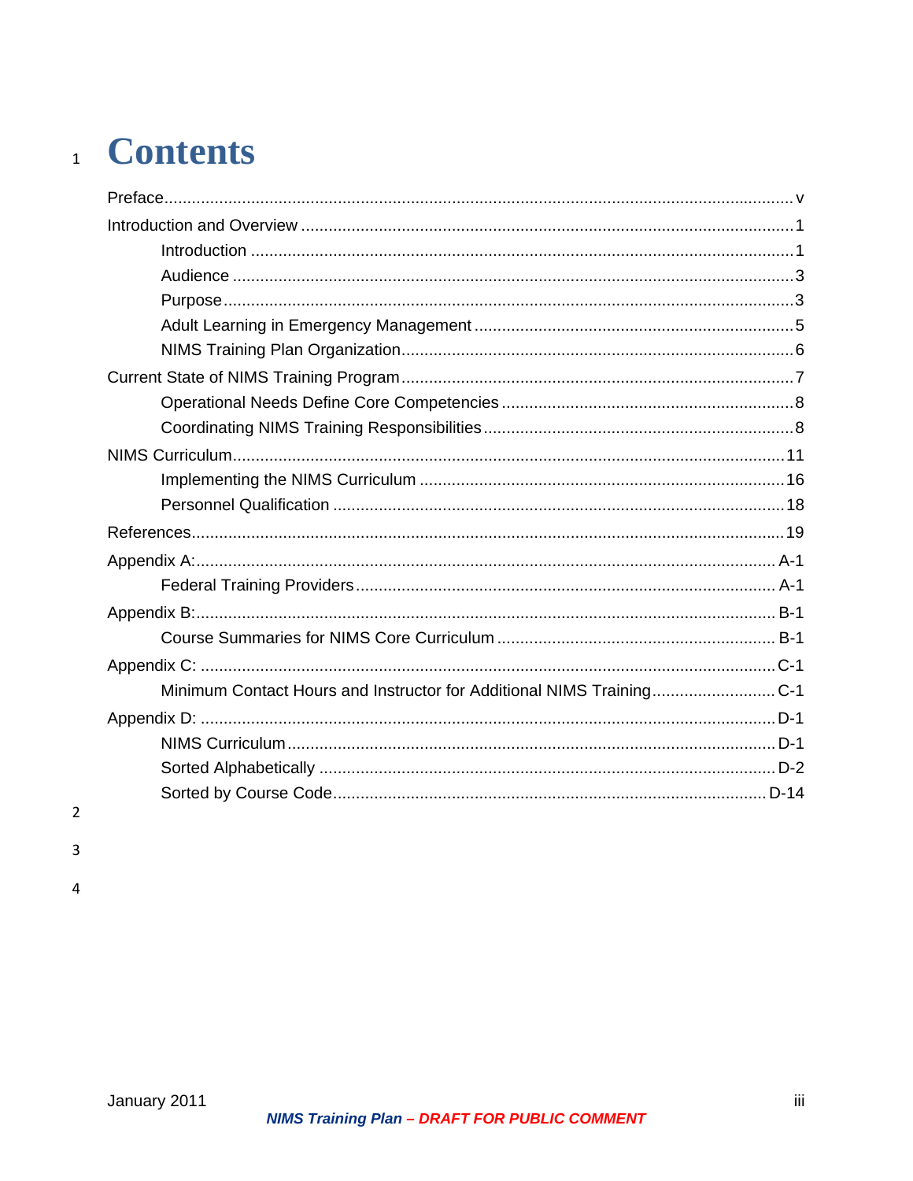# Contents

- Preface ... v
- Introduction and Overview ... 1
  - Introduction ... 1
  - Audience ... 3
  - Purpose ... 3
  - Adult Learning in Emergency Management ... 5
  - NIMS Training Plan Organization ... 6
- Current State of NIMS Training Program ... 7
  - Operational Needs Define Core Competencies ... 8
  - Coordinating NIMS Training Responsibilities ... 8
- NIMS Curriculum ... 11
  - Implementing the NIMS Curriculum ... 16
  - Personnel Qualification ... 18
- References ... 19
- Appendix A: ... A-1
  - Federal Training Providers ... A-1
- Appendix B: ... B-1
  - Course Summaries for NIMS Core Curriculum ... B-1
- Appendix C: ... C-1
  - Minimum Contact Hours and Instructor for Additional NIMS Training ... C-1
- Appendix D: ... D-1
  - NIMS Curriculum ... D-1
  - Sorted Alphabetically ... D-2
  - Sorted by Course Code ... D-14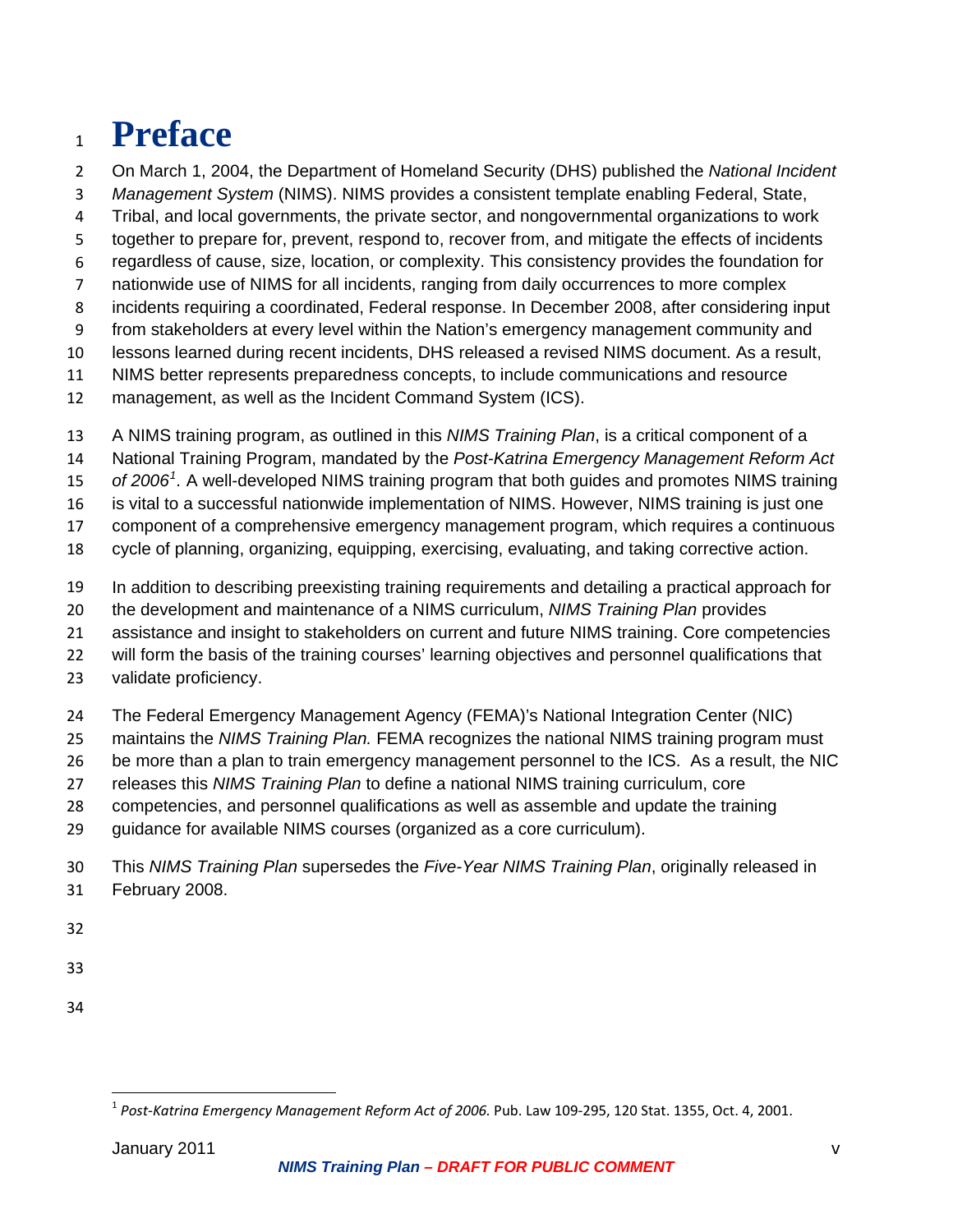# Preface

On March 1, 2004, the Department of Homeland Security (DHS) published the *National Incident Management System* (NIMS). NIMS provides a consistent template enabling Federal, State, Tribal, and local governments, the private sector, and nongovernmental organizations to work together to prepare for, prevent, respond to, recover from, and mitigate the effects of incidents regardless of cause, size, location, or complexity. This consistency provides the foundation for nationwide use of NIMS for all incidents, ranging from daily occurrences to more complex incidents requiring a coordinated, Federal response. In December 2008, after considering input from stakeholders at every level within the Nation's emergency management community and lessons learned during recent incidents, DHS released a revised NIMS document. As a result, NIMS better represents preparedness concepts, to include communications and resource management, as well as the Incident Command System (ICS).

A NIMS training program, as outlined in this *NIMS Training Plan*, is a critical component of a National Training Program, mandated by the *Post-Katrina Emergency Management Reform Act of 2006*[1]. A well-developed NIMS training program that both guides and promotes NIMS training is vital to a successful nationwide implementation of NIMS. However, NIMS training is just one component of a comprehensive emergency management program, which requires a continuous cycle of planning, organizing, equipping, exercising, evaluating, and taking corrective action.

In addition to describing preexisting training requirements and detailing a practical approach for the development and maintenance of a NIMS curriculum, *NIMS Training Plan* provides assistance and insight to stakeholders on current and future NIMS training. Core competencies will form the basis of the training courses' learning objectives and personnel qualifications that validate proficiency.

The Federal Emergency Management Agency (FEMA)'s National Integration Center (NIC) maintains the *NIMS Training Plan.* FEMA recognizes the national NIMS training program must be more than a plan to train emergency management personnel to the ICS. As a result, the NIC releases this *NIMS Training Plan* to define a national NIMS training curriculum, core competencies, and personnel qualifications as well as assemble and update the training guidance for available NIMS courses (organized as a core curriculum).

This *NIMS Training Plan* supersedes the *Five-Year NIMS Training Plan*, originally released in February 2008.

---

[1] *Post-Katrina Emergency Management Reform Act of 2006*. Pub. Law 109-295, 120 Stat. 1355, Oct. 4, 2001.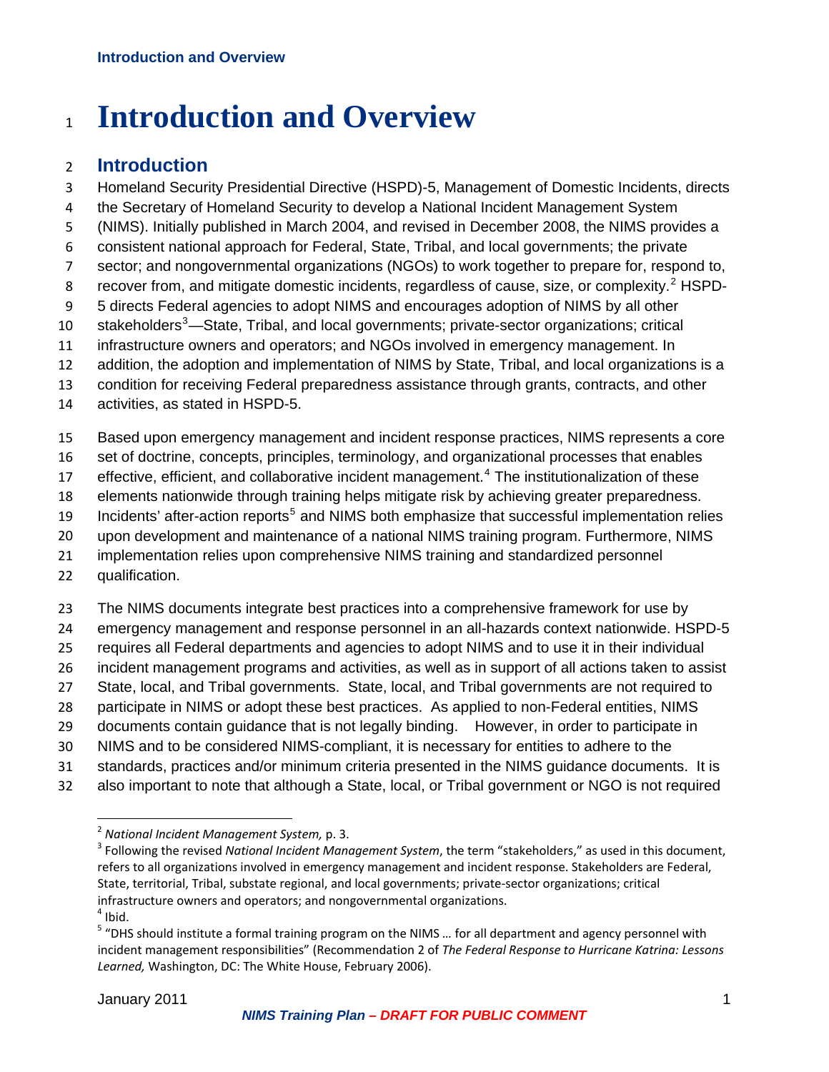# Introduction and Overview

## Introduction

Homeland Security Presidential Directive (HSPD)-5, Management of Domestic Incidents, directs the Secretary of Homeland Security to develop a National Incident Management System (NIMS). Initially published in March 2004, and revised in December 2008, the NIMS provides a consistent national approach for Federal, State, Tribal, and local governments; the private sector; and nongovernmental organizations (NGOs) to work together to prepare for, respond to, recover from, and mitigate domestic incidents, regardless of cause, size, or complexity.[2] HSPD-5 directs Federal agencies to adopt NIMS and encourages adoption of NIMS by all other stakeholders[3]—State, Tribal, and local governments; private-sector organizations; critical infrastructure owners and operators; and NGOs involved in emergency management. In addition, the adoption and implementation of NIMS by State, Tribal, and local organizations is a condition for receiving Federal preparedness assistance through grants, contracts, and other activities, as stated in HSPD-5.

Based upon emergency management and incident response practices, NIMS represents a core set of doctrine, concepts, principles, terminology, and organizational processes that enables effective, efficient, and collaborative incident management.[4] The institutionalization of these elements nationwide through training helps mitigate risk by achieving greater preparedness. Incidents' after-action reports[5] and NIMS both emphasize that successful implementation relies upon development and maintenance of a national NIMS training program. Furthermore, NIMS implementation relies upon comprehensive NIMS training and standardized personnel qualification.

The NIMS documents integrate best practices into a comprehensive framework for use by emergency management and response personnel in an all-hazards context nationwide. HSPD-5 requires all Federal departments and agencies to adopt NIMS and to use it in their individual incident management programs and activities, as well as in support of all actions taken to assist State, local, and Tribal governments. State, local, and Tribal governments are not required to participate in NIMS or adopt these best practices. As applied to non-Federal entities, NIMS documents contain guidance that is not legally binding. However, in order to participate in NIMS and to be considered NIMS-compliant, it is necessary for entities to adhere to the standards, practices and/or minimum criteria presented in the NIMS guidance documents. It is also important to note that although a State, local, or Tribal government or NGO is not required

---

[2] *National Incident Management System,* p. 3.

[3] Following the revised *National Incident Management System*, the term "stakeholders," as used in this document, refers to all organizations involved in emergency management and incident response. Stakeholders are Federal, State, territorial, Tribal, substate regional, and local governments; private-sector organizations; critical infrastructure owners and operators; and nongovernmental organizations.

[4] Ibid.

[5] "DHS should institute a formal training program on the NIMS … for all department and agency personnel with incident management responsibilities" (Recommendation 2 of *The Federal Response to Hurricane Katrina: Lessons Learned,* Washington, DC: The White House, February 2006).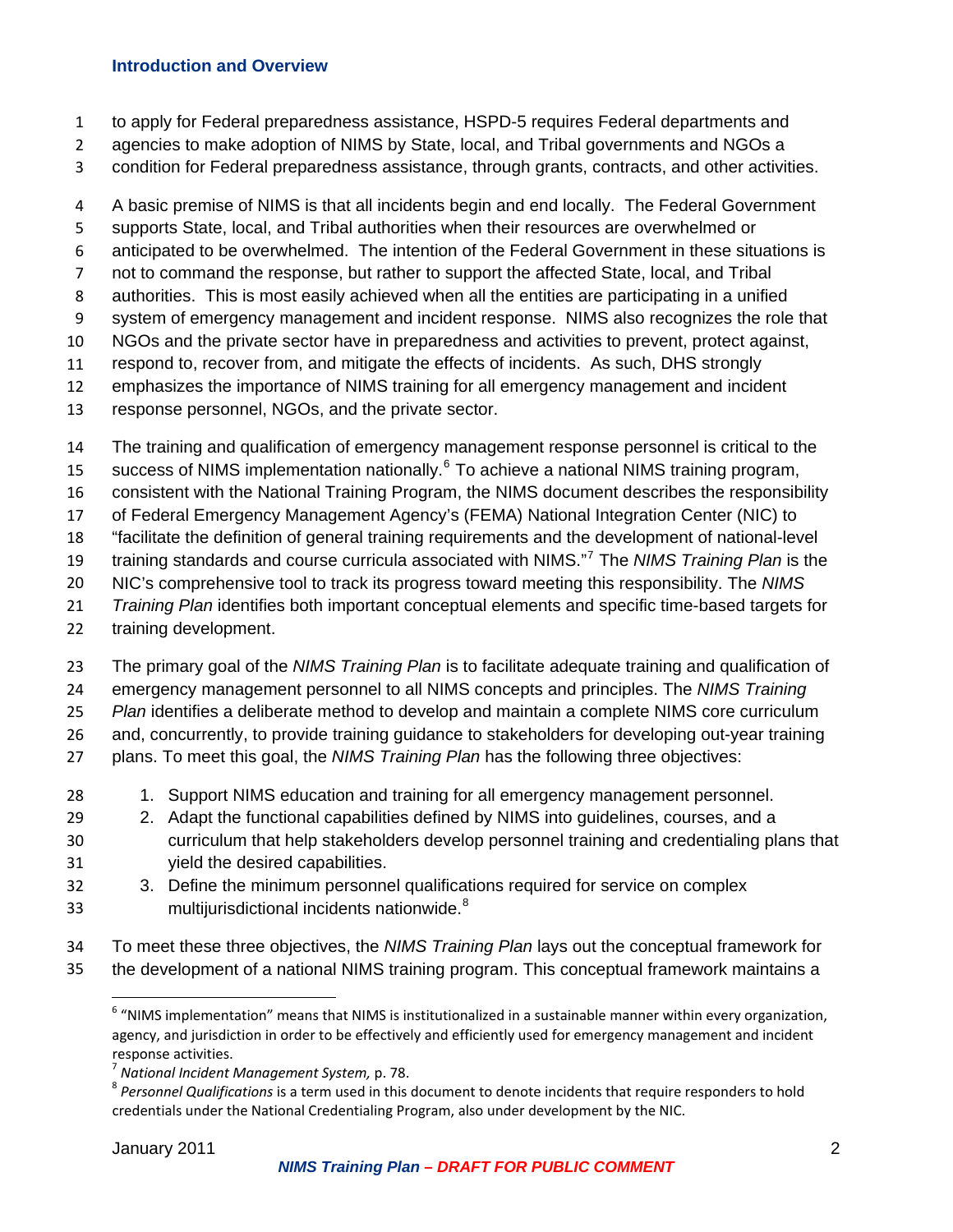to apply for Federal preparedness assistance, HSPD-5 requires Federal departments and agencies to make adoption of NIMS by State, local, and Tribal governments and NGOs a condition for Federal preparedness assistance, through grants, contracts, and other activities.

A basic premise of NIMS is that all incidents begin and end locally. The Federal Government supports State, local, and Tribal authorities when their resources are overwhelmed or anticipated to be overwhelmed. The intention of the Federal Government in these situations is not to command the response, but rather to support the affected State, local, and Tribal authorities. This is most easily achieved when all the entities are participating in a unified system of emergency management and incident response. NIMS also recognizes the role that NGOs and the private sector have in preparedness and activities to prevent, protect against, respond to, recover from, and mitigate the effects of incidents. As such, DHS strongly emphasizes the importance of NIMS training for all emergency management and incident response personnel, NGOs, and the private sector.

The training and qualification of emergency management response personnel is critical to the success of NIMS implementation nationally.[6] To achieve a national NIMS training program, consistent with the National Training Program, the NIMS document describes the responsibility of Federal Emergency Management Agency's (FEMA) National Integration Center (NIC) to "facilitate the definition of general training requirements and the development of national-level training standards and course curricula associated with NIMS."[7] The *NIMS Training Plan* is the NIC's comprehensive tool to track its progress toward meeting this responsibility. The *NIMS Training Plan* identifies both important conceptual elements and specific time-based targets for training development.

The primary goal of the *NIMS Training Plan* is to facilitate adequate training and qualification of emergency management personnel to all NIMS concepts and principles. The *NIMS Training Plan* identifies a deliberate method to develop and maintain a complete NIMS core curriculum and, concurrently, to provide training guidance to stakeholders for developing out-year training plans. To meet this goal, the *NIMS Training Plan* has the following three objectives:

1. Support NIMS education and training for all emergency management personnel.
2. Adapt the functional capabilities defined by NIMS into guidelines, courses, and a curriculum that help stakeholders develop personnel training and credentialing plans that yield the desired capabilities.
3. Define the minimum personnel qualifications required for service on complex multijurisdictional incidents nationwide.[8]

To meet these three objectives, the *NIMS Training Plan* lays out the conceptual framework for the development of a national NIMS training program. This conceptual framework maintains a

---

[6] "NIMS implementation" means that NIMS is institutionalized in a sustainable manner within every organization, agency, and jurisdiction in order to be effectively and efficiently used for emergency management and incident response activities.

[7] *National Incident Management System,* p. 78.

[8] *Personnel Qualifications* is a term used in this document to denote incidents that require responders to hold credentials under the National Credentialing Program, also under development by the NIC.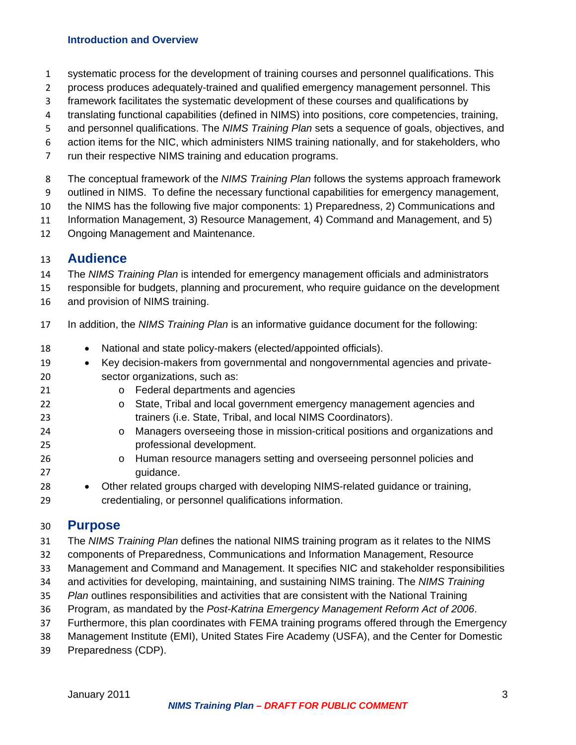systematic process for the development of training courses and personnel qualifications. This process produces adequately-trained and qualified emergency management personnel. This framework facilitates the systematic development of these courses and qualifications by translating functional capabilities (defined in NIMS) into positions, core competencies, training, and personnel qualifications. The *NIMS Training Plan* sets a sequence of goals, objectives, and action items for the NIC, which administers NIMS training nationally, and for stakeholders, who run their respective NIMS training and education programs.

The conceptual framework of the *NIMS Training Plan* follows the systems approach framework outlined in NIMS. To define the necessary functional capabilities for emergency management, the NIMS has the following five major components: 1) Preparedness, 2) Communications and Information Management, 3) Resource Management, 4) Command and Management, and 5) Ongoing Management and Maintenance.

## Audience

The *NIMS Training Plan* is intended for emergency management officials and administrators responsible for budgets, planning and procurement, who require guidance on the development and provision of NIMS training.

In addition, the *NIMS Training Plan* is an informative guidance document for the following:

- National and state policy-makers (elected/appointed officials).
- Key decision-makers from governmental and nongovernmental agencies and private-sector organizations, such as:
  - Federal departments and agencies
  - State, Tribal and local government emergency management agencies and trainers (i.e. State, Tribal, and local NIMS Coordinators).
  - Managers overseeing those in mission-critical positions and organizations and professional development.
  - Human resource managers setting and overseeing personnel policies and guidance.
- Other related groups charged with developing NIMS-related guidance or training, credentialing, or personnel qualifications information.

## Purpose

The *NIMS Training Plan* defines the national NIMS training program as it relates to the NIMS components of Preparedness, Communications and Information Management, Resource Management and Command and Management. It specifies NIC and stakeholder responsibilities and activities for developing, maintaining, and sustaining NIMS training. The *NIMS Training Plan* outlines responsibilities and activities that are consistent with the National Training Program, as mandated by the *Post-Katrina Emergency Management Reform Act of 2006*. Furthermore, this plan coordinates with FEMA training programs offered through the Emergency Management Institute (EMI), United States Fire Academy (USFA), and the Center for Domestic Preparedness (CDP).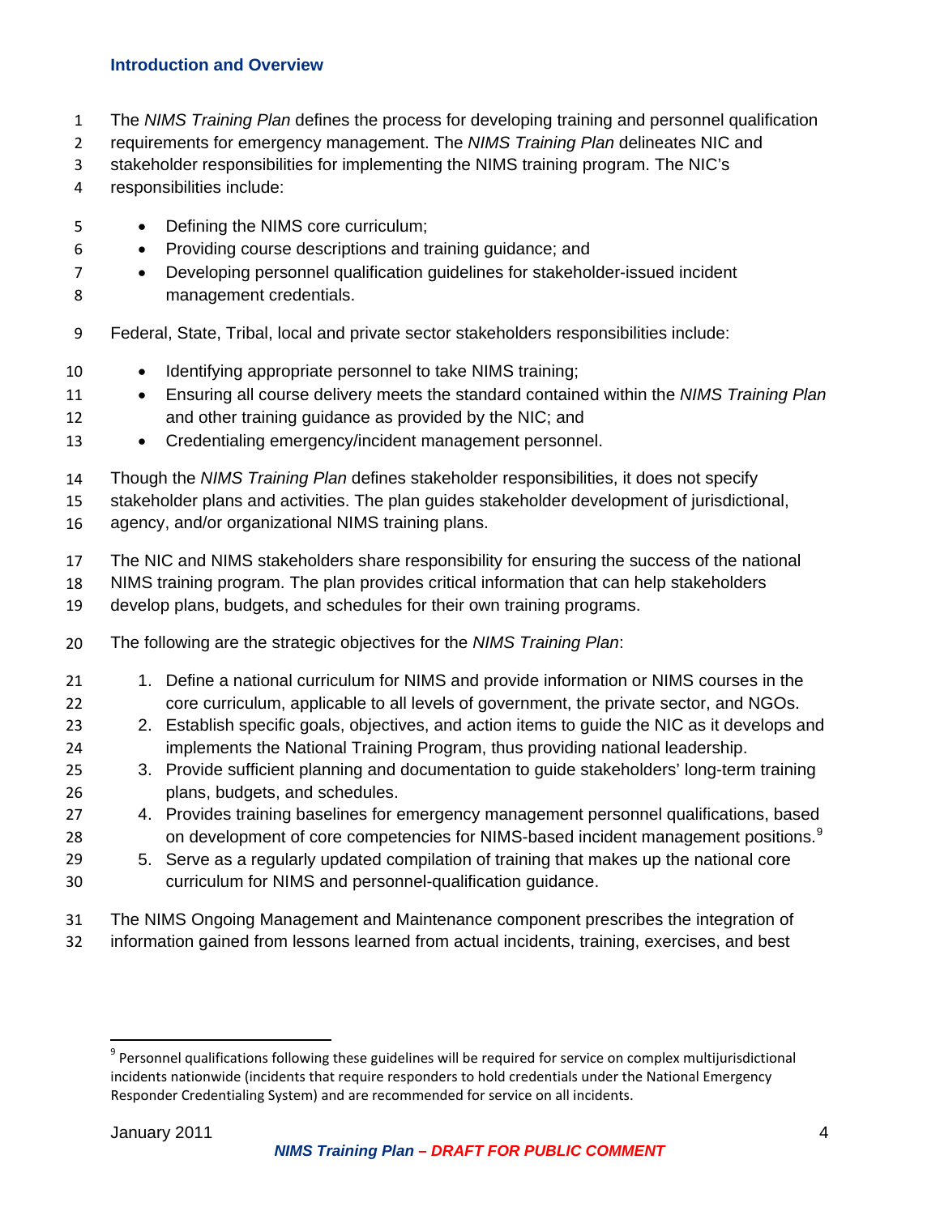## Introduction and Overview

The *NIMS Training Plan* defines the process for developing training and personnel qualification requirements for emergency management. The *NIMS Training Plan* delineates NIC and stakeholder responsibilities for implementing the NIMS training program. The NIC's responsibilities include:

- Defining the NIMS core curriculum;
- Providing course descriptions and training guidance; and
- Developing personnel qualification guidelines for stakeholder-issued incident management credentials.

Federal, State, Tribal, local and private sector stakeholders responsibilities include:

- Identifying appropriate personnel to take NIMS training;
- Ensuring all course delivery meets the standard contained within the *NIMS Training Plan* and other training guidance as provided by the NIC; and
- Credentialing emergency/incident management personnel.

Though the *NIMS Training Plan* defines stakeholder responsibilities, it does not specify stakeholder plans and activities. The plan guides stakeholder development of jurisdictional, agency, and/or organizational NIMS training plans.

The NIC and NIMS stakeholders share responsibility for ensuring the success of the national NIMS training program. The plan provides critical information that can help stakeholders develop plans, budgets, and schedules for their own training programs.

The following are the strategic objectives for the *NIMS Training Plan*:

1. Define a national curriculum for NIMS and provide information or NIMS courses in the core curriculum, applicable to all levels of government, the private sector, and NGOs.
2. Establish specific goals, objectives, and action items to guide the NIC as it develops and implements the National Training Program, thus providing national leadership.
3. Provide sufficient planning and documentation to guide stakeholders' long-term training plans, budgets, and schedules.
4. Provides training baselines for emergency management personnel qualifications, based on development of core competencies for NIMS-based incident management positions.[9]
5. Serve as a regularly updated compilation of training that makes up the national core curriculum for NIMS and personnel-qualification guidance.

The NIMS Ongoing Management and Maintenance component prescribes the integration of information gained from lessons learned from actual incidents, training, exercises, and best

[9] Personnel qualifications following these guidelines will be required for service on complex multijurisdictional incidents nationwide (incidents that require responders to hold credentials under the National Emergency Responder Credentialing System) and are recommended for service on all incidents.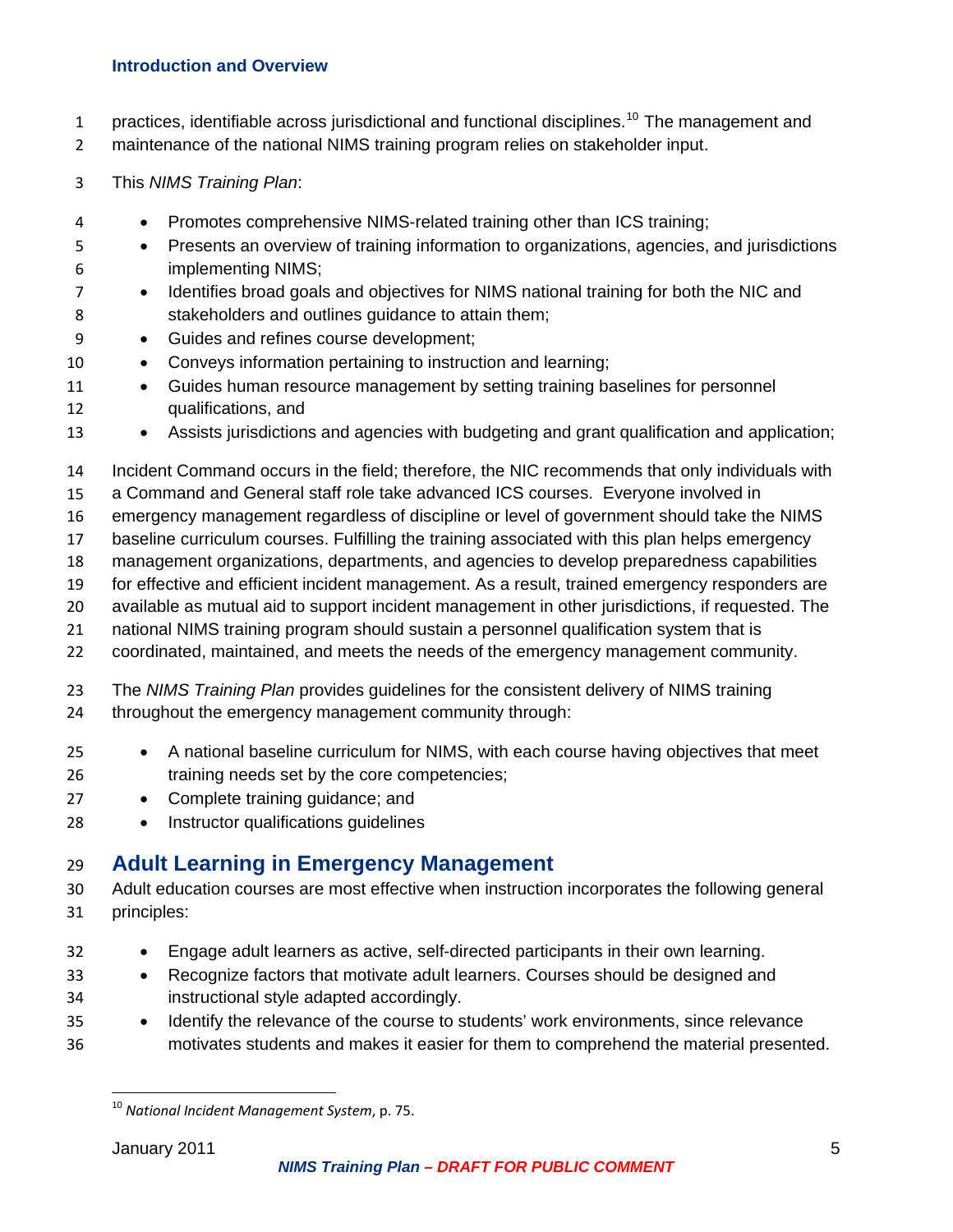practices, identifiable across jurisdictional and functional disciplines.[10] The management and maintenance of the national NIMS training program relies on stakeholder input.

This *NIMS Training Plan*:

- Promotes comprehensive NIMS-related training other than ICS training;
- Presents an overview of training information to organizations, agencies, and jurisdictions implementing NIMS;
- Identifies broad goals and objectives for NIMS national training for both the NIC and stakeholders and outlines guidance to attain them;
- Guides and refines course development;
- Conveys information pertaining to instruction and learning;
- Guides human resource management by setting training baselines for personnel qualifications, and
- Assists jurisdictions and agencies with budgeting and grant qualification and application;

Incident Command occurs in the field; therefore, the NIC recommends that only individuals with a Command and General staff role take advanced ICS courses. Everyone involved in emergency management regardless of discipline or level of government should take the NIMS baseline curriculum courses. Fulfilling the training associated with this plan helps emergency management organizations, departments, and agencies to develop preparedness capabilities for effective and efficient incident management. As a result, trained emergency responders are available as mutual aid to support incident management in other jurisdictions, if requested. The national NIMS training program should sustain a personnel qualification system that is coordinated, maintained, and meets the needs of the emergency management community.

The *NIMS Training Plan* provides guidelines for the consistent delivery of NIMS training throughout the emergency management community through:

- A national baseline curriculum for NIMS, with each course having objectives that meet training needs set by the core competencies;
- Complete training guidance; and
- Instructor qualifications guidelines

## Adult Learning in Emergency Management

Adult education courses are most effective when instruction incorporates the following general principles:

- Engage adult learners as active, self-directed participants in their own learning.
- Recognize factors that motivate adult learners. Courses should be designed and instructional style adapted accordingly.
- Identify the relevance of the course to students' work environments, since relevance motivates students and makes it easier for them to comprehend the material presented.

[10] *National Incident Management System*, p. 75.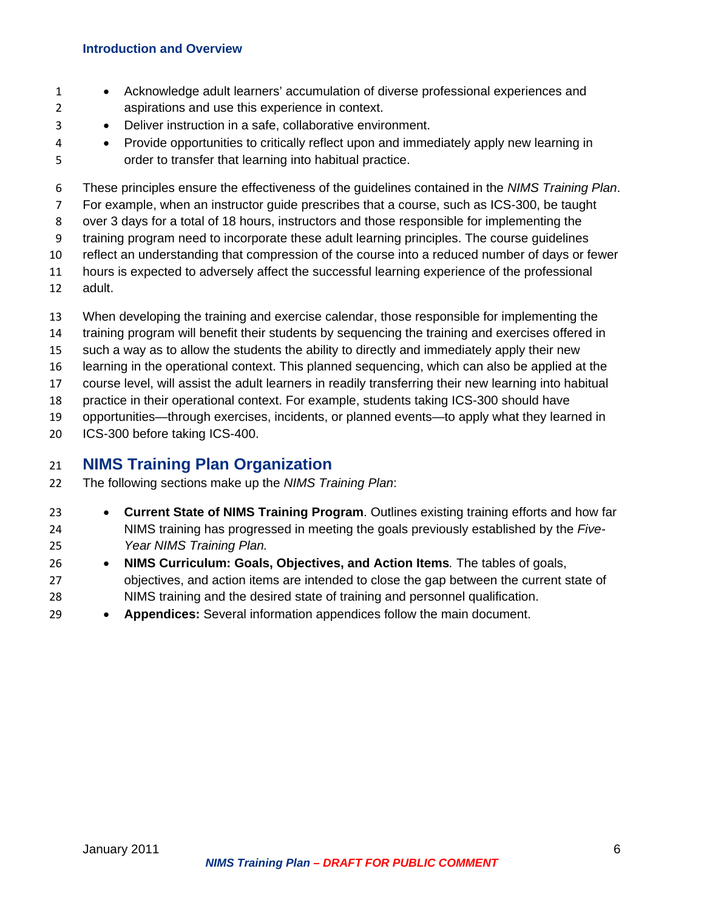- Acknowledge adult learners' accumulation of diverse professional experiences and aspirations and use this experience in context.
- Deliver instruction in a safe, collaborative environment.
- Provide opportunities to critically reflect upon and immediately apply new learning in order to transfer that learning into habitual practice.

These principles ensure the effectiveness of the guidelines contained in the *NIMS Training Plan*. For example, when an instructor guide prescribes that a course, such as ICS-300, be taught over 3 days for a total of 18 hours, instructors and those responsible for implementing the training program need to incorporate these adult learning principles. The course guidelines reflect an understanding that compression of the course into a reduced number of days or fewer hours is expected to adversely affect the successful learning experience of the professional adult.

When developing the training and exercise calendar, those responsible for implementing the training program will benefit their students by sequencing the training and exercises offered in such a way as to allow the students the ability to directly and immediately apply their new learning in the operational context. This planned sequencing, which can also be applied at the course level, will assist the adult learners in readily transferring their new learning into habitual practice in their operational context. For example, students taking ICS-300 should have opportunities—through exercises, incidents, or planned events—to apply what they learned in ICS-300 before taking ICS-400.

## NIMS Training Plan Organization

The following sections make up the *NIMS Training Plan*:

- **Current State of NIMS Training Program**. Outlines existing training efforts and how far NIMS training has progressed in meeting the goals previously established by the *Five-Year NIMS Training Plan.*
- **NIMS Curriculum: Goals, Objectives, and Action Items***.* The tables of goals, objectives, and action items are intended to close the gap between the current state of NIMS training and the desired state of training and personnel qualification.
- **Appendices:** Several information appendices follow the main document.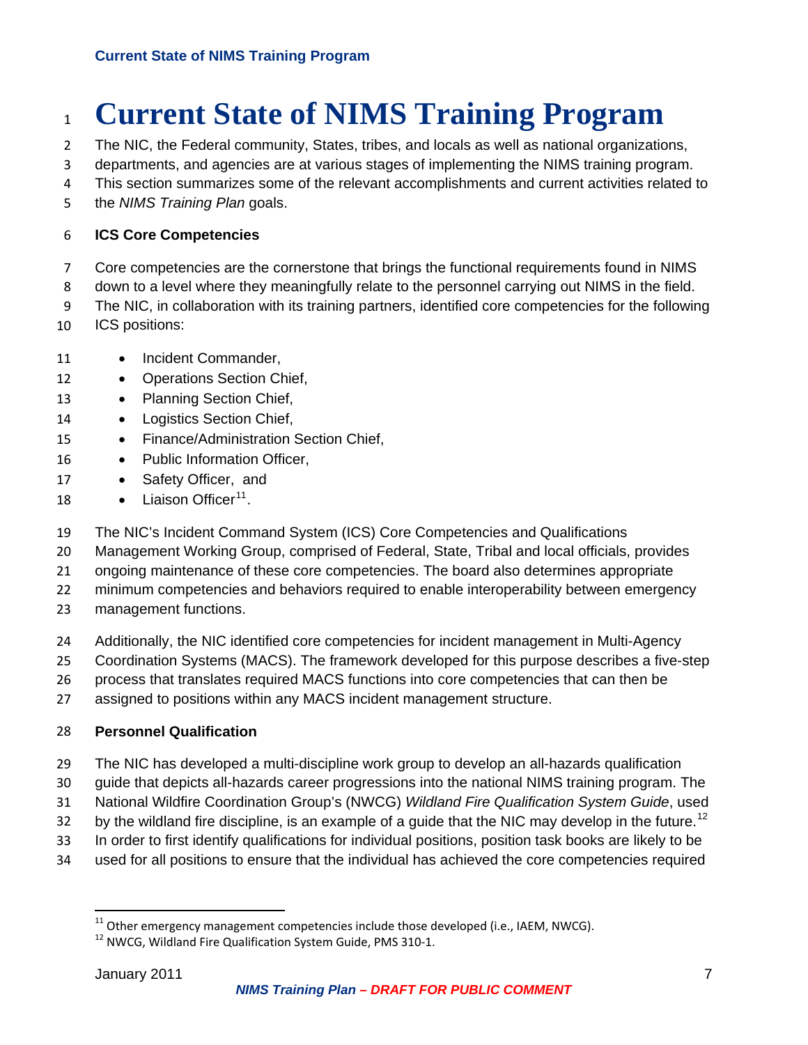# Current State of NIMS Training Program

The NIC, the Federal community, States, tribes, and locals as well as national organizations, departments, and agencies are at various stages of implementing the NIMS training program. This section summarizes some of the relevant accomplishments and current activities related to the *NIMS Training Plan* goals.

**ICS Core Competencies**

Core competencies are the cornerstone that brings the functional requirements found in NIMS down to a level where they meaningfully relate to the personnel carrying out NIMS in the field. The NIC, in collaboration with its training partners, identified core competencies for the following ICS positions:

- Incident Commander,
- Operations Section Chief,
- Planning Section Chief,
- Logistics Section Chief,
- Finance/Administration Section Chief,
- Public Information Officer,
- Safety Officer, and
- Liaison Officer[11].

The NIC's Incident Command System (ICS) Core Competencies and Qualifications Management Working Group, comprised of Federal, State, Tribal and local officials, provides ongoing maintenance of these core competencies. The board also determines appropriate minimum competencies and behaviors required to enable interoperability between emergency management functions.

Additionally, the NIC identified core competencies for incident management in Multi-Agency Coordination Systems (MACS). The framework developed for this purpose describes a five-step process that translates required MACS functions into core competencies that can then be assigned to positions within any MACS incident management structure.

**Personnel Qualification**

The NIC has developed a multi-discipline work group to develop an all-hazards qualification guide that depicts all-hazards career progressions into the national NIMS training program. The National Wildfire Coordination Group's (NWCG) *Wildland Fire Qualification System Guide*, used by the wildland fire discipline, is an example of a guide that the NIC may develop in the future.[12] In order to first identify qualifications for individual positions, position task books are likely to be used for all positions to ensure that the individual has achieved the core competencies required

[11] Other emergency management competencies include those developed (i.e., IAEM, NWCG).

[12] NWCG, Wildland Fire Qualification System Guide, PMS 310-1.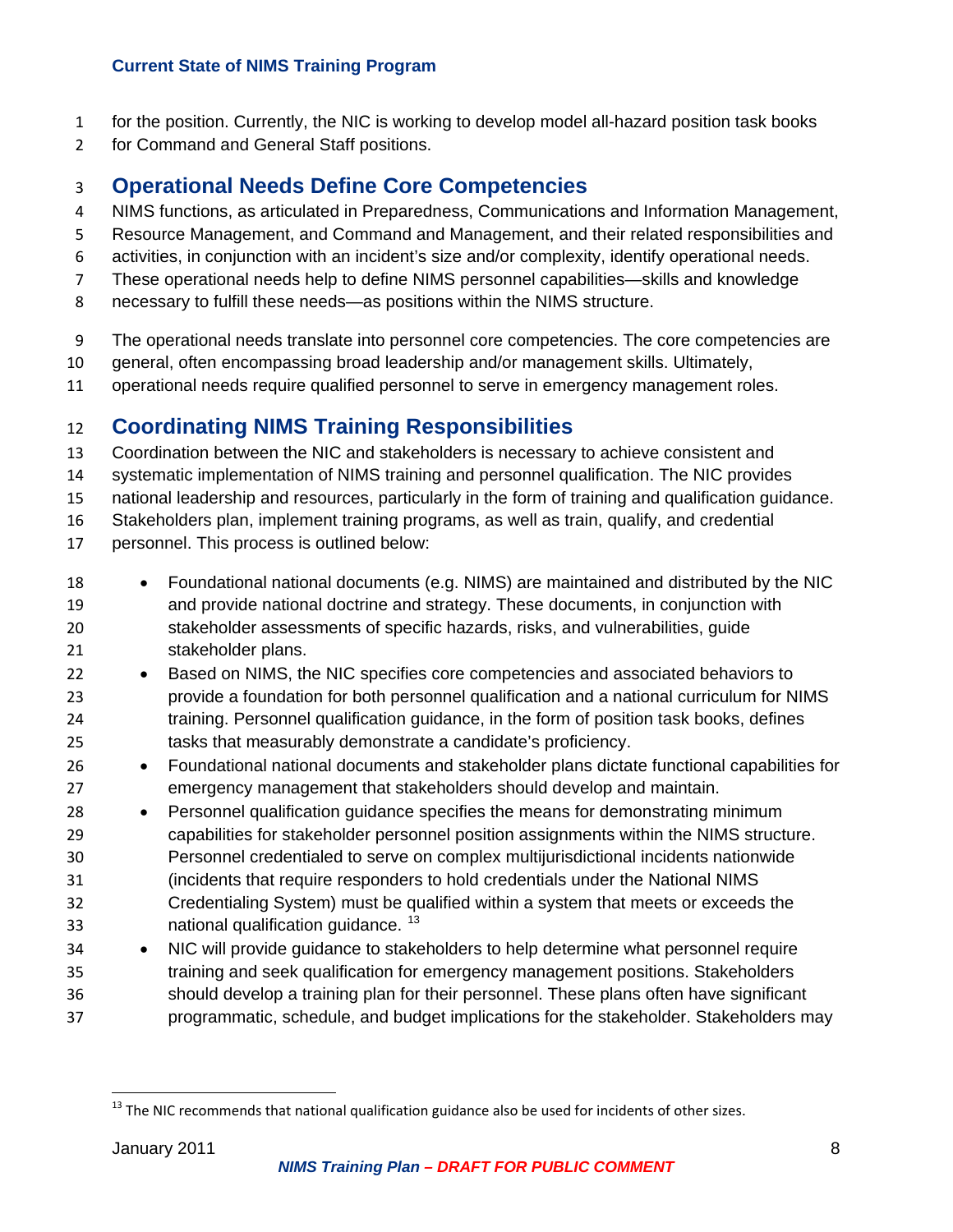for the position. Currently, the NIC is working to develop model all-hazard position task books for Command and General Staff positions.

## Operational Needs Define Core Competencies

NIMS functions, as articulated in Preparedness, Communications and Information Management, Resource Management, and Command and Management, and their related responsibilities and activities, in conjunction with an incident's size and/or complexity, identify operational needs. These operational needs help to define NIMS personnel capabilities—skills and knowledge necessary to fulfill these needs—as positions within the NIMS structure.

The operational needs translate into personnel core competencies. The core competencies are general, often encompassing broad leadership and/or management skills. Ultimately, operational needs require qualified personnel to serve in emergency management roles.

## Coordinating NIMS Training Responsibilities

Coordination between the NIC and stakeholders is necessary to achieve consistent and systematic implementation of NIMS training and personnel qualification. The NIC provides national leadership and resources, particularly in the form of training and qualification guidance. Stakeholders plan, implement training programs, as well as train, qualify, and credential personnel. This process is outlined below:

- Foundational national documents (e.g. NIMS) are maintained and distributed by the NIC and provide national doctrine and strategy. These documents, in conjunction with stakeholder assessments of specific hazards, risks, and vulnerabilities, guide stakeholder plans.
- Based on NIMS, the NIC specifies core competencies and associated behaviors to provide a foundation for both personnel qualification and a national curriculum for NIMS training. Personnel qualification guidance, in the form of position task books, defines tasks that measurably demonstrate a candidate's proficiency.
- Foundational national documents and stakeholder plans dictate functional capabilities for emergency management that stakeholders should develop and maintain.
- Personnel qualification guidance specifies the means for demonstrating minimum capabilities for stakeholder personnel position assignments within the NIMS structure. Personnel credentialed to serve on complex multijurisdictional incidents nationwide (incidents that require responders to hold credentials under the National NIMS Credentialing System) must be qualified within a system that meets or exceeds the national qualification guidance. [13]
- NIC will provide guidance to stakeholders to help determine what personnel require training and seek qualification for emergency management positions. Stakeholders should develop a training plan for their personnel. These plans often have significant programmatic, schedule, and budget implications for the stakeholder. Stakeholders may

[13] The NIC recommends that national qualification guidance also be used for incidents of other sizes.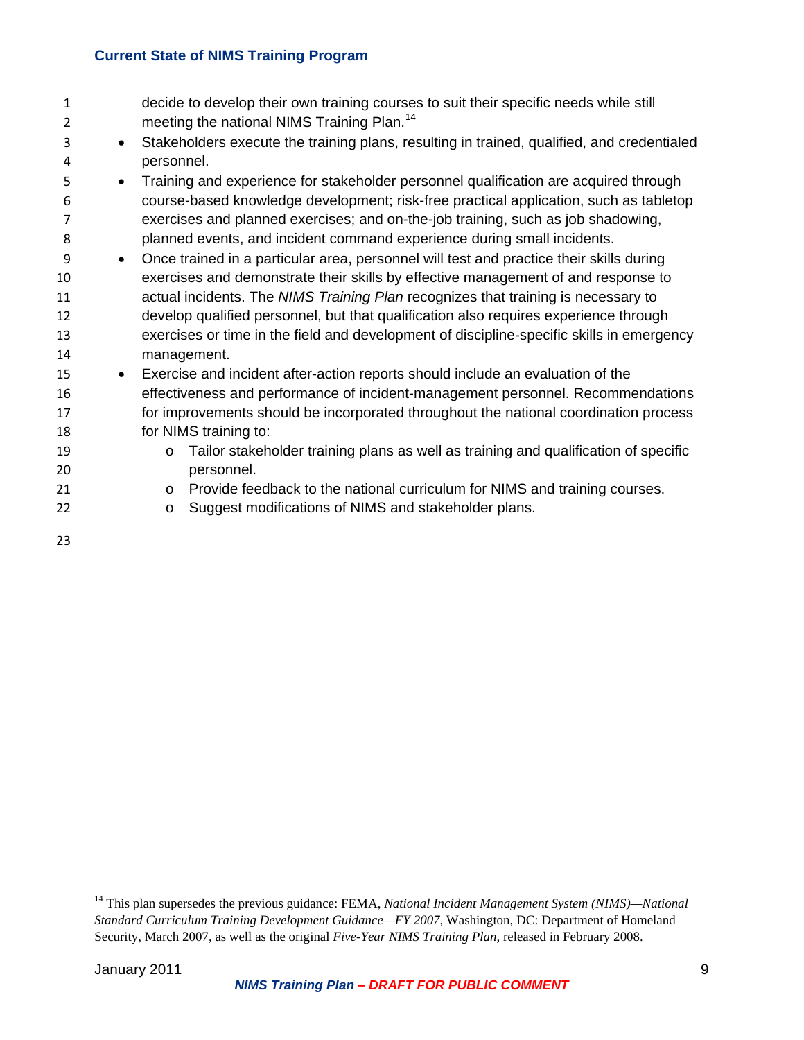decide to develop their own training courses to suit their specific needs while still meeting the national NIMS Training Plan.[14]

- Stakeholders execute the training plans, resulting in trained, qualified, and credentialed personnel.
- Training and experience for stakeholder personnel qualification are acquired through course-based knowledge development; risk-free practical application, such as tabletop exercises and planned exercises; and on-the-job training, such as job shadowing, planned events, and incident command experience during small incidents.
- Once trained in a particular area, personnel will test and practice their skills during exercises and demonstrate their skills by effective management of and response to actual incidents. The *NIMS Training Plan* recognizes that training is necessary to develop qualified personnel, but that qualification also requires experience through exercises or time in the field and development of discipline-specific skills in emergency management.
- Exercise and incident after-action reports should include an evaluation of the effectiveness and performance of incident-management personnel. Recommendations for improvements should be incorporated throughout the national coordination process for NIMS training to:
  - Tailor stakeholder training plans as well as training and qualification of specific personnel.
  - Provide feedback to the national curriculum for NIMS and training courses.
  - Suggest modifications of NIMS and stakeholder plans.

---

[14] This plan supersedes the previous guidance: FEMA, *National Incident Management System (NIMS)—National Standard Curriculum Training Development Guidance—FY 2007,* Washington, DC: Department of Homeland Security, March 2007, as well as the original *Five-Year NIMS Training Plan,* released in February 2008.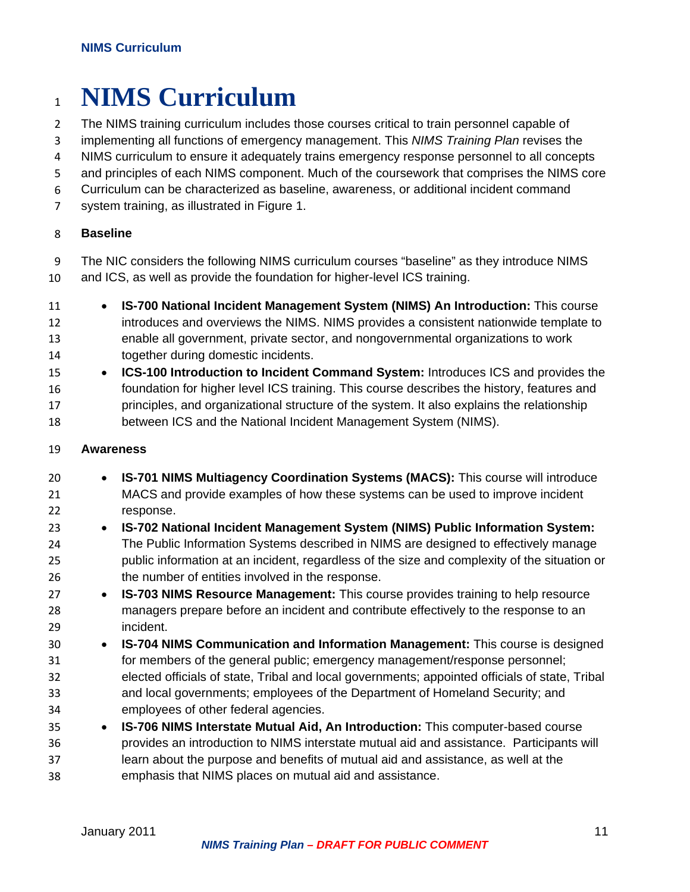# NIMS Curriculum

The NIMS training curriculum includes those courses critical to train personnel capable of implementing all functions of emergency management. This *NIMS Training Plan* revises the NIMS curriculum to ensure it adequately trains emergency response personnel to all concepts and principles of each NIMS component. Much of the coursework that comprises the NIMS core Curriculum can be characterized as baseline, awareness, or additional incident command system training, as illustrated in Figure 1.

**Baseline**

The NIC considers the following NIMS curriculum courses "baseline" as they introduce NIMS and ICS, as well as provide the foundation for higher-level ICS training.

- **IS-700 National Incident Management System (NIMS) An Introduction:** This course introduces and overviews the NIMS. NIMS provides a consistent nationwide template to enable all government, private sector, and nongovernmental organizations to work together during domestic incidents.
- **ICS-100 Introduction to Incident Command System:** Introduces ICS and provides the foundation for higher level ICS training. This course describes the history, features and principles, and organizational structure of the system. It also explains the relationship between ICS and the National Incident Management System (NIMS).

**Awareness**

- **IS-701 NIMS Multiagency Coordination Systems (MACS):** This course will introduce MACS and provide examples of how these systems can be used to improve incident response.
- **IS-702 National Incident Management System (NIMS) Public Information System:** The Public Information Systems described in NIMS are designed to effectively manage public information at an incident, regardless of the size and complexity of the situation or the number of entities involved in the response.
- **IS-703 NIMS Resource Management:** This course provides training to help resource managers prepare before an incident and contribute effectively to the response to an incident.
- **IS-704 NIMS Communication and Information Management:** This course is designed for members of the general public; emergency management/response personnel; elected officials of state, Tribal and local governments; appointed officials of state, Tribal and local governments; employees of the Department of Homeland Security; and employees of other federal agencies.
- **IS-706 NIMS Interstate Mutual Aid, An Introduction:** This computer-based course provides an introduction to NIMS interstate mutual aid and assistance. Participants will learn about the purpose and benefits of mutual aid and assistance, as well at the emphasis that NIMS places on mutual aid and assistance.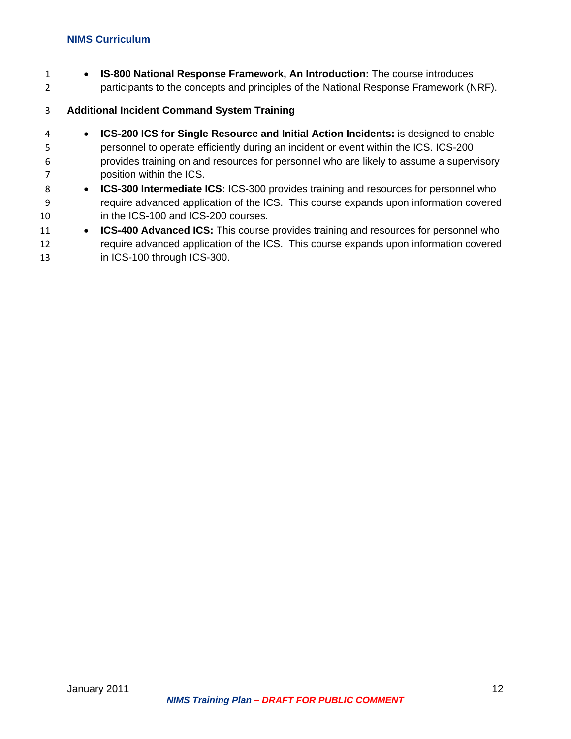- **IS-800 National Response Framework, An Introduction:** The course introduces participants to the concepts and principles of the National Response Framework (NRF).

**Additional Incident Command System Training**

- **ICS-200 ICS for Single Resource and Initial Action Incidents:** is designed to enable personnel to operate efficiently during an incident or event within the ICS. ICS-200 provides training on and resources for personnel who are likely to assume a supervisory position within the ICS.
- **ICS-300 Intermediate ICS:** ICS-300 provides training and resources for personnel who require advanced application of the ICS. This course expands upon information covered in the ICS-100 and ICS-200 courses.
- **ICS-400 Advanced ICS:** This course provides training and resources for personnel who require advanced application of the ICS. This course expands upon information covered in ICS-100 through ICS-300.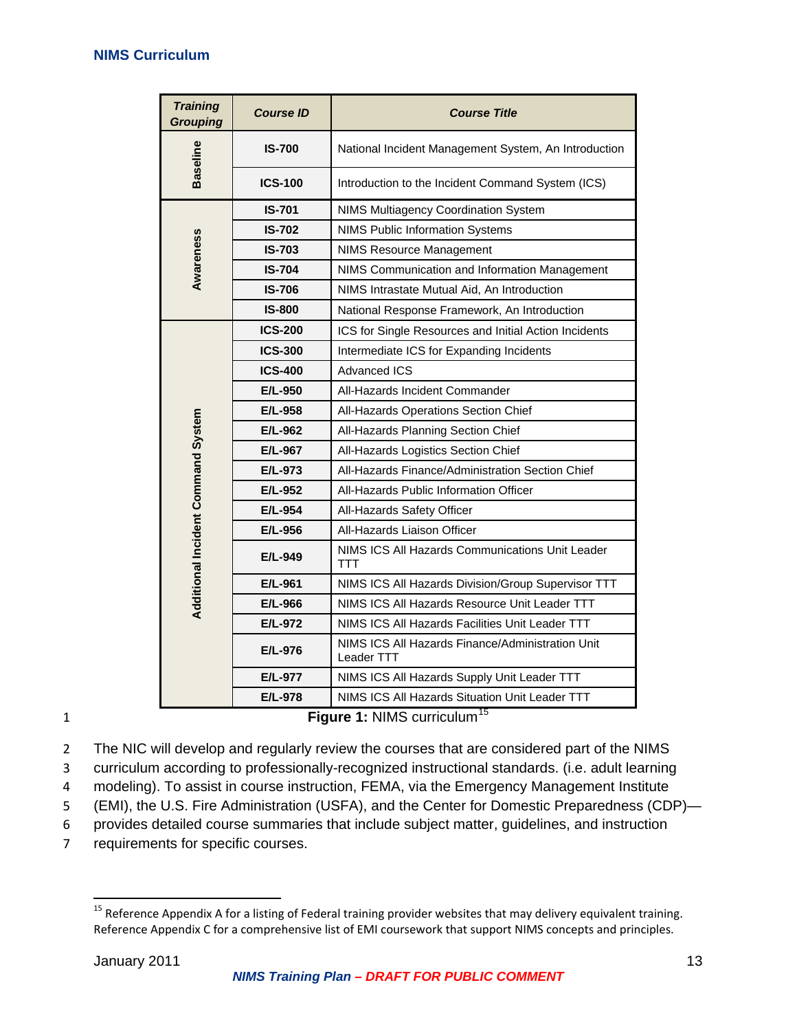## NIMS Curriculum

| Training Grouping | Course ID | Course Title |
|---|---|---|
| Baseline | IS-700 | National Incident Management System, An Introduction |
| | ICS-100 | Introduction to the Incident Command System (ICS) |
| Awareness | IS-701 | NIMS Multiagency Coordination System |
| | IS-702 | NIMS Public Information Systems |
| | IS-703 | NIMS Resource Management |
| | IS-704 | NIMS Communication and Information Management |
| | IS-706 | NIMS Intrastate Mutual Aid, An Introduction |
| | IS-800 | National Response Framework, An Introduction |
| Additional Incident Command System | ICS-200 | ICS for Single Resources and Initial Action Incidents |
| | ICS-300 | Intermediate ICS for Expanding Incidents |
| | ICS-400 | Advanced ICS |
| | E/L-950 | All-Hazards Incident Commander |
| | E/L-958 | All-Hazards Operations Section Chief |
| | E/L-962 | All-Hazards Planning Section Chief |
| | E/L-967 | All-Hazards Logistics Section Chief |
| | E/L-973 | All-Hazards Finance/Administration Section Chief |
| | E/L-952 | All-Hazards Public Information Officer |
| | E/L-954 | All-Hazards Safety Officer |
| | E/L-956 | All-Hazards Liaison Officer |
| | E/L-949 | NIMS ICS All Hazards Communications Unit Leader TTT |
| | E/L-961 | NIMS ICS All Hazards Division/Group Supervisor TTT |
| | E/L-966 | NIMS ICS All Hazards Resource Unit Leader TTT |
| | E/L-972 | NIMS ICS All Hazards Facilities Unit Leader TTT |
| | E/L-976 | NIMS ICS All Hazards Finance/Administration Unit Leader TTT |
| | E/L-977 | NIMS ICS All Hazards Supply Unit Leader TTT |
| | E/L-978 | NIMS ICS All Hazards Situation Unit Leader TTT |

**Figure 1:** NIMS curriculum[15]

The NIC will develop and regularly review the courses that are considered part of the NIMS curriculum according to professionally-recognized instructional standards. (i.e. adult learning modeling). To assist in course instruction, FEMA, via the Emergency Management Institute (EMI), the U.S. Fire Administration (USFA), and the Center for Domestic Preparedness (CDP)—provides detailed course summaries that include subject matter, guidelines, and instruction requirements for specific courses.

[15] Reference Appendix A for a listing of Federal training provider websites that may delivery equivalent training. Reference Appendix C for a comprehensive list of EMI coursework that support NIMS concepts and principles.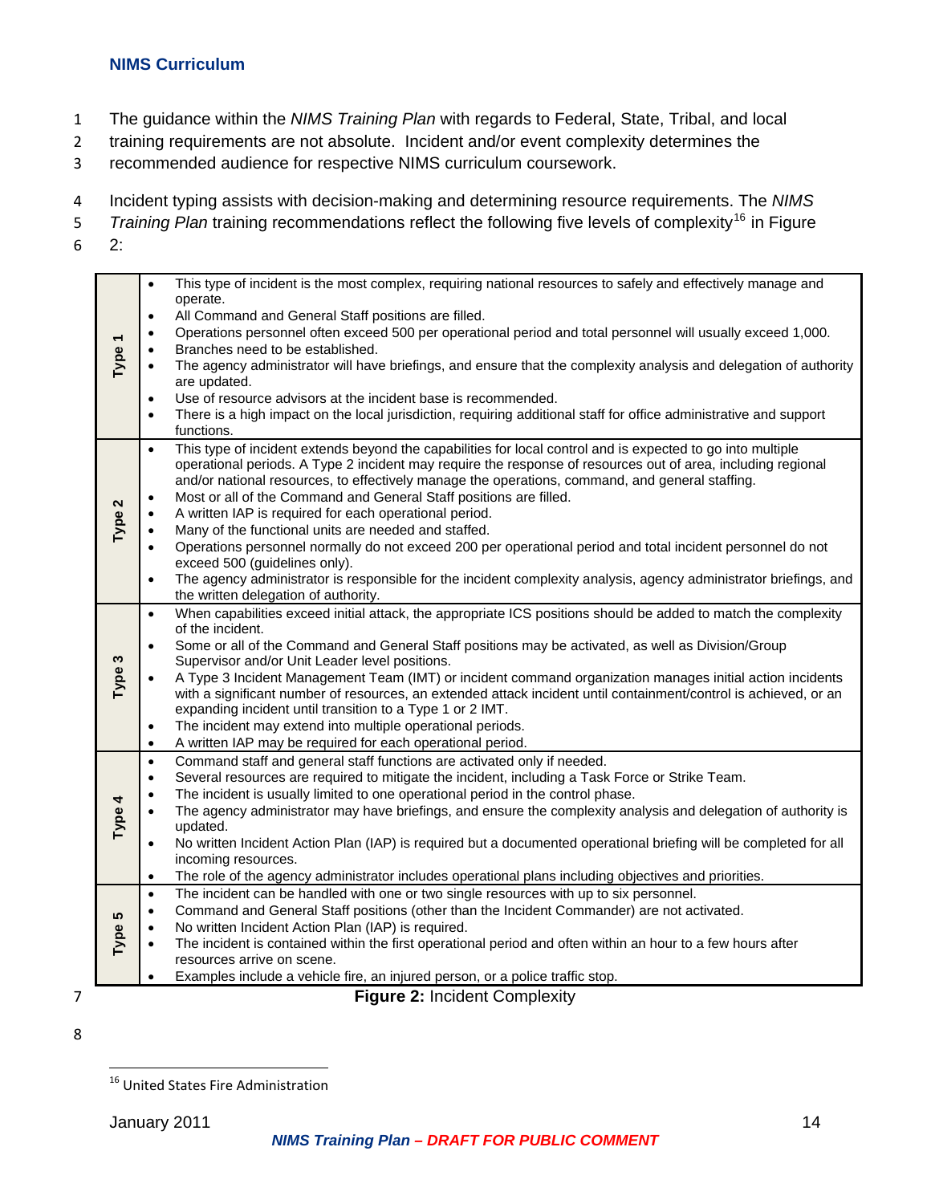The guidance within the *NIMS Training Plan* with regards to Federal, State, Tribal, and local training requirements are not absolute. Incident and/or event complexity determines the recommended audience for respective NIMS curriculum coursework.

Incident typing assists with decision-making and determining resource requirements. The *NIMS Training Plan* training recommendations reflect the following five levels of complexity[16] in Figure 2:

| | |
|---|---|
| **Type 1** | • This type of incident is the most complex, requiring national resources to safely and effectively manage and operate.<br>• All Command and General Staff positions are filled.<br>• Operations personnel often exceed 500 per operational period and total personnel will usually exceed 1,000.<br>• Branches need to be established.<br>• The agency administrator will have briefings, and ensure that the complexity analysis and delegation of authority are updated.<br>• Use of resource advisors at the incident base is recommended.<br>• There is a high impact on the local jurisdiction, requiring additional staff for office administrative and support functions. |
| **Type 2** | • This type of incident extends beyond the capabilities for local control and is expected to go into multiple operational periods. A Type 2 incident may require the response of resources out of area, including regional and/or national resources, to effectively manage the operations, command, and general staffing.<br>• Most or all of the Command and General Staff positions are filled.<br>• A written IAP is required for each operational period.<br>• Many of the functional units are needed and staffed.<br>• Operations personnel normally do not exceed 200 per operational period and total incident personnel do not exceed 500 (guidelines only).<br>• The agency administrator is responsible for the incident complexity analysis, agency administrator briefings, and the written delegation of authority. |
| **Type 3** | • When capabilities exceed initial attack, the appropriate ICS positions should be added to match the complexity of the incident.<br>• Some or all of the Command and General Staff positions may be activated, as well as Division/Group Supervisor and/or Unit Leader level positions.<br>• A Type 3 Incident Management Team (IMT) or incident command organization manages initial action incidents with a significant number of resources, an extended attack incident until containment/control is achieved, or an expanding incident until transition to a Type 1 or 2 IMT.<br>• The incident may extend into multiple operational periods.<br>• A written IAP may be required for each operational period. |
| **Type 4** | • Command staff and general staff functions are activated only if needed.<br>• Several resources are required to mitigate the incident, including a Task Force or Strike Team.<br>• The incident is usually limited to one operational period in the control phase.<br>• The agency administrator may have briefings, and ensure the complexity analysis and delegation of authority is updated.<br>• No written Incident Action Plan (IAP) is required but a documented operational briefing will be completed for all incoming resources.<br>• The role of the agency administrator includes operational plans including objectives and priorities. |
| **Type 5** | • The incident can be handled with one or two single resources with up to six personnel.<br>• Command and General Staff positions (other than the Incident Commander) are not activated.<br>• No written Incident Action Plan (IAP) is required.<br>• The incident is contained within the first operational period and often within an hour to a few hours after resources arrive on scene.<br>• Examples include a vehicle fire, an injured person, or a police traffic stop. |

**Figure 2:** Incident Complexity

[16] United States Fire Administration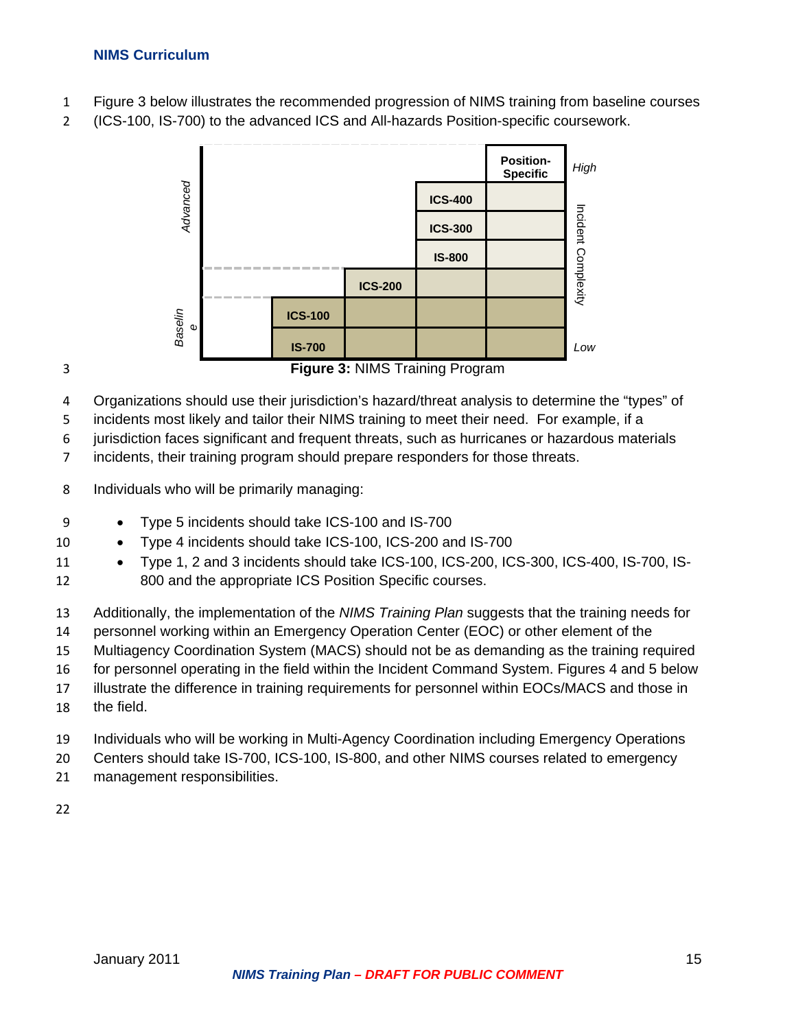## NIMS Curriculum

Figure 3 below illustrates the recommended progression of NIMS training from baseline courses (ICS-100, IS-700) to the advanced ICS and All-hazards Position-specific coursework.

**Figure 3:** NIMS Training Program

Organizations should use their jurisdiction's hazard/threat analysis to determine the "types" of incidents most likely and tailor their NIMS training to meet their need. For example, if a jurisdiction faces significant and frequent threats, such as hurricanes or hazardous materials incidents, their training program should prepare responders for those threats.

Individuals who will be primarily managing:

- Type 5 incidents should take ICS-100 and IS-700
- Type 4 incidents should take ICS-100, ICS-200 and IS-700
- Type 1, 2 and 3 incidents should take ICS-100, ICS-200, ICS-300, ICS-400, IS-700, IS-800 and the appropriate ICS Position Specific courses.

Additionally, the implementation of the *NIMS Training Plan* suggests that the training needs for personnel working within an Emergency Operation Center (EOC) or other element of the Multiagency Coordination System (MACS) should not be as demanding as the training required for personnel operating in the field within the Incident Command System. Figures 4 and 5 below illustrate the difference in training requirements for personnel within EOCs/MACS and those in the field.

Individuals who will be working in Multi-Agency Coordination including Emergency Operations Centers should take IS-700, ICS-100, IS-800, and other NIMS courses related to emergency management responsibilities.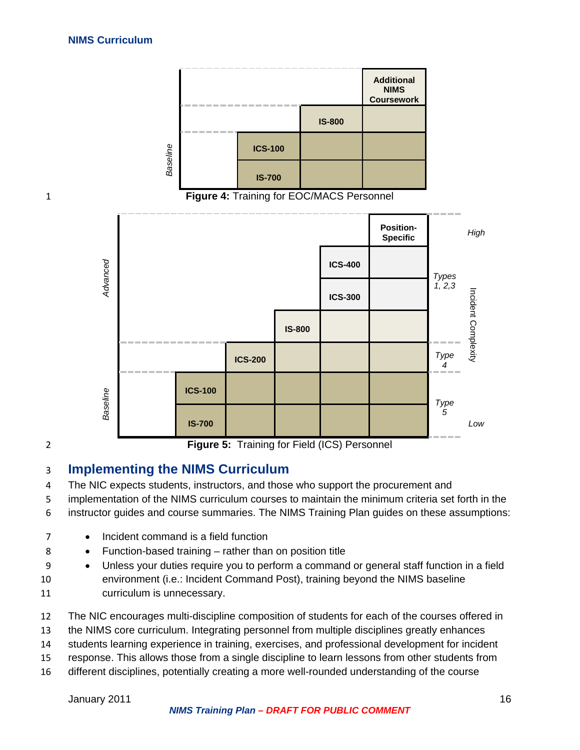## NIMS Curriculum

| | | | Additional NIMS Coursework |
|---|---|---|---|
| | | IS-800 | |
| *Baseline* | ICS-100 | | |
| | IS-700 | | |

**Figure 4:** Training for EOC/MACS Personnel

| | | | | | Position-Specific | *High* |
|---|---|---|---|---|---|---|
| *Advanced* | | | | ICS-400 | | *Types 1, 2,3* |
| | | | | ICS-300 | | |
| | | | IS-800 | | | |
| | | ICS-200 | | | | *Type 4* |
| *Baseline* | ICS-100 | | | | | *Type 5* |
| | IS-700 | | | | | *Low* |

Incident Complexity

**Figure 5:** Training for Field (ICS) Personnel

# Implementing the NIMS Curriculum

The NIC expects students, instructors, and those who support the procurement and implementation of the NIMS curriculum courses to maintain the minimum criteria set forth in the instructor guides and course summaries. The NIMS Training Plan guides on these assumptions:

- Incident command is a field function
- Function-based training – rather than on position title
- Unless your duties require you to perform a command or general staff function in a field environment (i.e.: Incident Command Post), training beyond the NIMS baseline curriculum is unnecessary.

The NIC encourages multi-discipline composition of students for each of the courses offered in the NIMS core curriculum. Integrating personnel from multiple disciplines greatly enhances students learning experience in training, exercises, and professional development for incident response. This allows those from a single discipline to learn lessons from other students from different disciplines, potentially creating a more well-rounded understanding of the course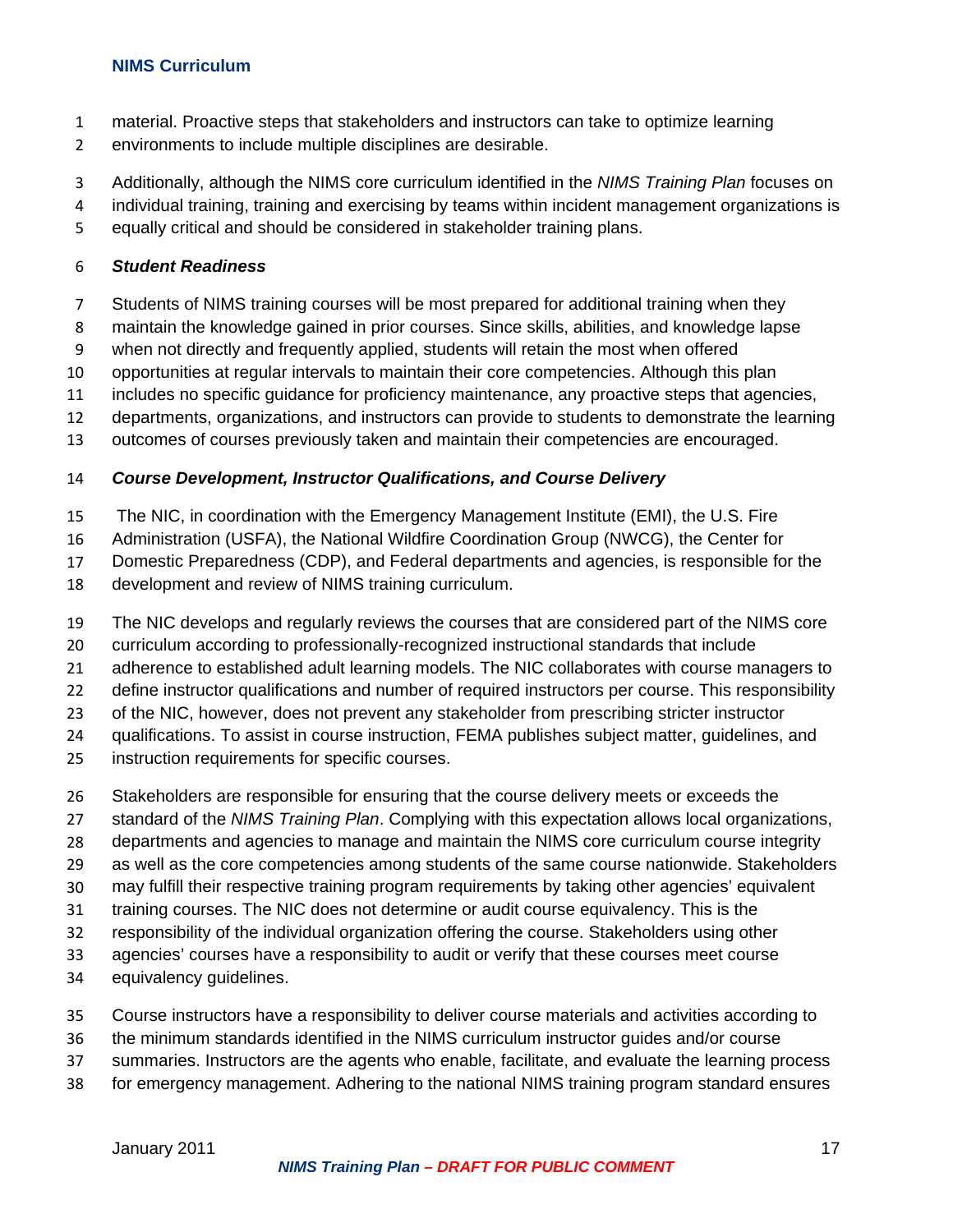material. Proactive steps that stakeholders and instructors can take to optimize learning environments to include multiple disciplines are desirable.

Additionally, although the NIMS core curriculum identified in the *NIMS Training Plan* focuses on individual training, training and exercising by teams within incident management organizations is equally critical and should be considered in stakeholder training plans.

### *Student Readiness*

Students of NIMS training courses will be most prepared for additional training when they maintain the knowledge gained in prior courses. Since skills, abilities, and knowledge lapse when not directly and frequently applied, students will retain the most when offered opportunities at regular intervals to maintain their core competencies. Although this plan includes no specific guidance for proficiency maintenance, any proactive steps that agencies, departments, organizations, and instructors can provide to students to demonstrate the learning outcomes of courses previously taken and maintain their competencies are encouraged.

### *Course Development, Instructor Qualifications, and Course Delivery*

The NIC, in coordination with the Emergency Management Institute (EMI), the U.S. Fire Administration (USFA), the National Wildfire Coordination Group (NWCG), the Center for Domestic Preparedness (CDP), and Federal departments and agencies, is responsible for the development and review of NIMS training curriculum.

The NIC develops and regularly reviews the courses that are considered part of the NIMS core curriculum according to professionally-recognized instructional standards that include adherence to established adult learning models. The NIC collaborates with course managers to define instructor qualifications and number of required instructors per course. This responsibility of the NIC, however, does not prevent any stakeholder from prescribing stricter instructor qualifications. To assist in course instruction, FEMA publishes subject matter, guidelines, and instruction requirements for specific courses.

Stakeholders are responsible for ensuring that the course delivery meets or exceeds the standard of the *NIMS Training Plan*. Complying with this expectation allows local organizations, departments and agencies to manage and maintain the NIMS core curriculum course integrity as well as the core competencies among students of the same course nationwide. Stakeholders may fulfill their respective training program requirements by taking other agencies' equivalent training courses. The NIC does not determine or audit course equivalency. This is the responsibility of the individual organization offering the course. Stakeholders using other agencies' courses have a responsibility to audit or verify that these courses meet course equivalency guidelines.

Course instructors have a responsibility to deliver course materials and activities according to the minimum standards identified in the NIMS curriculum instructor guides and/or course summaries. Instructors are the agents who enable, facilitate, and evaluate the learning process for emergency management. Adhering to the national NIMS training program standard ensures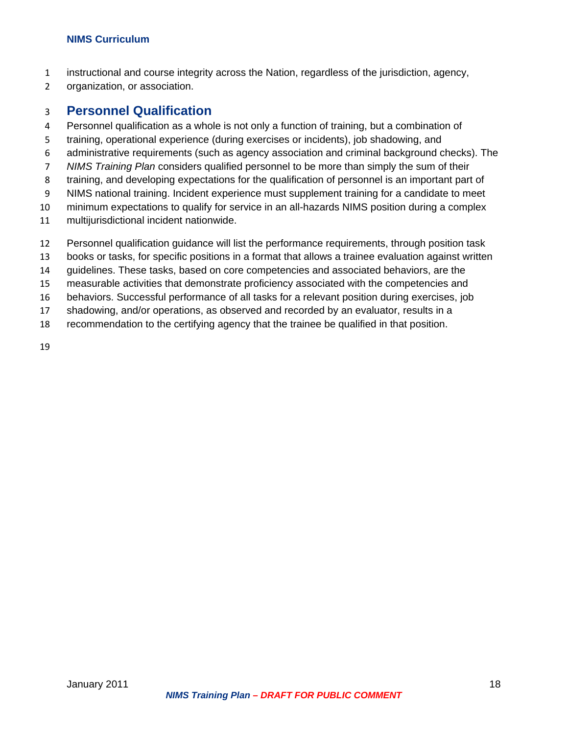instructional and course integrity across the Nation, regardless of the jurisdiction, agency, organization, or association.

## Personnel Qualification

Personnel qualification as a whole is not only a function of training, but a combination of training, operational experience (during exercises or incidents), job shadowing, and administrative requirements (such as agency association and criminal background checks). The *NIMS Training Plan* considers qualified personnel to be more than simply the sum of their training, and developing expectations for the qualification of personnel is an important part of NIMS national training. Incident experience must supplement training for a candidate to meet minimum expectations to qualify for service in an all-hazards NIMS position during a complex multijurisdictional incident nationwide.

Personnel qualification guidance will list the performance requirements, through position task books or tasks, for specific positions in a format that allows a trainee evaluation against written guidelines. These tasks, based on core competencies and associated behaviors, are the measurable activities that demonstrate proficiency associated with the competencies and behaviors. Successful performance of all tasks for a relevant position during exercises, job shadowing, and/or operations, as observed and recorded by an evaluator, results in a recommendation to the certifying agency that the trainee be qualified in that position.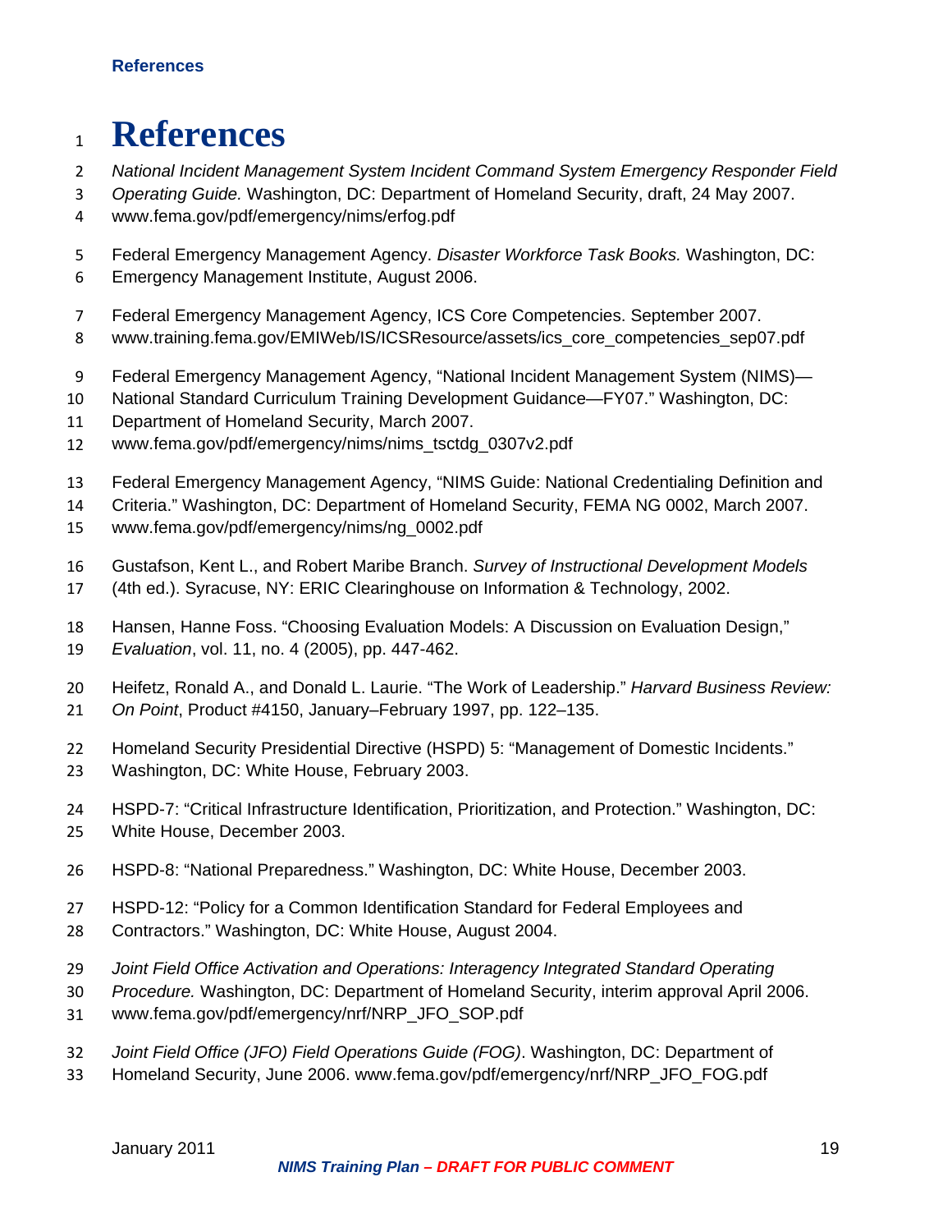# References

*National Incident Management System Incident Command System Emergency Responder Field Operating Guide.* Washington, DC: Department of Homeland Security, draft, 24 May 2007. www.fema.gov/pdf/emergency/nims/erfog.pdf

Federal Emergency Management Agency. *Disaster Workforce Task Books.* Washington, DC: Emergency Management Institute, August 2006.

Federal Emergency Management Agency, ICS Core Competencies. September 2007. www.training.fema.gov/EMIWeb/IS/ICSResource/assets/ics_core_competencies_sep07.pdf

Federal Emergency Management Agency, "National Incident Management System (NIMS)—National Standard Curriculum Training Development Guidance—FY07." Washington, DC: Department of Homeland Security, March 2007. www.fema.gov/pdf/emergency/nims/nims_tsctdg_0307v2.pdf

Federal Emergency Management Agency, "NIMS Guide: National Credentialing Definition and Criteria." Washington, DC: Department of Homeland Security, FEMA NG 0002, March 2007. www.fema.gov/pdf/emergency/nims/ng_0002.pdf

Gustafson, Kent L., and Robert Maribe Branch. *Survey of Instructional Development Models* (4th ed.). Syracuse, NY: ERIC Clearinghouse on Information & Technology, 2002.

Hansen, Hanne Foss. "Choosing Evaluation Models: A Discussion on Evaluation Design," *Evaluation*, vol. 11, no. 4 (2005), pp. 447-462.

Heifetz, Ronald A., and Donald L. Laurie. "The Work of Leadership." *Harvard Business Review: On Point*, Product #4150, January–February 1997, pp. 122–135.

Homeland Security Presidential Directive (HSPD) 5: "Management of Domestic Incidents." Washington, DC: White House, February 2003.

HSPD-7: "Critical Infrastructure Identification, Prioritization, and Protection." Washington, DC: White House, December 2003.

HSPD-8: "National Preparedness." Washington, DC: White House, December 2003.

HSPD-12: "Policy for a Common Identification Standard for Federal Employees and Contractors." Washington, DC: White House, August 2004.

*Joint Field Office Activation and Operations: Interagency Integrated Standard Operating Procedure.* Washington, DC: Department of Homeland Security, interim approval April 2006. www.fema.gov/pdf/emergency/nrf/NRP_JFO_SOP.pdf

*Joint Field Office (JFO) Field Operations Guide (FOG)*. Washington, DC: Department of Homeland Security, June 2006. www.fema.gov/pdf/emergency/nrf/NRP_JFO_FOG.pdf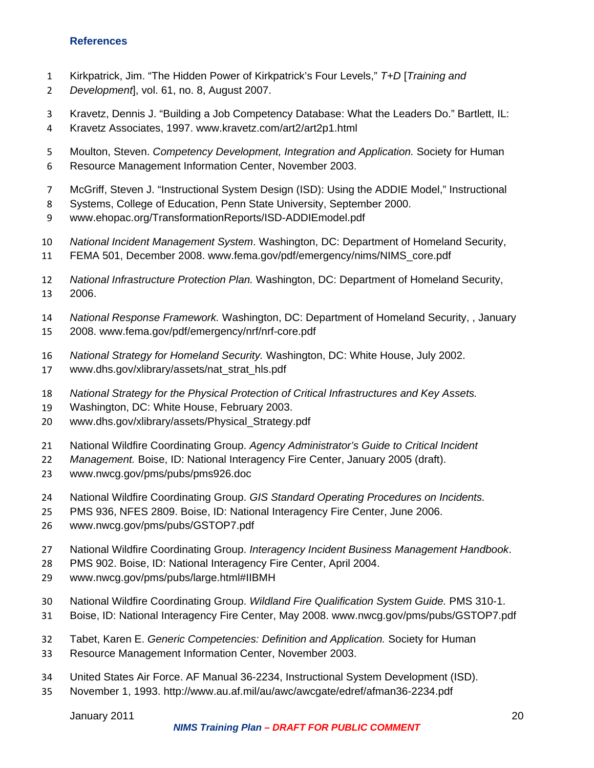### References

Kirkpatrick, Jim. "The Hidden Power of Kirkpatrick's Four Levels," *T+D* [*Training and Development*], vol. 61, no. 8, August 2007.

Kravetz, Dennis J. "Building a Job Competency Database: What the Leaders Do." Bartlett, IL: Kravetz Associates, 1997. www.kravetz.com/art2/art2p1.html

Moulton, Steven. *Competency Development, Integration and Application.* Society for Human Resource Management Information Center, November 2003.

McGriff, Steven J. "Instructional System Design (ISD): Using the ADDIE Model," Instructional Systems, College of Education, Penn State University, September 2000. www.ehopac.org/TransformationReports/ISD-ADDIEmodel.pdf

*National Incident Management System*. Washington, DC: Department of Homeland Security, FEMA 501, December 2008. www.fema.gov/pdf/emergency/nims/NIMS_core.pdf

*National Infrastructure Protection Plan.* Washington, DC: Department of Homeland Security, 2006.

*National Response Framework.* Washington, DC: Department of Homeland Security, , January 2008. www.fema.gov/pdf/emergency/nrf/nrf-core.pdf

*National Strategy for Homeland Security.* Washington, DC: White House, July 2002. www.dhs.gov/xlibrary/assets/nat_strat_hls.pdf

*National Strategy for the Physical Protection of Critical Infrastructures and Key Assets.* Washington, DC: White House, February 2003. www.dhs.gov/xlibrary/assets/Physical_Strategy.pdf

National Wildfire Coordinating Group. *Agency Administrator's Guide to Critical Incident Management.* Boise, ID: National Interagency Fire Center, January 2005 (draft). www.nwcg.gov/pms/pubs/pms926.doc

National Wildfire Coordinating Group. *GIS Standard Operating Procedures on Incidents.* PMS 936, NFES 2809. Boise, ID: National Interagency Fire Center, June 2006. www.nwcg.gov/pms/pubs/GSTOP7.pdf

National Wildfire Coordinating Group. *Interagency Incident Business Management Handbook*. PMS 902. Boise, ID: National Interagency Fire Center, April 2004. www.nwcg.gov/pms/pubs/large.html#IIBMH

National Wildfire Coordinating Group. *Wildland Fire Qualification System Guide.* PMS 310-1. Boise, ID: National Interagency Fire Center, May 2008. www.nwcg.gov/pms/pubs/GSTOP7.pdf

Tabet, Karen E. *Generic Competencies: Definition and Application.* Society for Human Resource Management Information Center, November 2003.

United States Air Force. AF Manual 36-2234, Instructional System Development (ISD). November 1, 1993. http://www.au.af.mil/au/awc/awcgate/edref/afman36-2234.pdf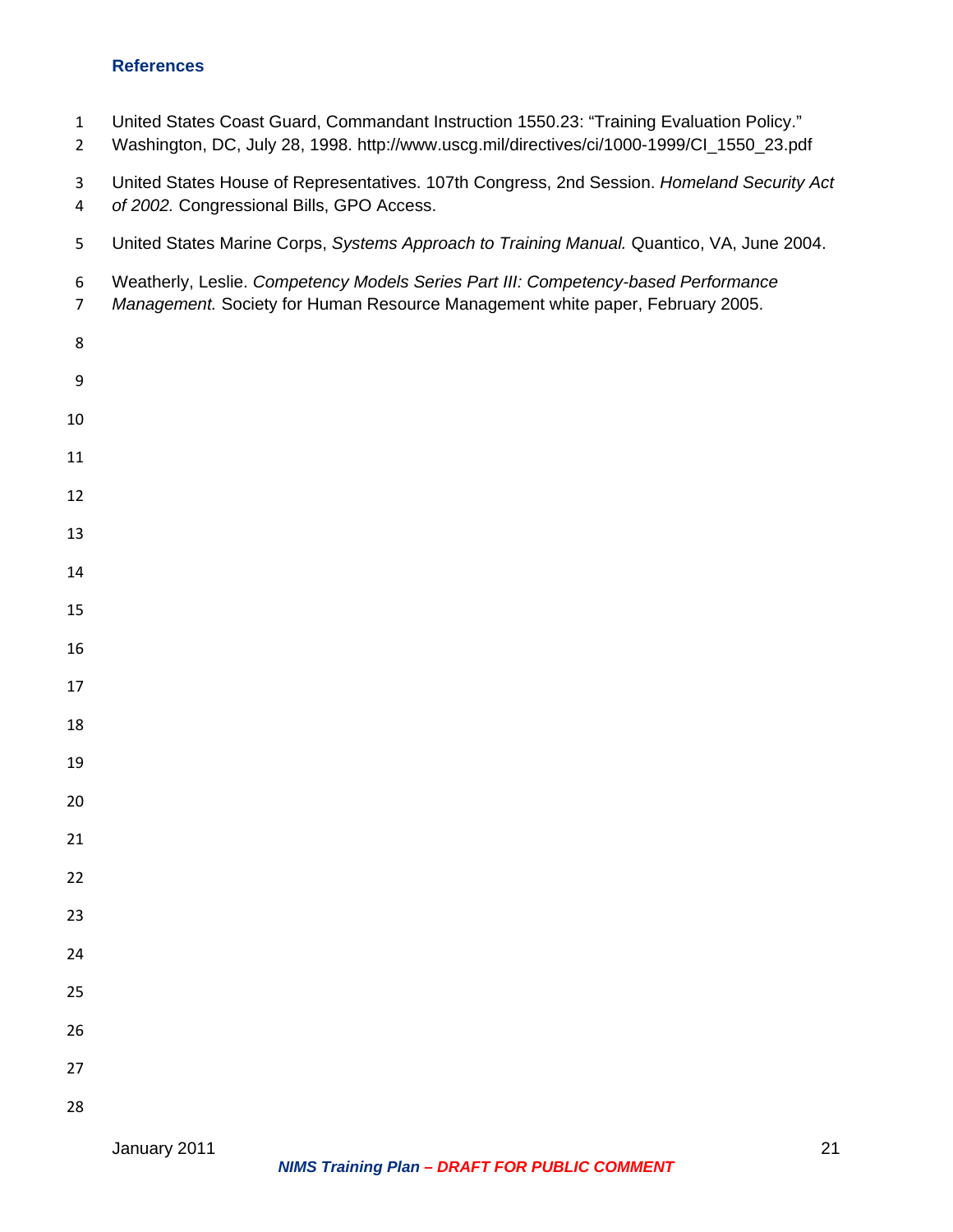### References

United States Coast Guard, Commandant Instruction 1550.23: "Training Evaluation Policy." Washington, DC, July 28, 1998. http://www.uscg.mil/directives/ci/1000-1999/CI_1550_23.pdf

United States House of Representatives. 107th Congress, 2nd Session. *Homeland Security Act of 2002.* Congressional Bills, GPO Access.

United States Marine Corps, *Systems Approach to Training Manual.* Quantico, VA, June 2004.

Weatherly, Leslie. *Competency Models Series Part III: Competency-based Performance Management.* Society for Human Resource Management white paper, February 2005.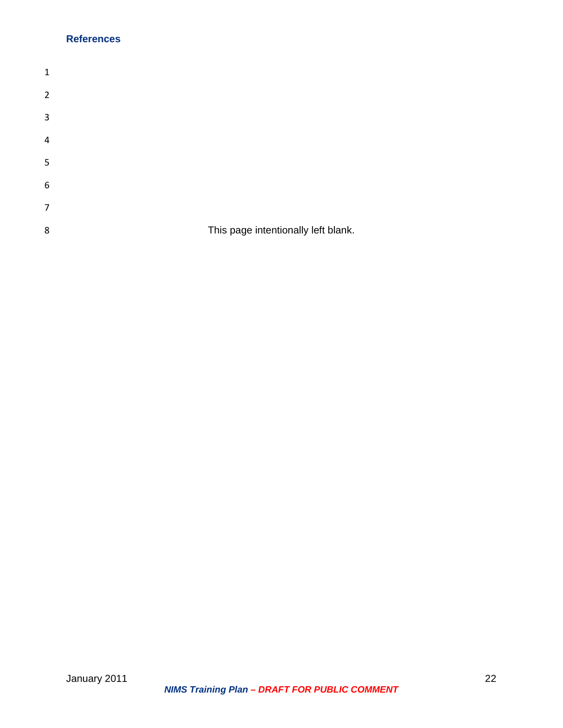## References

This page intentionally left blank.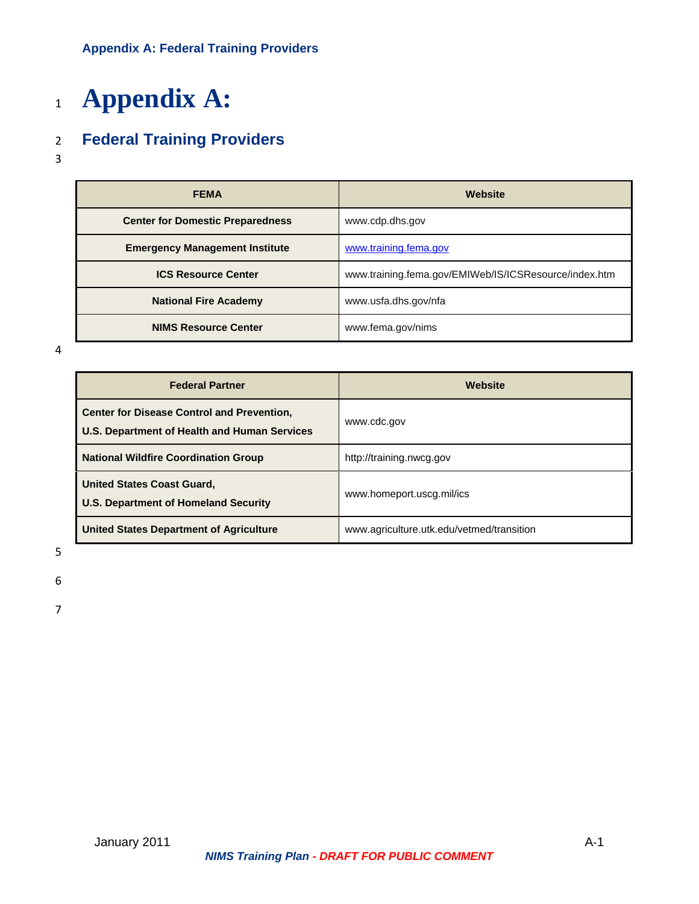# Appendix A:

## Federal Training Providers

| FEMA | Website |
|---|---|
| **Center for Domestic Preparedness** | www.cdp.dhs.gov |
| **Emergency Management Institute** | www.training.fema.gov |
| **ICS Resource Center** | www.training.fema.gov/EMIWeb/IS/ICSResource/index.htm |
| **National Fire Academy** | www.usfa.dhs.gov/nfa |
| **NIMS Resource Center** | www.fema.gov/nims |

| Federal Partner | Website |
|---|---|
| **Center for Disease Control and Prevention, U.S. Department of Health and Human Services** | www.cdc.gov |
| **National Wildfire Coordination Group** | http://training.nwcg.gov |
| **United States Coast Guard, U.S. Department of Homeland Security** | www.homeport.uscg.mil/ics |
| **United States Department of Agriculture** | www.agriculture.utk.edu/vetmed/transition |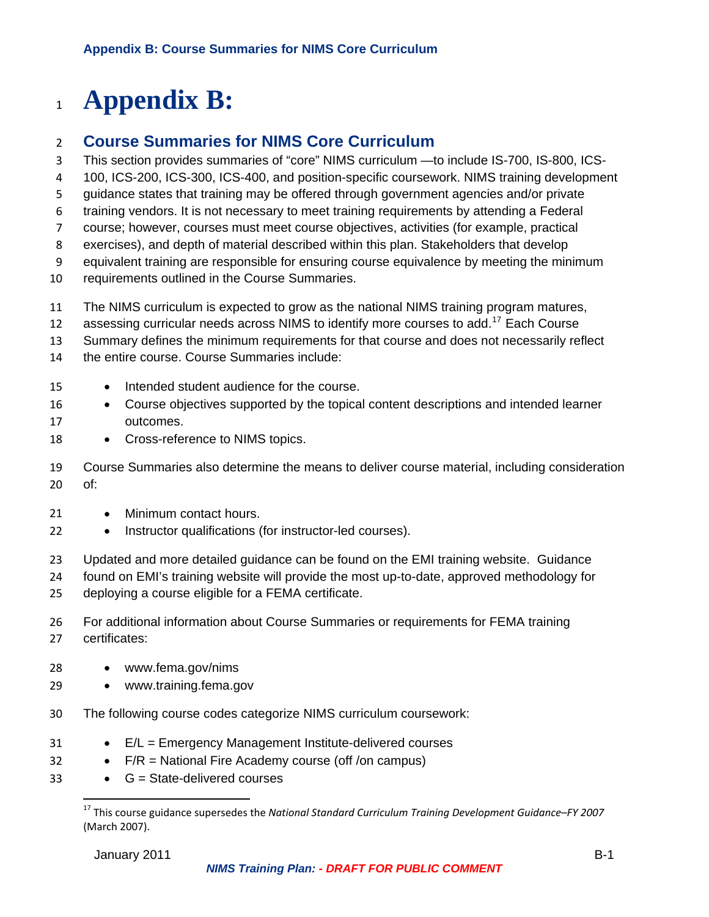# Appendix B:

## Course Summaries for NIMS Core Curriculum

This section provides summaries of "core" NIMS curriculum —to include IS-700, IS-800, ICS-100, ICS-200, ICS-300, ICS-400, and position-specific coursework. NIMS training development guidance states that training may be offered through government agencies and/or private training vendors. It is not necessary to meet training requirements by attending a Federal course; however, courses must meet course objectives, activities (for example, practical exercises), and depth of material described within this plan. Stakeholders that develop equivalent training are responsible for ensuring course equivalence by meeting the minimum requirements outlined in the Course Summaries.

The NIMS curriculum is expected to grow as the national NIMS training program matures, assessing curricular needs across NIMS to identify more courses to add.[17] Each Course Summary defines the minimum requirements for that course and does not necessarily reflect the entire course. Course Summaries include:

- Intended student audience for the course.
- Course objectives supported by the topical content descriptions and intended learner outcomes.
- Cross-reference to NIMS topics.

Course Summaries also determine the means to deliver course material, including consideration of:

- Minimum contact hours.
- Instructor qualifications (for instructor-led courses).

Updated and more detailed guidance can be found on the EMI training website. Guidance found on EMI's training website will provide the most up-to-date, approved methodology for deploying a course eligible for a FEMA certificate.

For additional information about Course Summaries or requirements for FEMA training certificates:

- www.fema.gov/nims
- www.training.fema.gov

The following course codes categorize NIMS curriculum coursework:

- E/L = Emergency Management Institute-delivered courses
- F/R = National Fire Academy course (off /on campus)
- G = State-delivered courses

[17] This course guidance supersedes the *National Standard Curriculum Training Development Guidance–FY 2007* (March 2007).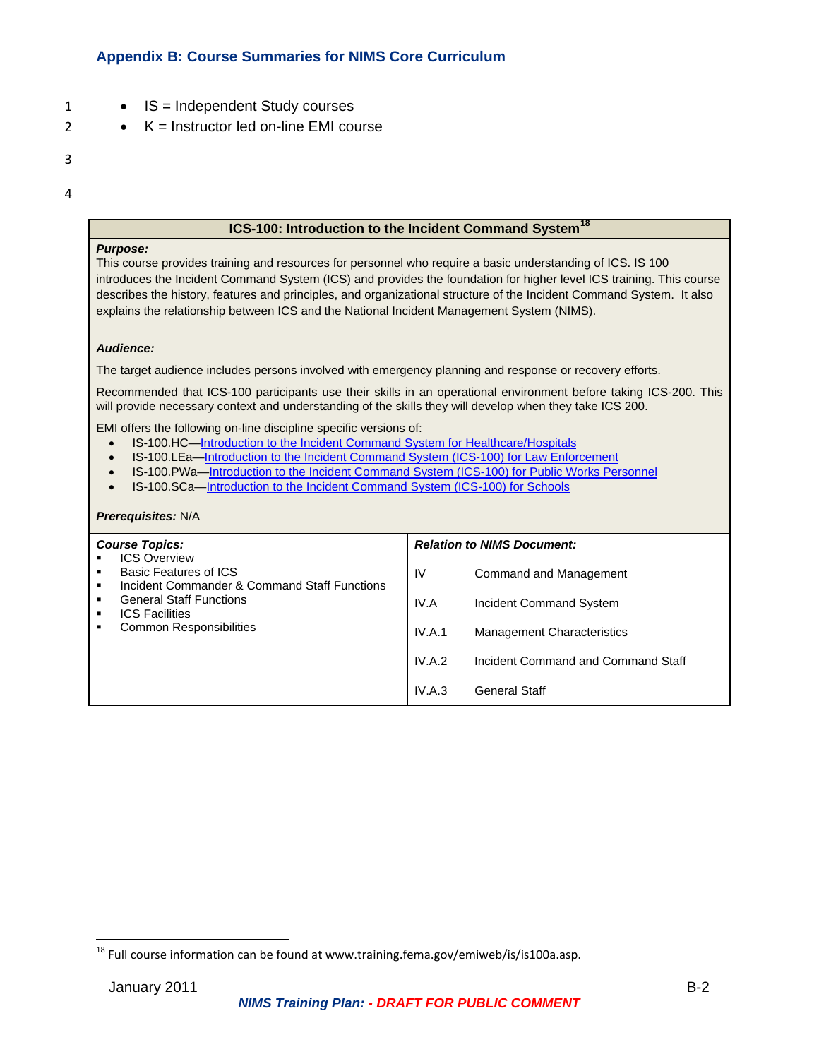## Appendix B: Course Summaries for NIMS Core Curriculum

- IS = Independent Study courses
- K = Instructor led on-line EMI course

### ICS-100: Introduction to the Incident Command System[18]

***Purpose:***

This course provides training and resources for personnel who require a basic understanding of ICS. IS 100 introduces the Incident Command System (ICS) and provides the foundation for higher level ICS training. This course describes the history, features and principles, and organizational structure of the Incident Command System. It also explains the relationship between ICS and the National Incident Management System (NIMS).

***Audience:***

The target audience includes persons involved with emergency planning and response or recovery efforts.

Recommended that ICS-100 participants use their skills in an operational environment before taking ICS-200. This will provide necessary context and understanding of the skills they will develop when they take ICS 200.

EMI offers the following on-line discipline specific versions of:

- IS-100.HC—Introduction to the Incident Command System for Healthcare/Hospitals
- IS-100.LEa—Introduction to the Incident Command System (ICS-100) for Law Enforcement
- IS-100.PWa—Introduction to the Incident Command System (ICS-100) for Public Works Personnel
- IS-100.SCa—Introduction to the Incident Command System (ICS-100) for Schools

***Prerequisites:*** N/A

| ***Course Topics:*** | ***Relation to NIMS Document:*** | |
|---|---|---|
| ▪ ICS Overview | IV | Command and Management |
| ▪ Basic Features of ICS | IV.A | Incident Command System |
| ▪ Incident Commander & Command Staff Functions | IV.A.1 | Management Characteristics |
| ▪ General Staff Functions | IV.A.2 | Incident Command and Command Staff |
| ▪ ICS Facilities | IV.A.3 | General Staff |
| ▪ Common Responsibilities | | |

[18] Full course information can be found at www.training.fema.gov/emiweb/is/is100a.asp.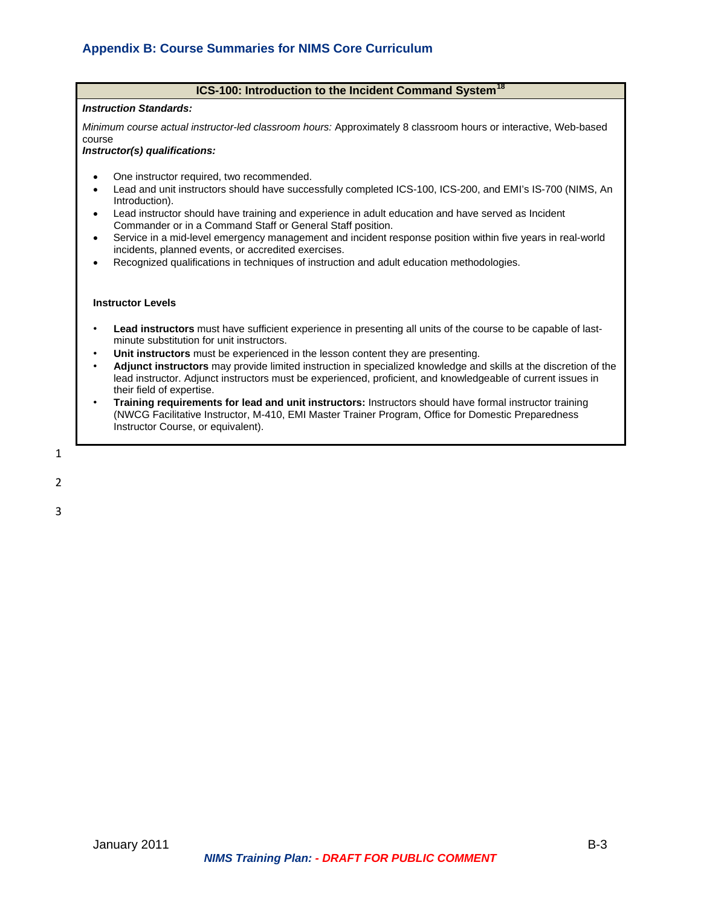# Appendix B: Course Summaries for NIMS Core Curriculum

## ICS-100: Introduction to the Incident Command System[18]

***Instruction Standards:***

*Minimum course actual instructor-led classroom hours:* Approximately 8 classroom hours or interactive, Web-based course

***Instructor(s) qualifications:***

- One instructor required, two recommended.
- Lead and unit instructors should have successfully completed ICS-100, ICS-200, and EMI's IS-700 (NIMS, An Introduction).
- Lead instructor should have training and experience in adult education and have served as Incident Commander or in a Command Staff or General Staff position.
- Service in a mid-level emergency management and incident response position within five years in real-world incidents, planned events, or accredited exercises.
- Recognized qualifications in techniques of instruction and adult education methodologies.

**Instructor Levels**

- **Lead instructors** must have sufficient experience in presenting all units of the course to be capable of last-minute substitution for unit instructors.
- **Unit instructors** must be experienced in the lesson content they are presenting.
- **Adjunct instructors** may provide limited instruction in specialized knowledge and skills at the discretion of the lead instructor. Adjunct instructors must be experienced, proficient, and knowledgeable of current issues in their field of expertise.
- **Training requirements for lead and unit instructors:** Instructors should have formal instructor training (NWCG Facilitative Instructor, M-410, EMI Master Trainer Program, Office for Domestic Preparedness Instructor Course, or equivalent).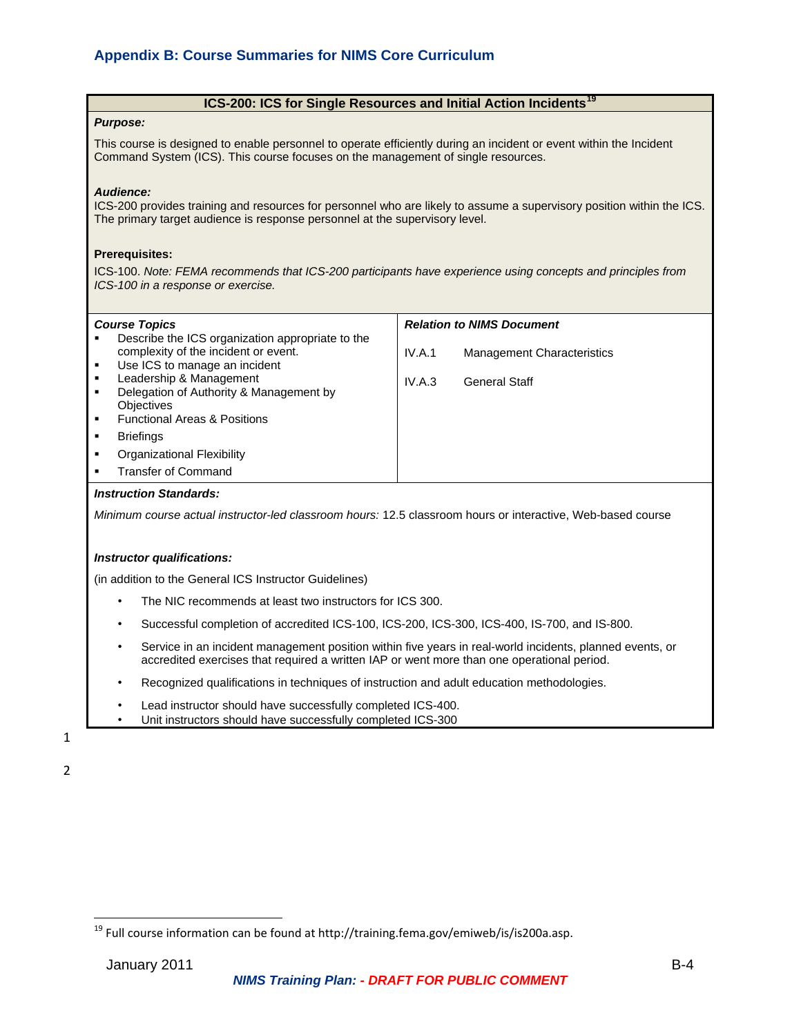## Appendix B: Course Summaries for NIMS Core Curriculum

### ICS-200: ICS for Single Resources and Initial Action Incidents[19]

***Purpose:***

This course is designed to enable personnel to operate efficiently during an incident or event within the Incident Command System (ICS). This course focuses on the management of single resources.

***Audience:***

ICS-200 provides training and resources for personnel who are likely to assume a supervisory position within the ICS. The primary target audience is response personnel at the supervisory level.

**Prerequisites:**

ICS-100. *Note: FEMA recommends that ICS-200 participants have experience using concepts and principles from ICS-100 in a response or exercise.*

| *Course Topics* | *Relation to NIMS Document* |
|---|---|
| ▪ Describe the ICS organization appropriate to the complexity of the incident or event.<br>▪ Use ICS to manage an incident<br>▪ Leadership & Management<br>▪ Delegation of Authority & Management by Objectives<br>▪ Functional Areas & Positions<br>▪ Briefings<br>▪ Organizational Flexibility<br>▪ Transfer of Command | IV.A.1 Management Characteristics<br>IV.A.3 General Staff |

***Instruction Standards:***

*Minimum course actual instructor-led classroom hours:* 12.5 classroom hours or interactive, Web-based course

***Instructor qualifications:***

(in addition to the General ICS Instructor Guidelines)

- The NIC recommends at least two instructors for ICS 300.
- Successful completion of accredited ICS-100, ICS-200, ICS-300, ICS-400, IS-700, and IS-800.
- Service in an incident management position within five years in real-world incidents, planned events, or accredited exercises that required a written IAP or went more than one operational period.
- Recognized qualifications in techniques of instruction and adult education methodologies.
- Lead instructor should have successfully completed ICS-400.
- Unit instructors should have successfully completed ICS-300

[19] Full course information can be found at http://training.fema.gov/emiweb/is/is200a.asp.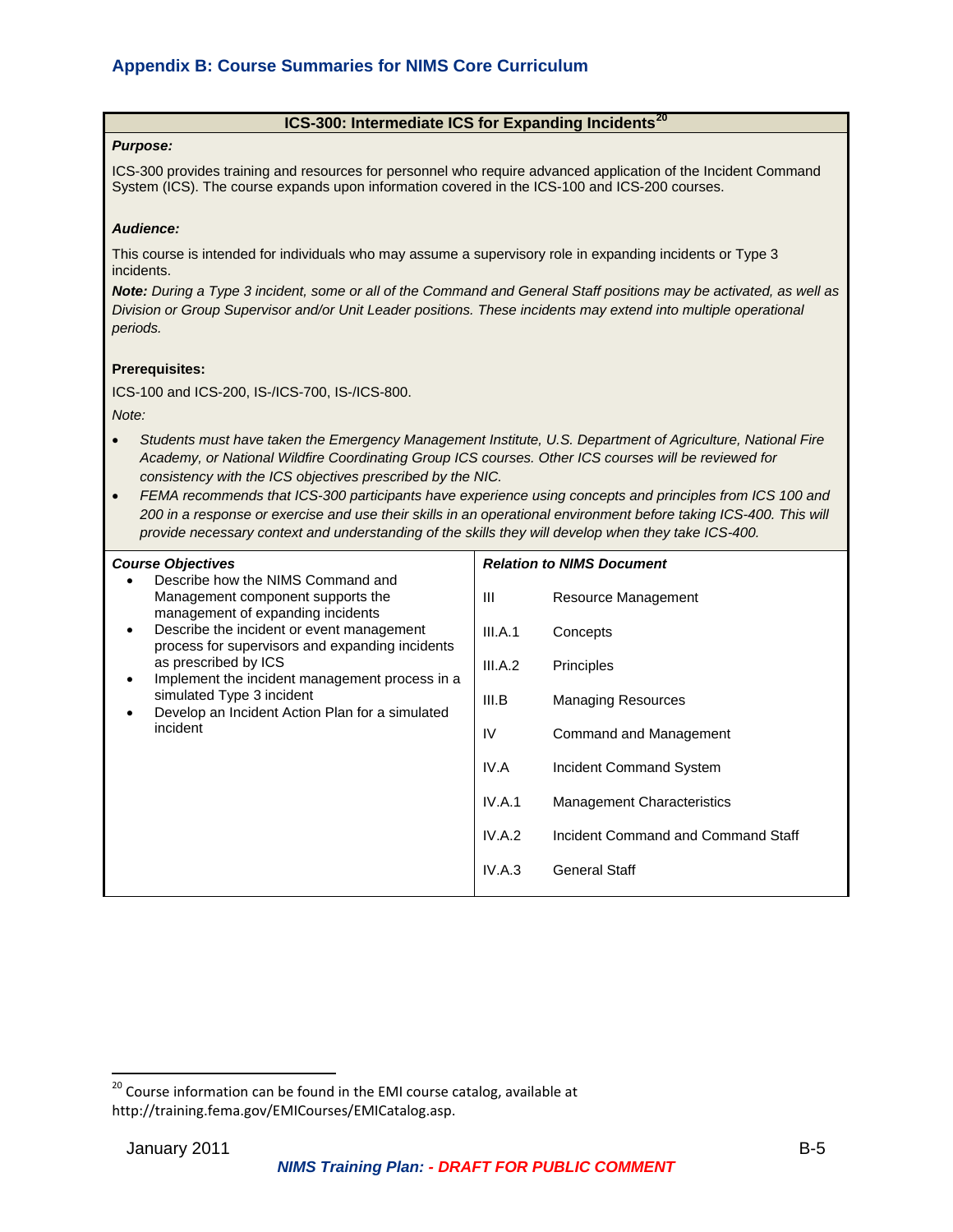## Appendix B: Course Summaries for NIMS Core Curriculum

### ICS-300: Intermediate ICS for Expanding Incidents[20]

***Purpose:***

ICS-300 provides training and resources for personnel who require advanced application of the Incident Command System (ICS). The course expands upon information covered in the ICS-100 and ICS-200 courses.

***Audience:***

This course is intended for individuals who may assume a supervisory role in expanding incidents or Type 3 incidents.

***Note:*** *During a Type 3 incident, some or all of the Command and General Staff positions may be activated, as well as Division or Group Supervisor and/or Unit Leader positions. These incidents may extend into multiple operational periods.*

**Prerequisites:**

ICS-100 and ICS-200, IS-/ICS-700, IS-/ICS-800.

*Note:*

- *Students must have taken the Emergency Management Institute, U.S. Department of Agriculture, National Fire Academy, or National Wildfire Coordinating Group ICS courses. Other ICS courses will be reviewed for consistency with the ICS objectives prescribed by the NIC.*
- *FEMA recommends that ICS-300 participants have experience using concepts and principles from ICS 100 and 200 in a response or exercise and use their skills in an operational environment before taking ICS-400. This will provide necessary context and understanding of the skills they will develop when they take ICS-400.*

***Course Objectives***

- Describe how the NIMS Command and Management component supports the management of expanding incidents
- Describe the incident or event management process for supervisors and expanding incidents as prescribed by ICS
- Implement the incident management process in a simulated Type 3 incident
- Develop an Incident Action Plan for a simulated incident

***Relation to NIMS Document***

| | |
|---|---|
| III | Resource Management |
| III.A.1 | Concepts |
| III.A.2 | Principles |
| III.B | Managing Resources |
| IV | Command and Management |
| IV.A | Incident Command System |
| IV.A.1 | Management Characteristics |
| IV.A.2 | Incident Command and Command Staff |
| IV.A.3 | General Staff |

---

[20] Course information can be found in the EMI course catalog, available at http://training.fema.gov/EMICourses/EMICatalog.asp.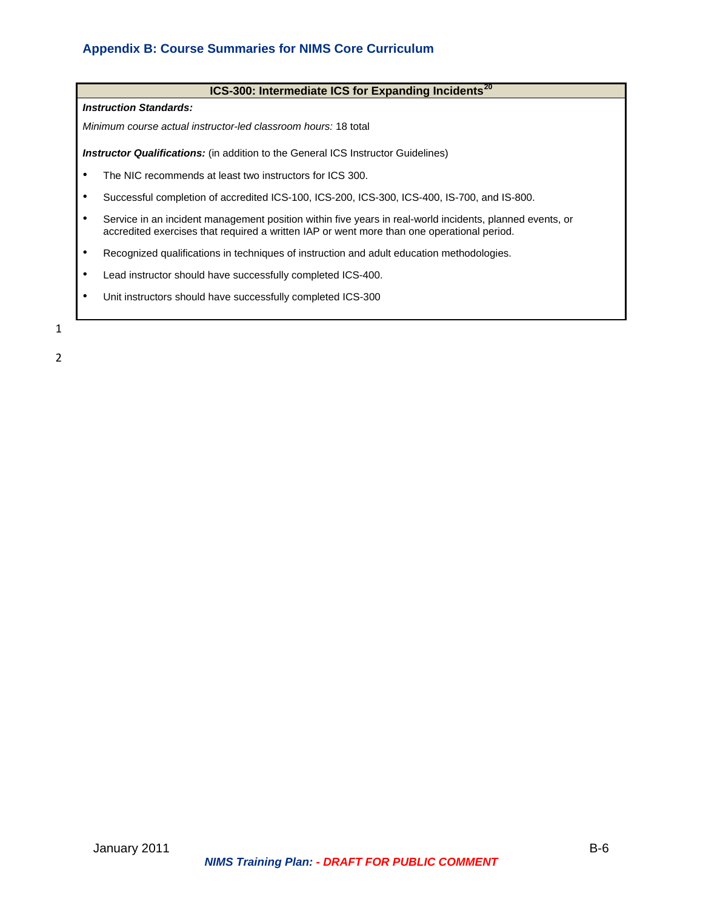## Appendix B: Course Summaries for NIMS Core Curriculum

### ICS-300: Intermediate ICS for Expanding Incidents[20]

***Instruction Standards:***

*Minimum course actual instructor-led classroom hours:* 18 total

***Instructor Qualifications:*** (in addition to the General ICS Instructor Guidelines)

- The NIC recommends at least two instructors for ICS 300.
- Successful completion of accredited ICS-100, ICS-200, ICS-300, ICS-400, IS-700, and IS-800.
- Service in an incident management position within five years in real-world incidents, planned events, or accredited exercises that required a written IAP or went more than one operational period.
- Recognized qualifications in techniques of instruction and adult education methodologies.
- Lead instructor should have successfully completed ICS-400.
- Unit instructors should have successfully completed ICS-300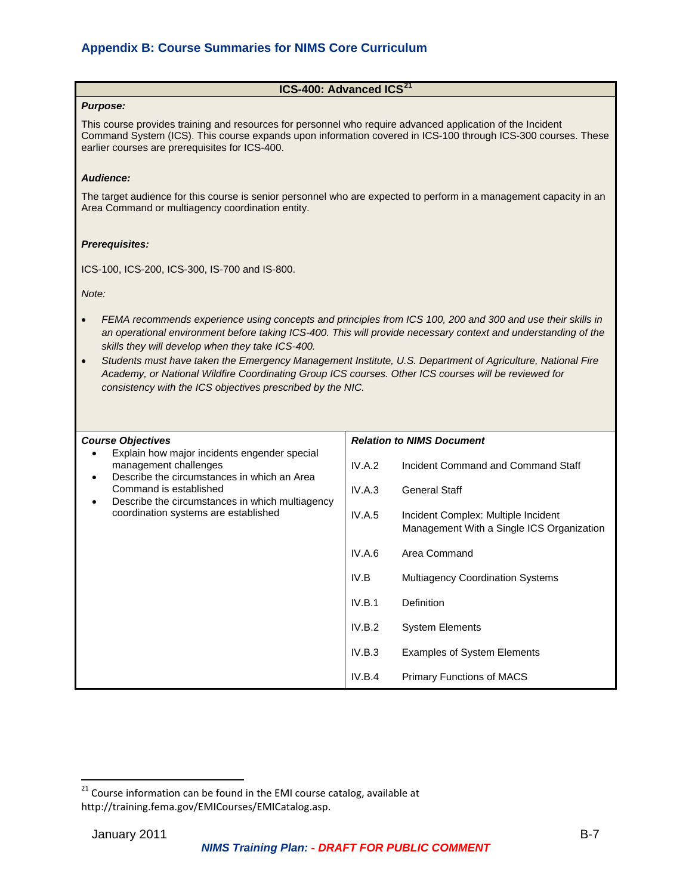## Appendix B: Course Summaries for NIMS Core Curriculum

### ICS-400: Advanced ICS[21]

***Purpose:***

This course provides training and resources for personnel who require advanced application of the Incident Command System (ICS). This course expands upon information covered in ICS-100 through ICS-300 courses. These earlier courses are prerequisites for ICS-400.

***Audience:***

The target audience for this course is senior personnel who are expected to perform in a management capacity in an Area Command or multiagency coordination entity.

***Prerequisites:***

ICS-100, ICS-200, ICS-300, IS-700 and IS-800.

*Note:*

- *FEMA recommends experience using concepts and principles from ICS 100, 200 and 300 and use their skills in an operational environment before taking ICS-400. This will provide necessary context and understanding of the skills they will develop when they take ICS-400.*
- *Students must have taken the Emergency Management Institute, U.S. Department of Agriculture, National Fire Academy, or National Wildfire Coordinating Group ICS courses. Other ICS courses will be reviewed for consistency with the ICS objectives prescribed by the NIC.*

| ***Course Objectives*** | ***Relation to NIMS Document*** | |
|---|---|---|
| • Explain how major incidents engender special management challenges<br>• Describe the circumstances in which an Area Command is established<br>• Describe the circumstances in which multiagency coordination systems are established | IV.A.2 | Incident Command and Command Staff |
| | IV.A.3 | General Staff |
| | IV.A.5 | Incident Complex: Multiple Incident Management With a Single ICS Organization |
| | IV.A.6 | Area Command |
| | IV.B | Multiagency Coordination Systems |
| | IV.B.1 | Definition |
| | IV.B.2 | System Elements |
| | IV.B.3 | Examples of System Elements |
| | IV.B.4 | Primary Functions of MACS |

[21] Course information can be found in the EMI course catalog, available at http://training.fema.gov/EMICourses/EMICatalog.asp.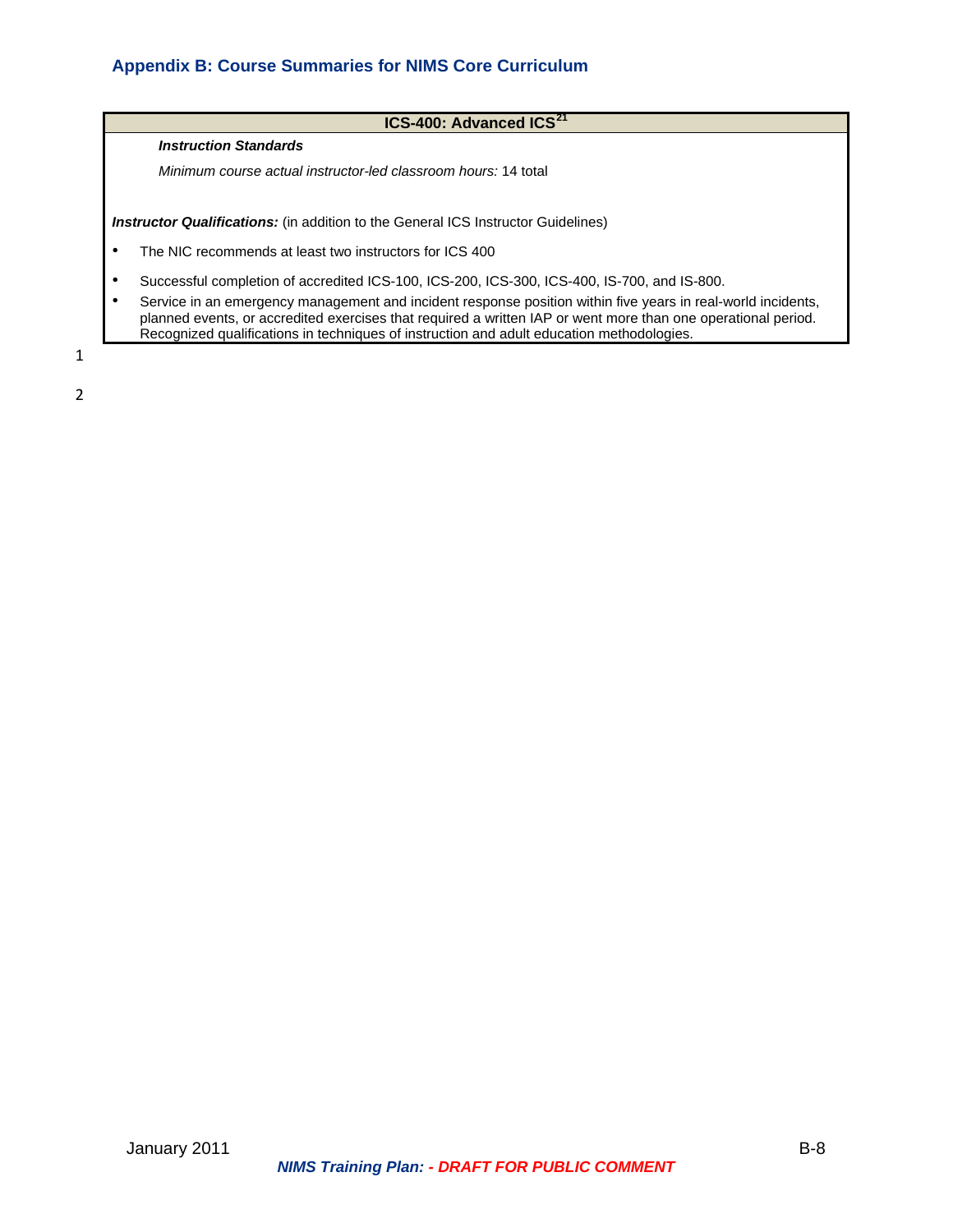## Appendix B: Course Summaries for NIMS Core Curriculum

### ICS-400: Advanced ICS[21]

***Instruction Standards***

*Minimum course actual instructor-led classroom hours:* 14 total

***Instructor Qualifications:*** (in addition to the General ICS Instructor Guidelines)

- The NIC recommends at least two instructors for ICS 400
- Successful completion of accredited ICS-100, ICS-200, ICS-300, ICS-400, IS-700, and IS-800.
- Service in an emergency management and incident response position within five years in real-world incidents, planned events, or accredited exercises that required a written IAP or went more than one operational period. Recognized qualifications in techniques of instruction and adult education methodologies.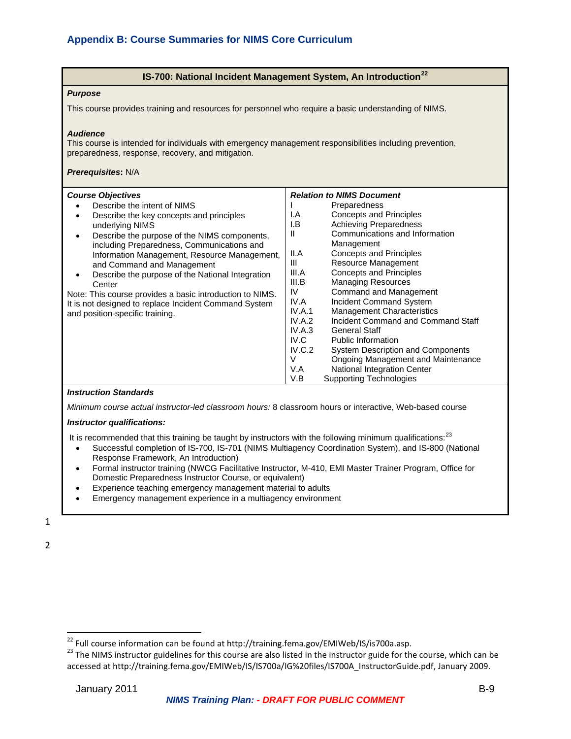## Appendix B: Course Summaries for NIMS Core Curriculum

### IS-700: National Incident Management System, An Introduction[22]

***Purpose***

This course provides training and resources for personnel who require a basic understanding of NIMS.

***Audience***

This course is intended for individuals with emergency management responsibilities including prevention, preparedness, response, recovery, and mitigation.

***Prerequisites*:** N/A

| ***Course Objectives*** | ***Relation to NIMS Document*** |
|---|---|
| • Describe the intent of NIMS<br>• Describe the key concepts and principles underlying NIMS<br>• Describe the purpose of the NIMS components, including Preparedness, Communications and Information Management, Resource Management, and Command and Management<br>• Describe the purpose of the National Integration Center<br><br>Note: This course provides a basic introduction to NIMS. It is not designed to replace Incident Command System and position-specific training. | I Preparedness<br>I.A Concepts and Principles<br>I.B Achieving Preparedness<br>II Communications and Information Management<br>II.A Concepts and Principles<br>III Resource Management<br>III.A Concepts and Principles<br>III.B Managing Resources<br>IV Command and Management<br>IV.A Incident Command System<br>IV.A.1 Management Characteristics<br>IV.A.2 Incident Command and Command Staff<br>IV.A.3 General Staff<br>IV.C Public Information<br>IV.C.2 System Description and Components<br>V Ongoing Management and Maintenance<br>V.A National Integration Center<br>V.B Supporting Technologies |

***Instruction Standards***

*Minimum course actual instructor-led classroom hours:* 8 classroom hours or interactive, Web-based course

***Instructor qualifications:***

It is recommended that this training be taught by instructors with the following minimum qualifications:[23]

- Successful completion of IS-700, IS-701 (NIMS Multiagency Coordination System), and IS-800 (National Response Framework, An Introduction)
- Formal instructor training (NWCG Facilitative Instructor, M-410, EMI Master Trainer Program, Office for Domestic Preparedness Instructor Course, or equivalent)
- Experience teaching emergency management material to adults
- Emergency management experience in a multiagency environment

[22] Full course information can be found at http://training.fema.gov/EMIWeb/IS/is700a.asp.

[23] The NIMS instructor guidelines for this course are also listed in the instructor guide for the course, which can be accessed at http://training.fema.gov/EMIWeb/IS/IS700a/IG%20files/IS700A_InstructorGuide.pdf, January 2009.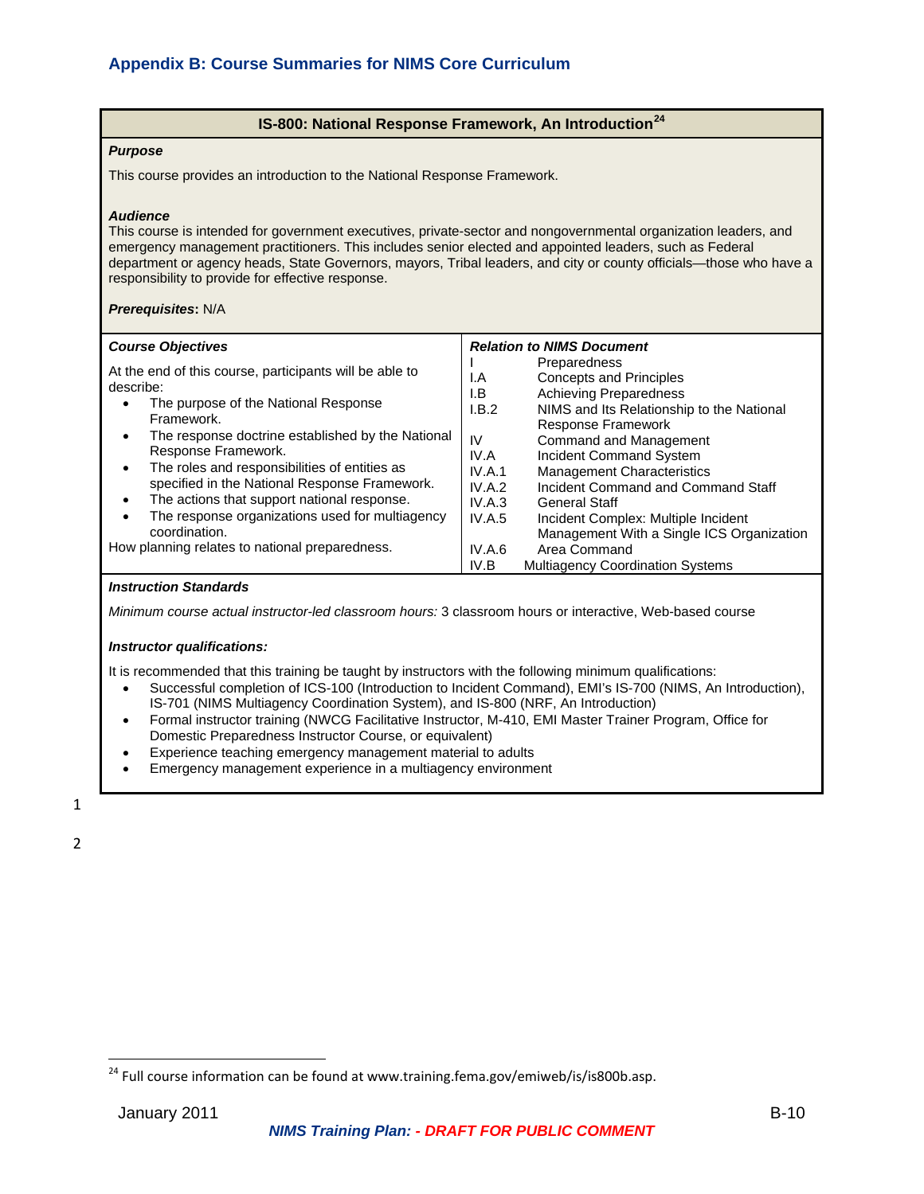## Appendix B: Course Summaries for NIMS Core Curriculum

### IS-800: National Response Framework, An Introduction[24]

***Purpose***

This course provides an introduction to the National Response Framework.

***Audience***

This course is intended for government executives, private-sector and nongovernmental organization leaders, and emergency management practitioners. This includes senior elected and appointed leaders, such as Federal department or agency heads, State Governors, mayors, Tribal leaders, and city or county officials—those who have a responsibility to provide for effective response.

***Prerequisites*:** N/A

| ***Course Objectives*** | ***Relation to NIMS Document*** |
|---|---|
| At the end of this course, participants will be able to describe:<br>• The purpose of the National Response Framework.<br>• The response doctrine established by the National Response Framework.<br>• The roles and responsibilities of entities as specified in the National Response Framework.<br>• The actions that support national response.<br>• The response organizations used for multiagency coordination.<br>How planning relates to national preparedness. | I Preparedness<br>I.A Concepts and Principles<br>I.B Achieving Preparedness<br>I.B.2 NIMS and Its Relationship to the National Response Framework<br>IV Command and Management<br>IV.A Incident Command System<br>IV.A.1 Management Characteristics<br>IV.A.2 Incident Command and Command Staff<br>IV.A.3 General Staff<br>IV.A.5 Incident Complex: Multiple Incident Management With a Single ICS Organization<br>IV.A.6 Area Command<br>IV.B Multiagency Coordination Systems |

***Instruction Standards***

*Minimum course actual instructor-led classroom hours:* 3 classroom hours or interactive, Web-based course

***Instructor qualifications:***

It is recommended that this training be taught by instructors with the following minimum qualifications:

- Successful completion of ICS-100 (Introduction to Incident Command), EMI's IS-700 (NIMS, An Introduction), IS-701 (NIMS Multiagency Coordination System), and IS-800 (NRF, An Introduction)
- Formal instructor training (NWCG Facilitative Instructor, M-410, EMI Master Trainer Program, Office for Domestic Preparedness Instructor Course, or equivalent)
- Experience teaching emergency management material to adults
- Emergency management experience in a multiagency environment

[24] Full course information can be found at www.training.fema.gov/emiweb/is/is800b.asp.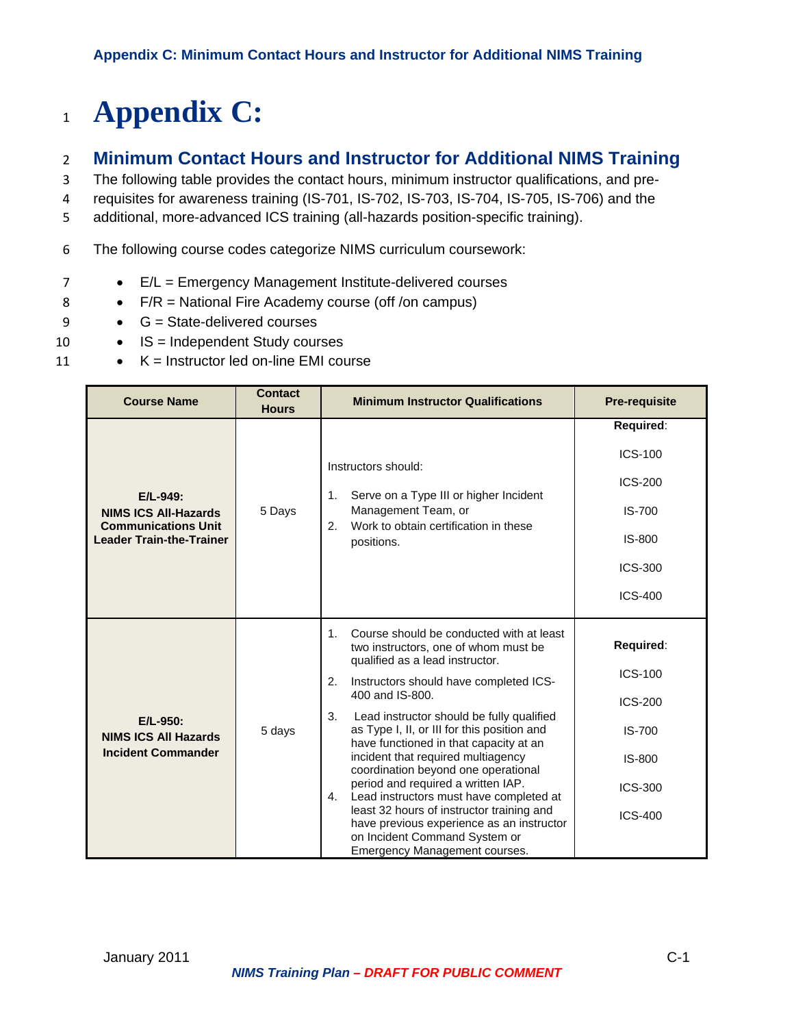# Appendix C:

## Minimum Contact Hours and Instructor for Additional NIMS Training

The following table provides the contact hours, minimum instructor qualifications, and pre-requisites for awareness training (IS-701, IS-702, IS-703, IS-704, IS-705, IS-706) and the additional, more-advanced ICS training (all-hazards position-specific training).

The following course codes categorize NIMS curriculum coursework:

- E/L = Emergency Management Institute-delivered courses
- F/R = National Fire Academy course (off /on campus)
- G = State-delivered courses
- IS = Independent Study courses
- K = Instructor led on-line EMI course

| Course Name | Contact Hours | Minimum Instructor Qualifications | Pre-requisite |
|---|---|---|---|
| **E/L-949: NIMS ICS All-Hazards Communications Unit Leader Train-the-Trainer** | 5 Days | Instructors should:<br>1. Serve on a Type III or higher Incident Management Team, or<br>2. Work to obtain certification in these positions. | **Required**:<br>ICS-100<br>ICS-200<br>IS-700<br>IS-800<br>ICS-300<br>ICS-400 |
| **E/L-950: NIMS ICS All Hazards Incident Commander** | 5 days | 1. Course should be conducted with at least two instructors, one of whom must be qualified as a lead instructor.<br>2. Instructors should have completed ICS-400 and IS-800.<br>3. Lead instructor should be fully qualified as Type I, II, or III for this position and have functioned in that capacity at an incident that required multiagency coordination beyond one operational period and required a written IAP.<br>4. Lead instructors must have completed at least 32 hours of instructor training and have previous experience as an instructor on Incident Command System or Emergency Management courses. | **Required**:<br>ICS-100<br>ICS-200<br>IS-700<br>IS-800<br>ICS-300<br>ICS-400 |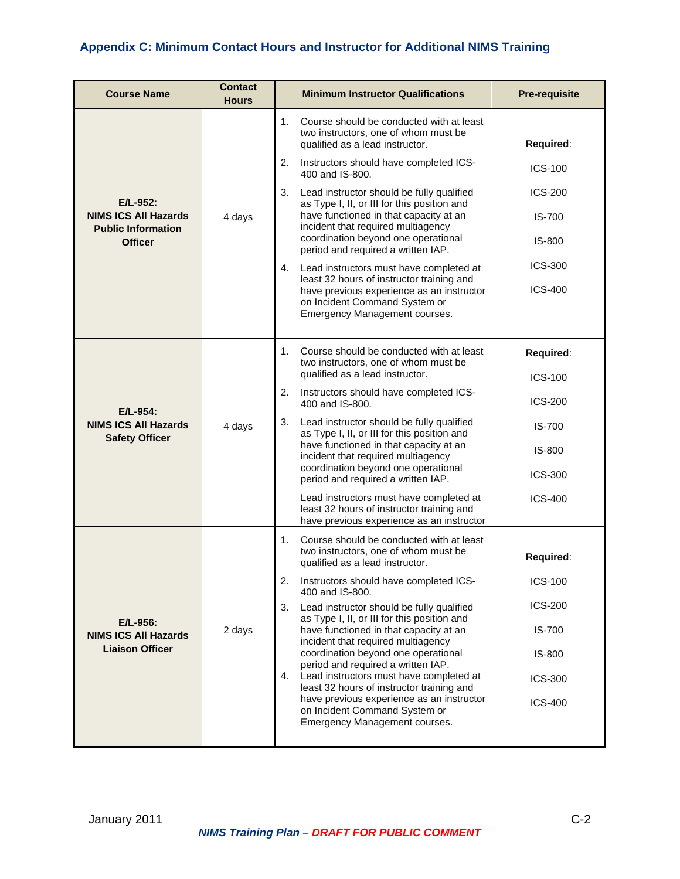## Appendix C: Minimum Contact Hours and Instructor for Additional NIMS Training

| Course Name | Contact Hours | Minimum Instructor Qualifications | Pre-requisite |
|---|---|---|---|
| **E/L-952: NIMS ICS All Hazards Public Information Officer** | 4 days | 1. Course should be conducted with at least two instructors, one of whom must be qualified as a lead instructor.<br>2. Instructors should have completed ICS-400 and IS-800.<br>3. Lead instructor should be fully qualified as Type I, II, or III for this position and have functioned in that capacity at an incident that required multiagency coordination beyond one operational period and required a written IAP.<br>4. Lead instructors must have completed at least 32 hours of instructor training and have previous experience as an instructor on Incident Command System or Emergency Management courses. | **Required**:<br>ICS-100<br>ICS-200<br>IS-700<br>IS-800<br>ICS-300<br>ICS-400 |
| **E/L-954: NIMS ICS All Hazards Safety Officer** | 4 days | 1. Course should be conducted with at least two instructors, one of whom must be qualified as a lead instructor.<br>2. Instructors should have completed ICS-400 and IS-800.<br>3. Lead instructor should be fully qualified as Type I, II, or III for this position and have functioned in that capacity at an incident that required multiagency coordination beyond one operational period and required a written IAP.<br>Lead instructors must have completed at least 32 hours of instructor training and have previous experience as an instructor | **Required**:<br>ICS-100<br>ICS-200<br>IS-700<br>IS-800<br>ICS-300<br>ICS-400 |
| **E/L-956: NIMS ICS All Hazards Liaison Officer** | 2 days | 1. Course should be conducted with at least two instructors, one of whom must be qualified as a lead instructor.<br>2. Instructors should have completed ICS-400 and IS-800.<br>3. Lead instructor should be fully qualified as Type I, II, or III for this position and have functioned in that capacity at an incident that required multiagency coordination beyond one operational period and required a written IAP.<br>4. Lead instructors must have completed at least 32 hours of instructor training and have previous experience as an instructor on Incident Command System or Emergency Management courses. | **Required**:<br>ICS-100<br>ICS-200<br>IS-700<br>IS-800<br>ICS-300<br>ICS-400 |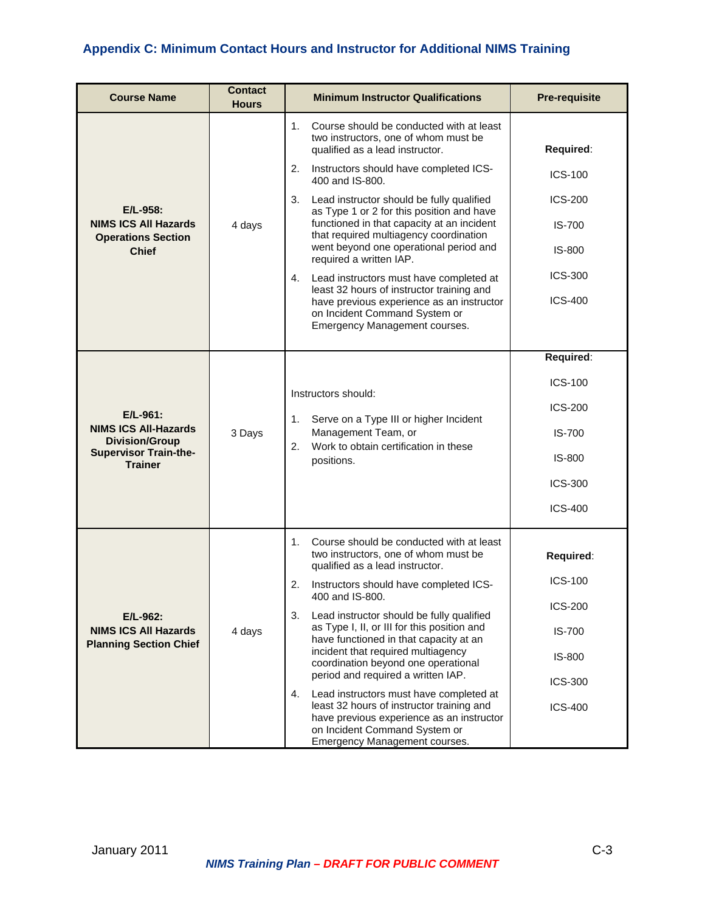## Appendix C: Minimum Contact Hours and Instructor for Additional NIMS Training

| Course Name | Contact Hours | Minimum Instructor Qualifications | Pre-requisite |
|---|---|---|---|
| **E/L-958: NIMS ICS All Hazards Operations Section Chief** | 4 days | 1. Course should be conducted with at least two instructors, one of whom must be qualified as a lead instructor.<br>2. Instructors should have completed ICS-400 and IS-800.<br>3. Lead instructor should be fully qualified as Type 1 or 2 for this position and have functioned in that capacity at an incident that required multiagency coordination went beyond one operational period and required a written IAP.<br>4. Lead instructors must have completed at least 32 hours of instructor training and have previous experience as an instructor on Incident Command System or Emergency Management courses. | **Required**:<br>ICS-100<br>ICS-200<br>IS-700<br>IS-800<br>ICS-300<br>ICS-400 |
| **E/L-961: NIMS ICS All-Hazards Division/Group Supervisor Train-the-Trainer** | 3 Days | Instructors should:<br>1. Serve on a Type III or higher Incident Management Team, or<br>2. Work to obtain certification in these positions. | **Required**:<br>ICS-100<br>ICS-200<br>IS-700<br>IS-800<br>ICS-300<br>ICS-400 |
| **E/L-962: NIMS ICS All Hazards Planning Section Chief** | 4 days | 1. Course should be conducted with at least two instructors, one of whom must be qualified as a lead instructor.<br>2. Instructors should have completed ICS-400 and IS-800.<br>3. Lead instructor should be fully qualified as Type I, II, or III for this position and have functioned in that capacity at an incident that required multiagency coordination beyond one operational period and required a written IAP.<br>4. Lead instructors must have completed at least 32 hours of instructor training and have previous experience as an instructor on Incident Command System or Emergency Management courses. | **Required**:<br>ICS-100<br>ICS-200<br>IS-700<br>IS-800<br>ICS-300<br>ICS-400 |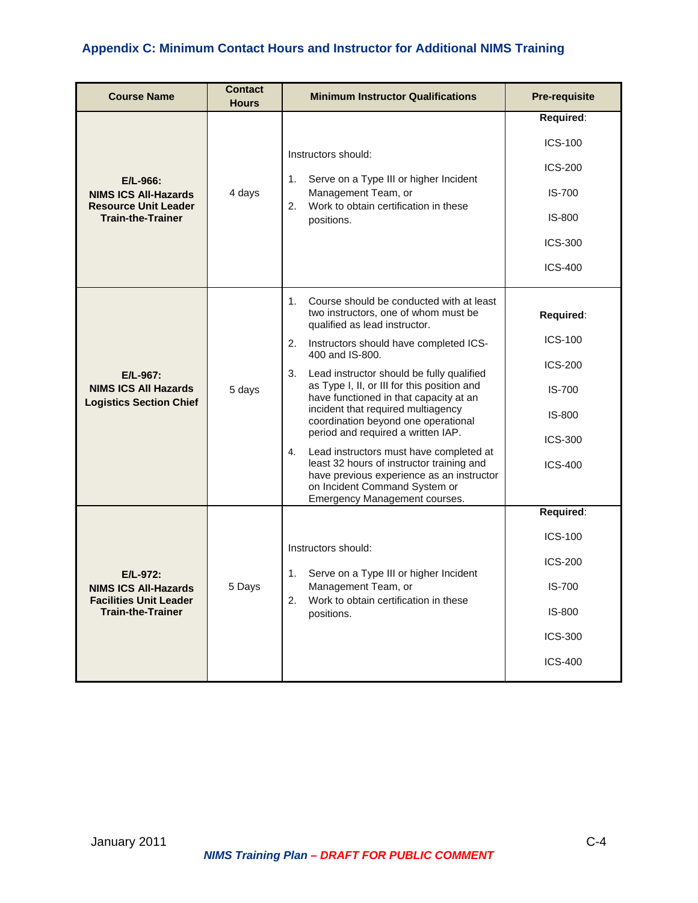## Appendix C: Minimum Contact Hours and Instructor for Additional NIMS Training

| Course Name | Contact Hours | Minimum Instructor Qualifications | Pre-requisite |
|---|---|---|---|
| **E/L-966: NIMS ICS All-Hazards Resource Unit Leader Train-the-Trainer** | 4 days | Instructors should:<br>1. Serve on a Type III or higher Incident Management Team, or<br>2. Work to obtain certification in these positions. | **Required**:<br>ICS-100<br>ICS-200<br>IS-700<br>IS-800<br>ICS-300<br>ICS-400 |
| **E/L-967: NIMS ICS All Hazards Logistics Section Chief** | 5 days | 1. Course should be conducted with at least two instructors, one of whom must be qualified as lead instructor.<br>2. Instructors should have completed ICS-400 and IS-800.<br>3. Lead instructor should be fully qualified as Type I, II, or III for this position and have functioned in that capacity at an incident that required multiagency coordination beyond one operational period and required a written IAP.<br>4. Lead instructors must have completed at least 32 hours of instructor training and have previous experience as an instructor on Incident Command System or Emergency Management courses. | **Required**:<br>ICS-100<br>ICS-200<br>IS-700<br>IS-800<br>ICS-300<br>ICS-400 |
| **E/L-972: NIMS ICS All-Hazards Facilities Unit Leader Train-the-Trainer** | 5 Days | Instructors should:<br>1. Serve on a Type III or higher Incident Management Team, or<br>2. Work to obtain certification in these positions. | **Required**:<br>ICS-100<br>ICS-200<br>IS-700<br>IS-800<br>ICS-300<br>ICS-400 |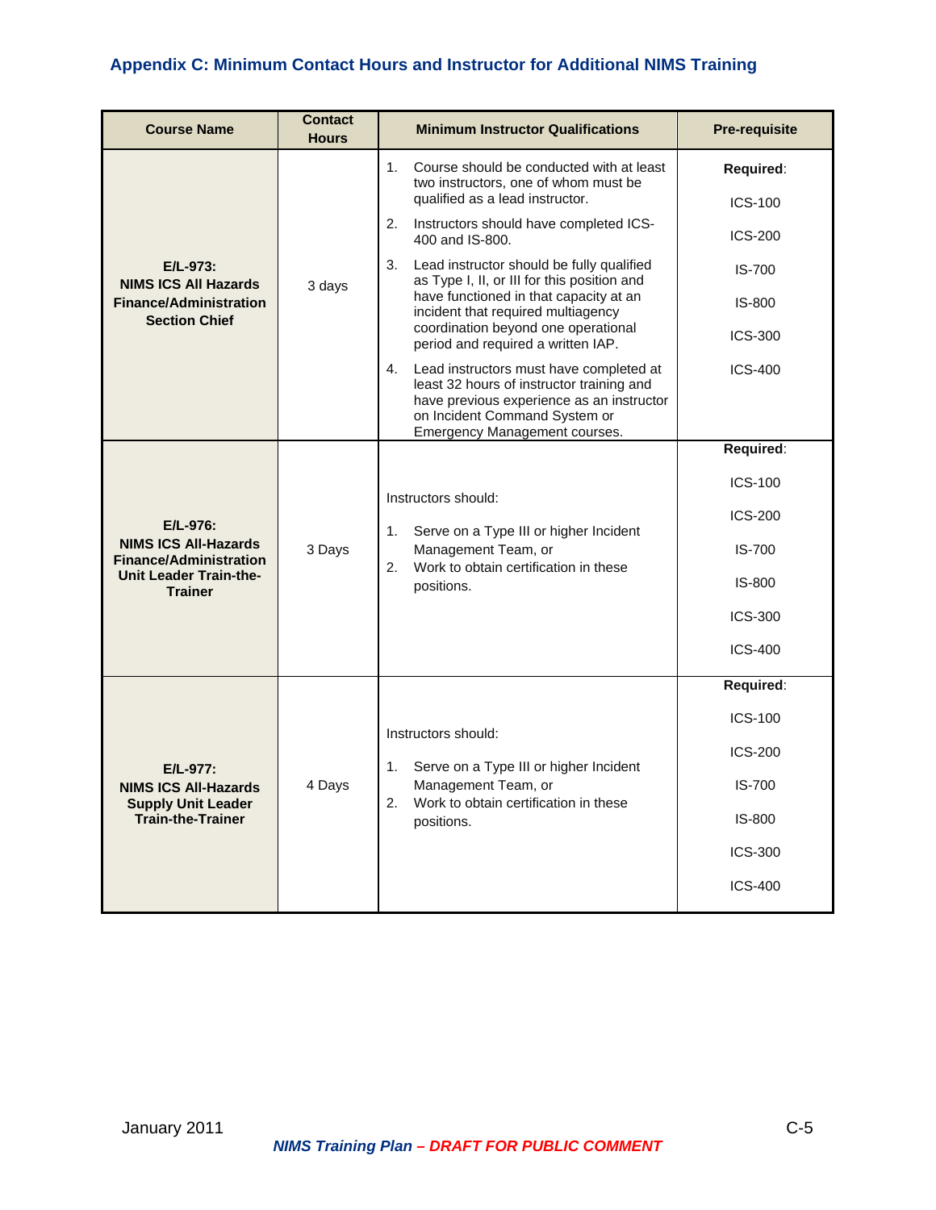## Appendix C: Minimum Contact Hours and Instructor for Additional NIMS Training

| Course Name | Contact Hours | Minimum Instructor Qualifications | Pre-requisite |
|---|---|---|---|
| **E/L-973: NIMS ICS All Hazards Finance/Administration Section Chief** | 3 days | 1. Course should be conducted with at least two instructors, one of whom must be qualified as a lead instructor.<br>2. Instructors should have completed ICS-400 and IS-800.<br>3. Lead instructor should be fully qualified as Type I, II, or III for this position and have functioned in that capacity at an incident that required multiagency coordination beyond one operational period and required a written IAP.<br>4. Lead instructors must have completed at least 32 hours of instructor training and have previous experience as an instructor on Incident Command System or Emergency Management courses. | **Required**:<br>ICS-100<br>ICS-200<br>IS-700<br>IS-800<br>ICS-300<br>ICS-400 |
| **E/L-976: NIMS ICS All-Hazards Finance/Administration Unit Leader Train-the-Trainer** | 3 Days | Instructors should:<br>1. Serve on a Type III or higher Incident Management Team, or<br>2. Work to obtain certification in these positions. | **Required**:<br>ICS-100<br>ICS-200<br>IS-700<br>IS-800<br>ICS-300<br>ICS-400 |
| **E/L-977: NIMS ICS All-Hazards Supply Unit Leader Train-the-Trainer** | 4 Days | Instructors should:<br>1. Serve on a Type III or higher Incident Management Team, or<br>2. Work to obtain certification in these positions. | **Required**:<br>ICS-100<br>ICS-200<br>IS-700<br>IS-800<br>ICS-300<br>ICS-400 |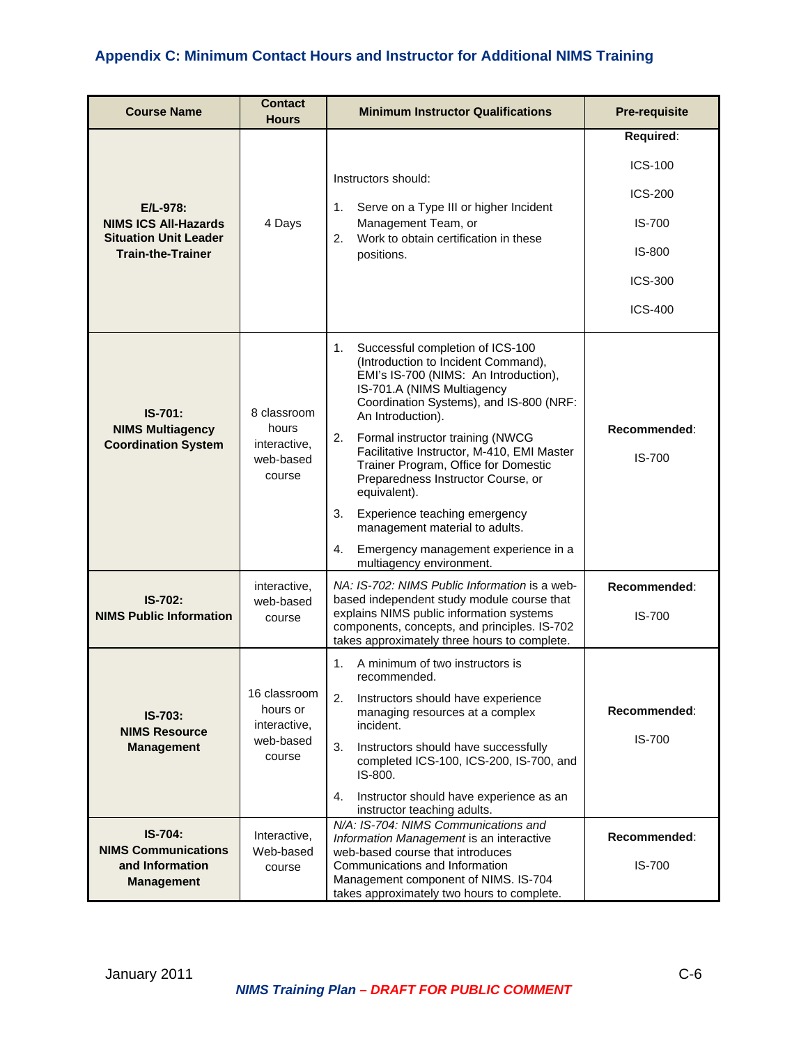## Appendix C: Minimum Contact Hours and Instructor for Additional NIMS Training

| Course Name | Contact Hours | Minimum Instructor Qualifications | Pre-requisite |
|---|---|---|---|
| **E/L-978: NIMS ICS All-Hazards Situation Unit Leader Train-the-Trainer** | 4 Days | Instructors should:<br>1. Serve on a Type III or higher Incident Management Team, or<br>2. Work to obtain certification in these positions. | **Required**:<br>ICS-100<br>ICS-200<br>IS-700<br>IS-800<br>ICS-300<br>ICS-400 |
| **IS-701: NIMS Multiagency Coordination System** | 8 classroom hours interactive, web-based course | 1. Successful completion of ICS-100 (Introduction to Incident Command), EMI's IS-700 (NIMS: An Introduction), IS-701.A (NIMS Multiagency Coordination Systems), and IS-800 (NRF: An Introduction).<br>2. Formal instructor training (NWCG Facilitative Instructor, M-410, EMI Master Trainer Program, Office for Domestic Preparedness Instructor Course, or equivalent).<br>3. Experience teaching emergency management material to adults.<br>4. Emergency management experience in a multiagency environment. | **Recommended**:<br>IS-700 |
| **IS-702: NIMS Public Information** | interactive, web-based course | *NA: IS-702: NIMS Public Information* is a web-based independent study module course that explains NIMS public information systems components, concepts, and principles. IS-702 takes approximately three hours to complete. | **Recommended**:<br>IS-700 |
| **IS-703: NIMS Resource Management** | 16 classroom hours or interactive, web-based course | 1. A minimum of two instructors is recommended.<br>2. Instructors should have experience managing resources at a complex incident.<br>3. Instructors should have successfully completed ICS-100, ICS-200, IS-700, and IS-800.<br>4. Instructor should have experience as an instructor teaching adults. | **Recommended**:<br>IS-700 |
| **IS-704: NIMS Communications and Information Management** | Interactive, Web-based course | *N/A: IS-704: NIMS Communications and Information Management* is an interactive web-based course that introduces Communications and Information Management component of NIMS. IS-704 takes approximately two hours to complete. | **Recommended**:<br>IS-700 |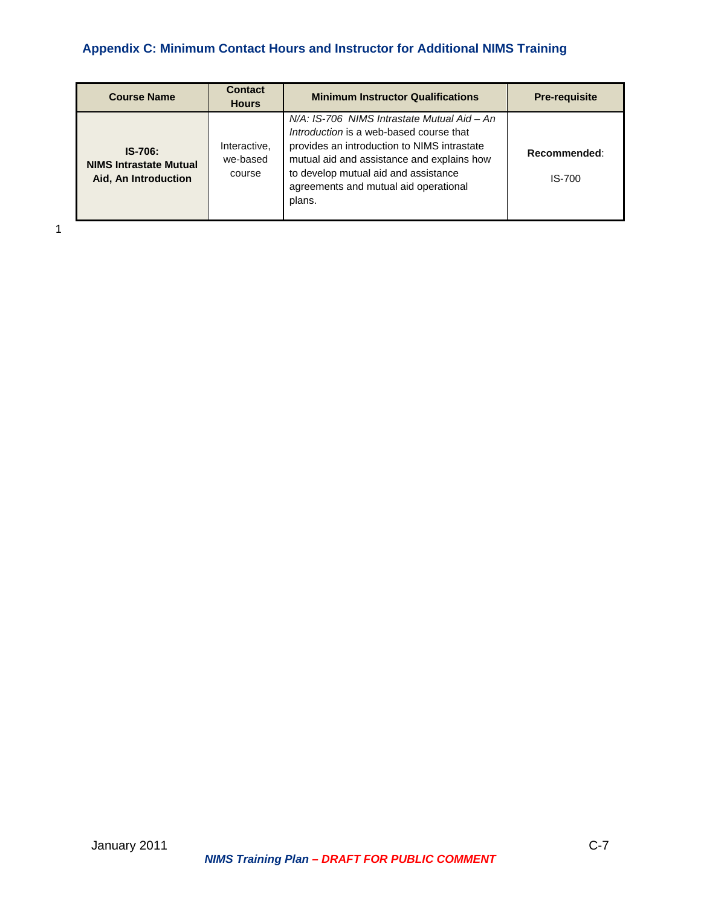## Appendix C: Minimum Contact Hours and Instructor for Additional NIMS Training

| Course Name | Contact Hours | Minimum Instructor Qualifications | Pre-requisite |
| --- | --- | --- | --- |
| **IS-706: NIMS Intrastate Mutual Aid, An Introduction** | Interactive, we-based course | *N/A: IS-706 NIMS Intrastate Mutual Aid – An Introduction* is a web-based course that provides an introduction to NIMS intrastate mutual aid and assistance and explains how to develop mutual aid and assistance agreements and mutual aid operational plans. | **Recommended**: IS-700 |

1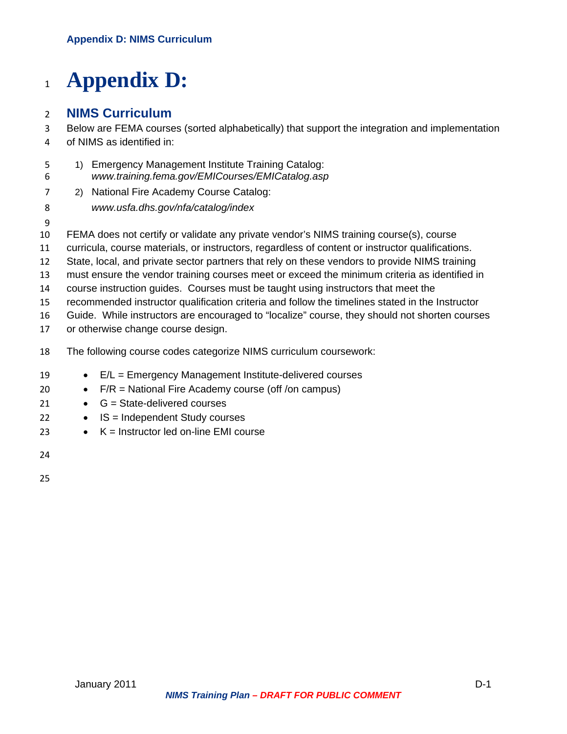# Appendix D:

## NIMS Curriculum

Below are FEMA courses (sorted alphabetically) that support the integration and implementation of NIMS as identified in:

1) Emergency Management Institute Training Catalog: *www.training.fema.gov/EMICourses/EMICatalog.asp*
2) National Fire Academy Course Catalog: *www.usfa.dhs.gov/nfa/catalog/index*

FEMA does not certify or validate any private vendor's NIMS training course(s), course curricula, course materials, or instructors, regardless of content or instructor qualifications. State, local, and private sector partners that rely on these vendors to provide NIMS training must ensure the vendor training courses meet or exceed the minimum criteria as identified in course instruction guides. Courses must be taught using instructors that meet the recommended instructor qualification criteria and follow the timelines stated in the Instructor Guide. While instructors are encouraged to "localize" course, they should not shorten courses or otherwise change course design.

The following course codes categorize NIMS curriculum coursework:

- E/L = Emergency Management Institute-delivered courses
- F/R = National Fire Academy course (off /on campus)
- G = State-delivered courses
- IS = Independent Study courses
- K = Instructor led on-line EMI course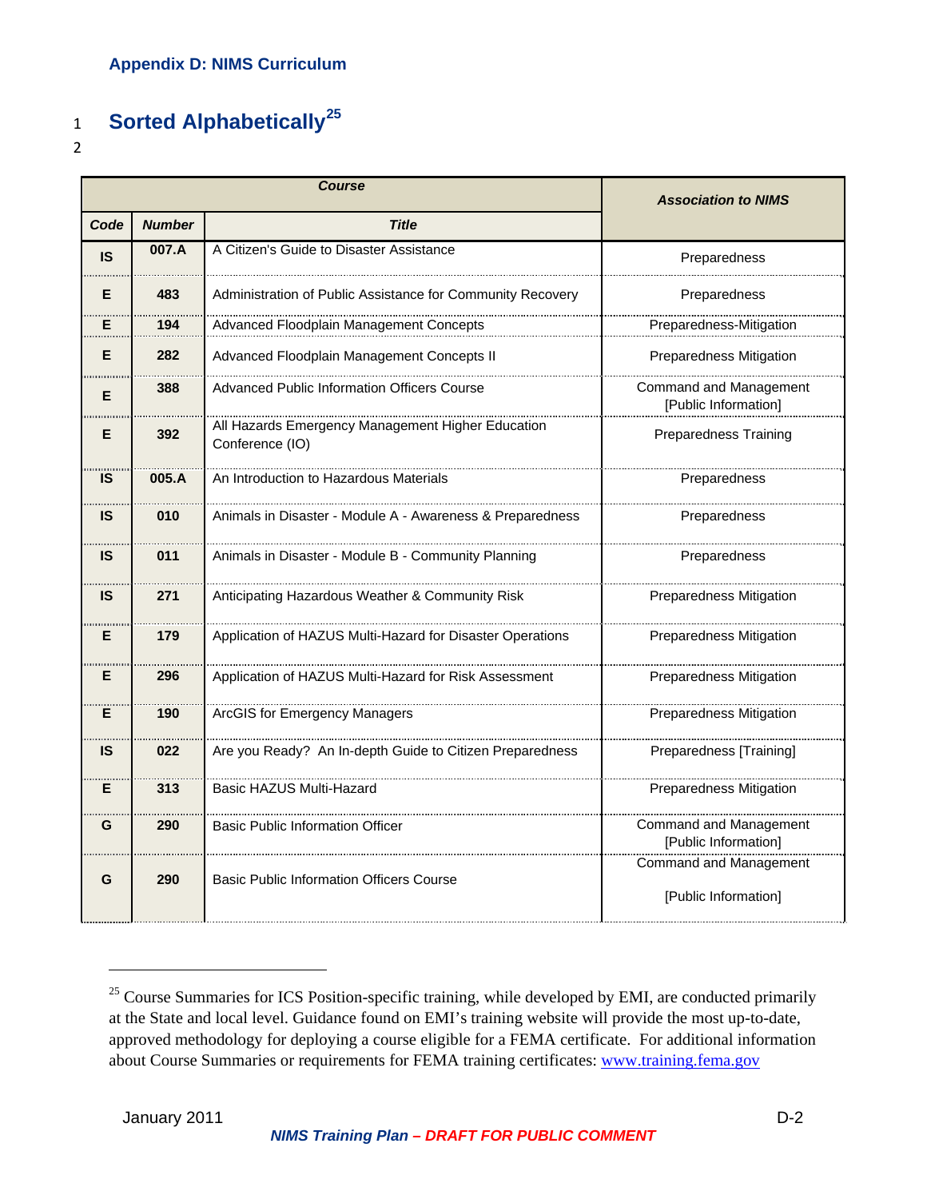## Appendix D: NIMS Curriculum

# Sorted Alphabetically[25]

| Course | | | Association to NIMS |
|---|---|---|---|
| **Code** | **Number** | **Title** | |
| IS | 007.A | A Citizen's Guide to Disaster Assistance | Preparedness |
| E | 483 | Administration of Public Assistance for Community Recovery | Preparedness |
| E | 194 | Advanced Floodplain Management Concepts | Preparedness-Mitigation |
| E | 282 | Advanced Floodplain Management Concepts II | Preparedness Mitigation |
| E | 388 | Advanced Public Information Officers Course | Command and Management [Public Information] |
| E | 392 | All Hazards Emergency Management Higher Education Conference (IO) | Preparedness Training |
| IS | 005.A | An Introduction to Hazardous Materials | Preparedness |
| IS | 010 | Animals in Disaster - Module A - Awareness & Preparedness | Preparedness |
| IS | 011 | Animals in Disaster - Module B - Community Planning | Preparedness |
| IS | 271 | Anticipating Hazardous Weather & Community Risk | Preparedness Mitigation |
| E | 179 | Application of HAZUS Multi-Hazard for Disaster Operations | Preparedness Mitigation |
| E | 296 | Application of HAZUS Multi-Hazard for Risk Assessment | Preparedness Mitigation |
| E | 190 | ArcGIS for Emergency Managers | Preparedness Mitigation |
| IS | 022 | Are you Ready? An In-depth Guide to Citizen Preparedness | Preparedness [Training] |
| E | 313 | Basic HAZUS Multi-Hazard | Preparedness Mitigation |
| G | 290 | Basic Public Information Officer | Command and Management [Public Information] |
| G | 290 | Basic Public Information Officers Course | Command and Management [Public Information] |

[25] Course Summaries for ICS Position-specific training, while developed by EMI, are conducted primarily at the State and local level. Guidance found on EMI's training website will provide the most up-to-date, approved methodology for deploying a course eligible for a FEMA certificate. For additional information about Course Summaries or requirements for FEMA training certificates: www.training.fema.gov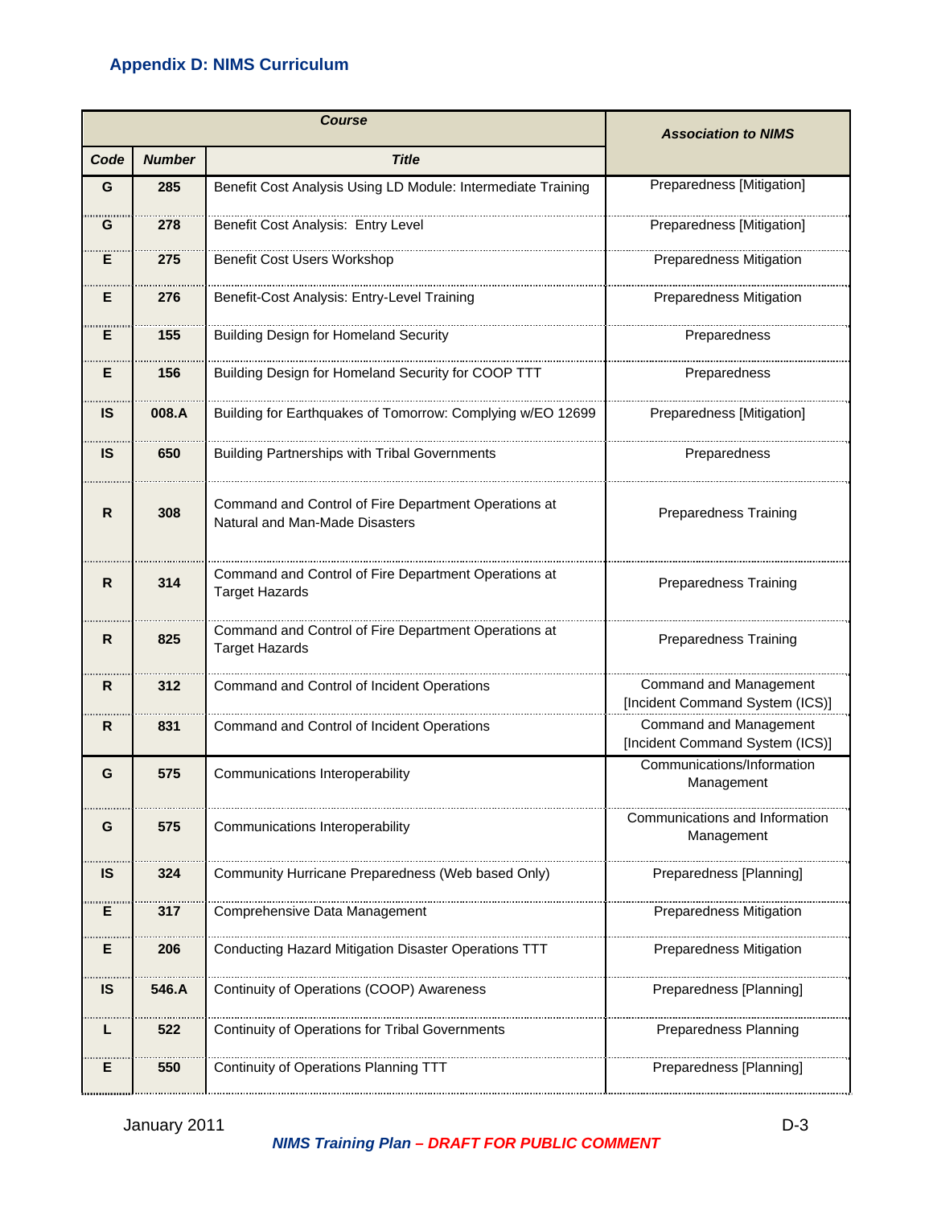## Appendix D: NIMS Curriculum

| Course | | | Association to NIMS |
|---|---|---|---|
| Code | Number | Title | |
| G | 285 | Benefit Cost Analysis Using LD Module: Intermediate Training | Preparedness [Mitigation] |
| G | 278 | Benefit Cost Analysis: Entry Level | Preparedness [Mitigation] |
| E | 275 | Benefit Cost Users Workshop | Preparedness Mitigation |
| E | 276 | Benefit-Cost Analysis: Entry-Level Training | Preparedness Mitigation |
| E | 155 | Building Design for Homeland Security | Preparedness |
| E | 156 | Building Design for Homeland Security for COOP TTT | Preparedness |
| IS | 008.A | Building for Earthquakes of Tomorrow: Complying w/EO 12699 | Preparedness [Mitigation] |
| IS | 650 | Building Partnerships with Tribal Governments | Preparedness |
| R | 308 | Command and Control of Fire Department Operations at Natural and Man-Made Disasters | Preparedness Training |
| R | 314 | Command and Control of Fire Department Operations at Target Hazards | Preparedness Training |
| R | 825 | Command and Control of Fire Department Operations at Target Hazards | Preparedness Training |
| R | 312 | Command and Control of Incident Operations | Command and Management [Incident Command System (ICS)] |
| R | 831 | Command and Control of Incident Operations | Command and Management [Incident Command System (ICS)] |
| G | 575 | Communications Interoperability | Communications/Information Management |
| G | 575 | Communications Interoperability | Communications and Information Management |
| IS | 324 | Community Hurricane Preparedness (Web based Only) | Preparedness [Planning] |
| E | 317 | Comprehensive Data Management | Preparedness Mitigation |
| E | 206 | Conducting Hazard Mitigation Disaster Operations TTT | Preparedness Mitigation |
| IS | 546.A | Continuity of Operations (COOP) Awareness | Preparedness [Planning] |
| L | 522 | Continuity of Operations for Tribal Governments | Preparedness Planning |
| E | 550 | Continuity of Operations Planning TTT | Preparedness [Planning] |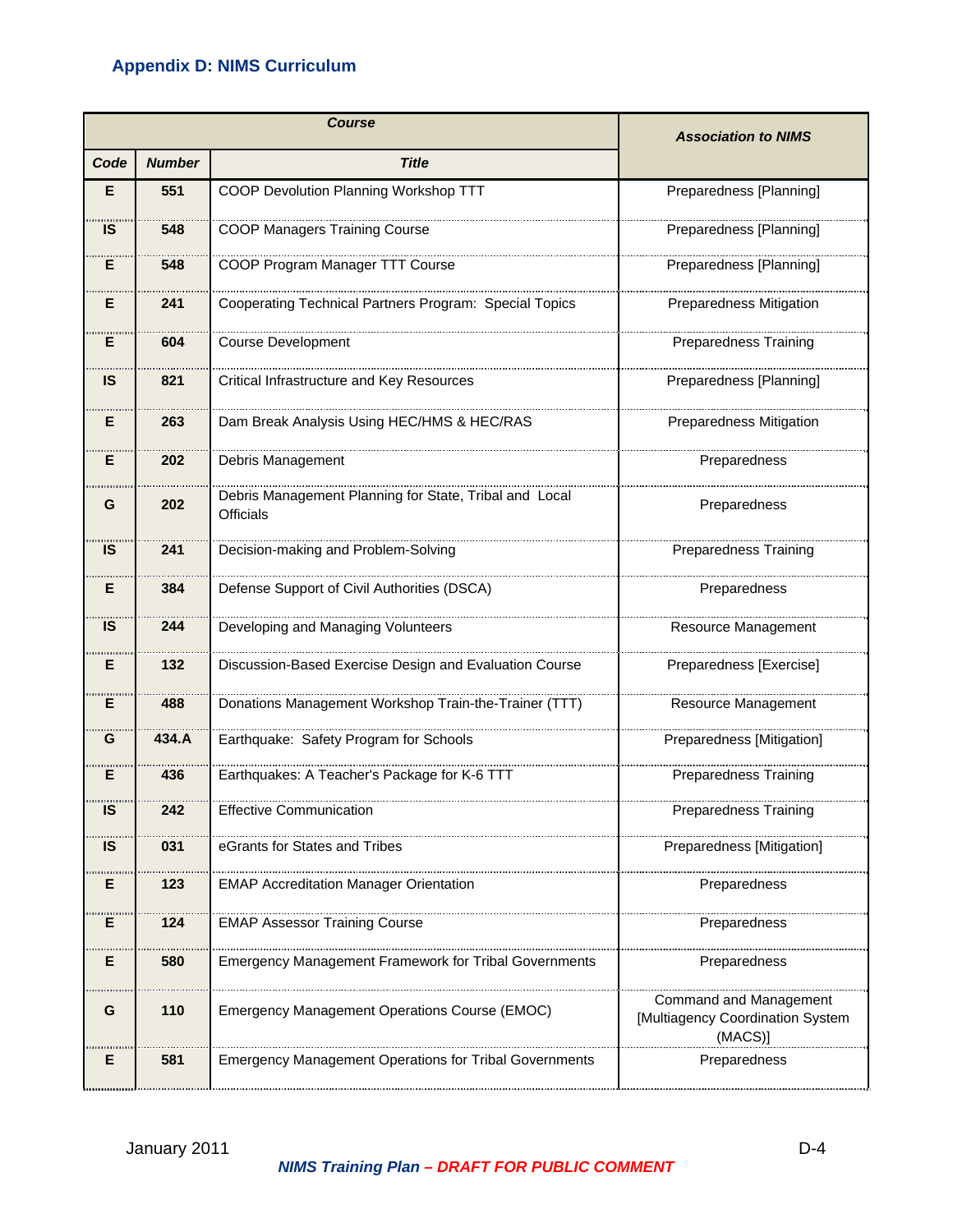## Appendix D: NIMS Curriculum

| Course | | | Association to NIMS |
|---|---|---|---|
| **Code** | **Number** | **Title** | |
| E | 551 | COOP Devolution Planning Workshop TTT | Preparedness [Planning] |
| IS | 548 | COOP Managers Training Course | Preparedness [Planning] |
| E | 548 | COOP Program Manager TTT Course | Preparedness [Planning] |
| E | 241 | Cooperating Technical Partners Program: Special Topics | Preparedness Mitigation |
| E | 604 | Course Development | Preparedness Training |
| IS | 821 | Critical Infrastructure and Key Resources | Preparedness [Planning] |
| E | 263 | Dam Break Analysis Using HEC/HMS & HEC/RAS | Preparedness Mitigation |
| E | 202 | Debris Management | Preparedness |
| G | 202 | Debris Management Planning for State, Tribal and Local Officials | Preparedness |
| IS | 241 | Decision-making and Problem-Solving | Preparedness Training |
| E | 384 | Defense Support of Civil Authorities (DSCA) | Preparedness |
| IS | 244 | Developing and Managing Volunteers | Resource Management |
| E | 132 | Discussion-Based Exercise Design and Evaluation Course | Preparedness [Exercise] |
| E | 488 | Donations Management Workshop Train-the-Trainer (TTT) | Resource Management |
| G | 434.A | Earthquake: Safety Program for Schools | Preparedness [Mitigation] |
| E | 436 | Earthquakes: A Teacher's Package for K-6 TTT | Preparedness Training |
| IS | 242 | Effective Communication | Preparedness Training |
| IS | 031 | eGrants for States and Tribes | Preparedness [Mitigation] |
| E | 123 | EMAP Accreditation Manager Orientation | Preparedness |
| E | 124 | EMAP Assessor Training Course | Preparedness |
| E | 580 | Emergency Management Framework for Tribal Governments | Preparedness |
| G | 110 | Emergency Management Operations Course (EMOC) | Command and Management [Multiagency Coordination System (MACS)] |
| E | 581 | Emergency Management Operations for Tribal Governments | Preparedness |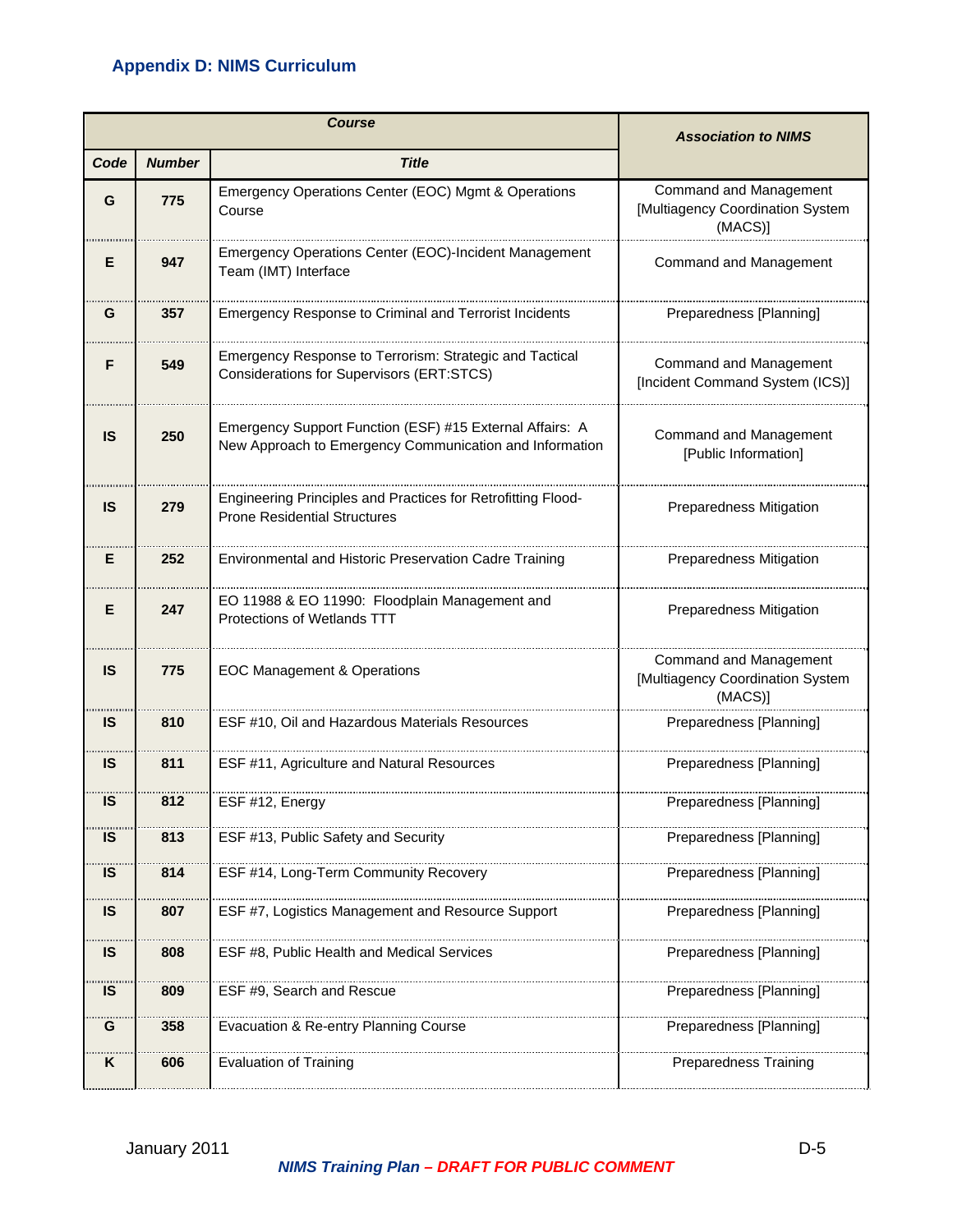## Appendix D: NIMS Curriculum

| Course | | | Association to NIMS |
|---|---|---|---|
| **Code** | **Number** | **Title** | |
| G | 775 | Emergency Operations Center (EOC) Mgmt & Operations Course | Command and Management [Multiagency Coordination System (MACS)] |
| E | 947 | Emergency Operations Center (EOC)-Incident Management Team (IMT) Interface | Command and Management |
| G | 357 | Emergency Response to Criminal and Terrorist Incidents | Preparedness [Planning] |
| F | 549 | Emergency Response to Terrorism: Strategic and Tactical Considerations for Supervisors (ERT:STCS) | Command and Management [Incident Command System (ICS)] |
| IS | 250 | Emergency Support Function (ESF) #15 External Affairs: A New Approach to Emergency Communication and Information | Command and Management [Public Information] |
| IS | 279 | Engineering Principles and Practices for Retrofitting Flood-Prone Residential Structures | Preparedness Mitigation |
| E | 252 | Environmental and Historic Preservation Cadre Training | Preparedness Mitigation |
| E | 247 | EO 11988 & EO 11990: Floodplain Management and Protections of Wetlands TTT | Preparedness Mitigation |
| IS | 775 | EOC Management & Operations | Command and Management [Multiagency Coordination System (MACS)] |
| IS | 810 | ESF #10, Oil and Hazardous Materials Resources | Preparedness [Planning] |
| IS | 811 | ESF #11, Agriculture and Natural Resources | Preparedness [Planning] |
| IS | 812 | ESF #12, Energy | Preparedness [Planning] |
| IS | 813 | ESF #13, Public Safety and Security | Preparedness [Planning] |
| IS | 814 | ESF #14, Long-Term Community Recovery | Preparedness [Planning] |
| IS | 807 | ESF #7, Logistics Management and Resource Support | Preparedness [Planning] |
| IS | 808 | ESF #8, Public Health and Medical Services | Preparedness [Planning] |
| IS | 809 | ESF #9, Search and Rescue | Preparedness [Planning] |
| G | 358 | Evacuation & Re-entry Planning Course | Preparedness [Planning] |
| K | 606 | Evaluation of Training | Preparedness Training |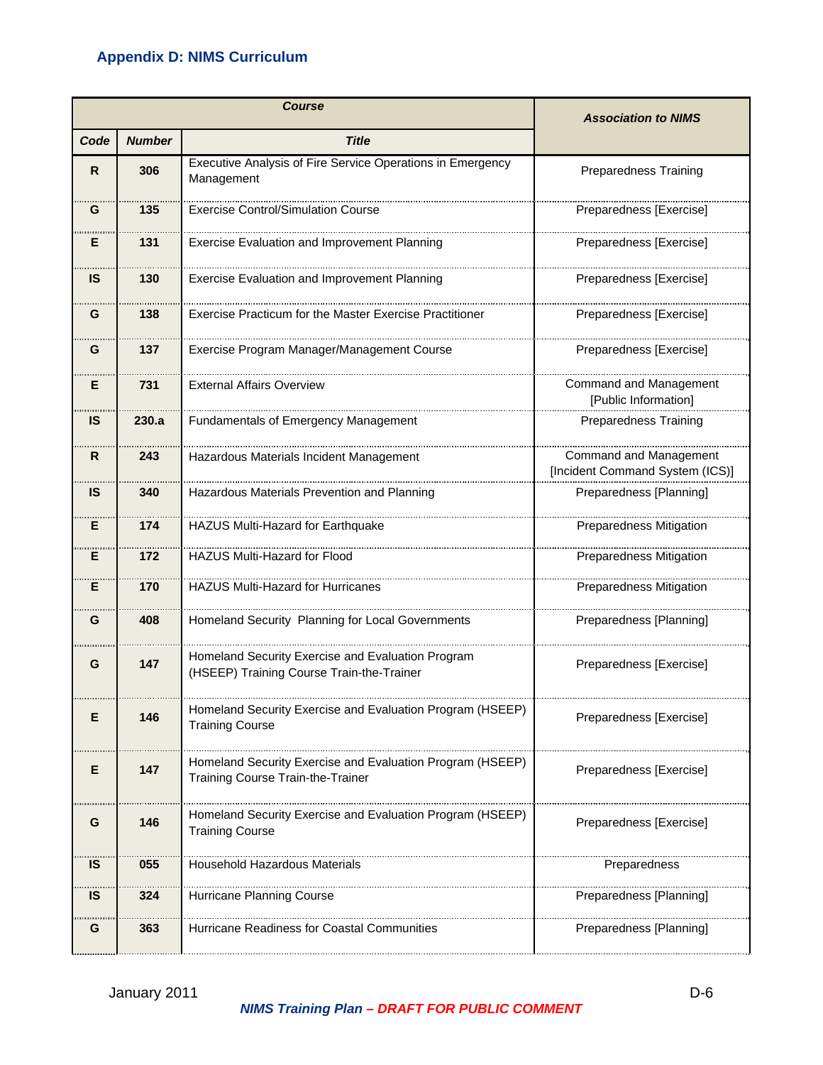### Appendix D: NIMS Curriculum

| Course | | | Association to NIMS |
|---|---|---|---|
| **Code** | **Number** | **Title** | |
| R | 306 | Executive Analysis of Fire Service Operations in Emergency Management | Preparedness Training |
| G | 135 | Exercise Control/Simulation Course | Preparedness [Exercise] |
| E | 131 | Exercise Evaluation and Improvement Planning | Preparedness [Exercise] |
| IS | 130 | Exercise Evaluation and Improvement Planning | Preparedness [Exercise] |
| G | 138 | Exercise Practicum for the Master Exercise Practitioner | Preparedness [Exercise] |
| G | 137 | Exercise Program Manager/Management Course | Preparedness [Exercise] |
| E | 731 | External Affairs Overview | Command and Management [Public Information] |
| IS | 230.a | Fundamentals of Emergency Management | Preparedness Training |
| R | 243 | Hazardous Materials Incident Management | Command and Management [Incident Command System (ICS)] |
| IS | 340 | Hazardous Materials Prevention and Planning | Preparedness [Planning] |
| E | 174 | HAZUS Multi-Hazard for Earthquake | Preparedness Mitigation |
| E | 172 | HAZUS Multi-Hazard for Flood | Preparedness Mitigation |
| E | 170 | HAZUS Multi-Hazard for Hurricanes | Preparedness Mitigation |
| G | 408 | Homeland Security Planning for Local Governments | Preparedness [Planning] |
| G | 147 | Homeland Security Exercise and Evaluation Program (HSEEP) Training Course Train-the-Trainer | Preparedness [Exercise] |
| E | 146 | Homeland Security Exercise and Evaluation Program (HSEEP) Training Course | Preparedness [Exercise] |
| E | 147 | Homeland Security Exercise and Evaluation Program (HSEEP) Training Course Train-the-Trainer | Preparedness [Exercise] |
| G | 146 | Homeland Security Exercise and Evaluation Program (HSEEP) Training Course | Preparedness [Exercise] |
| IS | 055 | Household Hazardous Materials | Preparedness |
| IS | 324 | Hurricane Planning Course | Preparedness [Planning] |
| G | 363 | Hurricane Readiness for Coastal Communities | Preparedness [Planning] |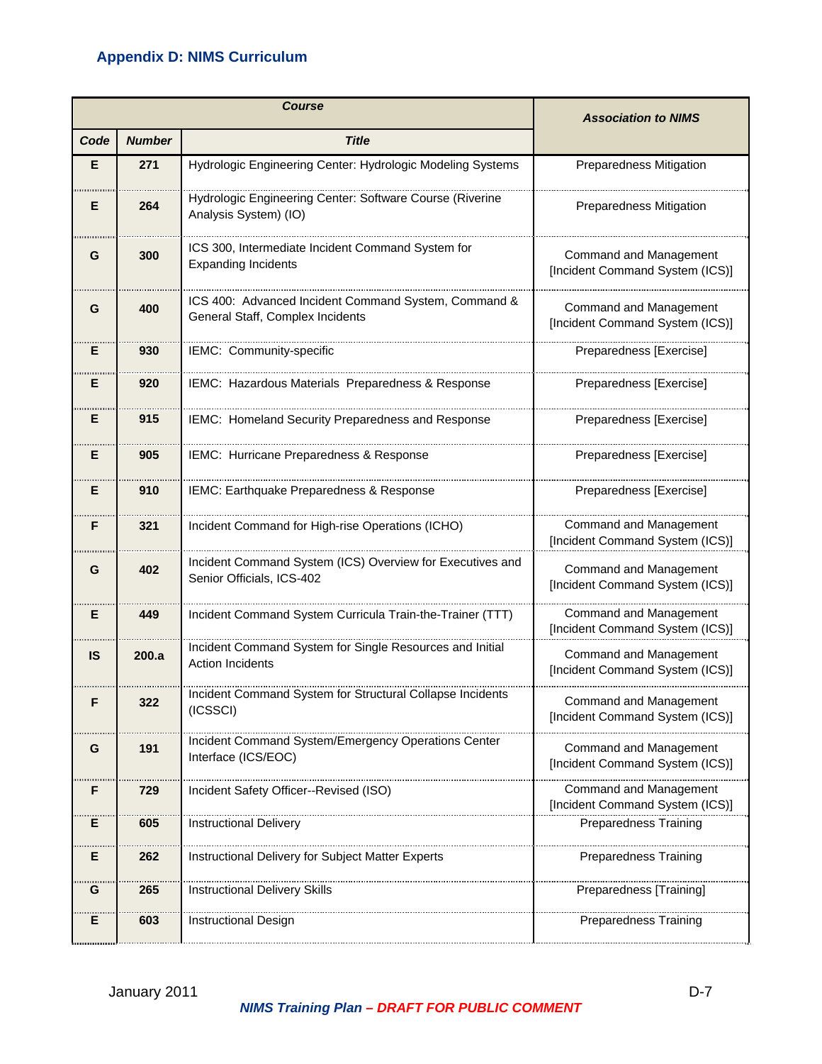## Appendix D: NIMS Curriculum

| Course | | | Association to NIMS |
|---|---|---|---|
| **Code** | **Number** | **Title** | |
| E | 271 | Hydrologic Engineering Center: Hydrologic Modeling Systems | Preparedness Mitigation |
| E | 264 | Hydrologic Engineering Center: Software Course (Riverine Analysis System) (IO) | Preparedness Mitigation |
| G | 300 | ICS 300, Intermediate Incident Command System for Expanding Incidents | Command and Management [Incident Command System (ICS)] |
| G | 400 | ICS 400: Advanced Incident Command System, Command & General Staff, Complex Incidents | Command and Management [Incident Command System (ICS)] |
| E | 930 | IEMC: Community-specific | Preparedness [Exercise] |
| E | 920 | IEMC: Hazardous Materials Preparedness & Response | Preparedness [Exercise] |
| E | 915 | IEMC: Homeland Security Preparedness and Response | Preparedness [Exercise] |
| E | 905 | IEMC: Hurricane Preparedness & Response | Preparedness [Exercise] |
| E | 910 | IEMC: Earthquake Preparedness & Response | Preparedness [Exercise] |
| F | 321 | Incident Command for High-rise Operations (ICHO) | Command and Management [Incident Command System (ICS)] |
| G | 402 | Incident Command System (ICS) Overview for Executives and Senior Officials, ICS-402 | Command and Management [Incident Command System (ICS)] |
| E | 449 | Incident Command System Curricula Train-the-Trainer (TTT) | Command and Management [Incident Command System (ICS)] |
| IS | 200.a | Incident Command System for Single Resources and Initial Action Incidents | Command and Management [Incident Command System (ICS)] |
| F | 322 | Incident Command System for Structural Collapse Incidents (ICSSCI) | Command and Management [Incident Command System (ICS)] |
| G | 191 | Incident Command System/Emergency Operations Center Interface (ICS/EOC) | Command and Management [Incident Command System (ICS)] |
| F | 729 | Incident Safety Officer--Revised (ISO) | Command and Management [Incident Command System (ICS)] |
| E | 605 | Instructional Delivery | Preparedness Training |
| E | 262 | Instructional Delivery for Subject Matter Experts | Preparedness Training |
| G | 265 | Instructional Delivery Skills | Preparedness [Training] |
| E | 603 | Instructional Design | Preparedness Training |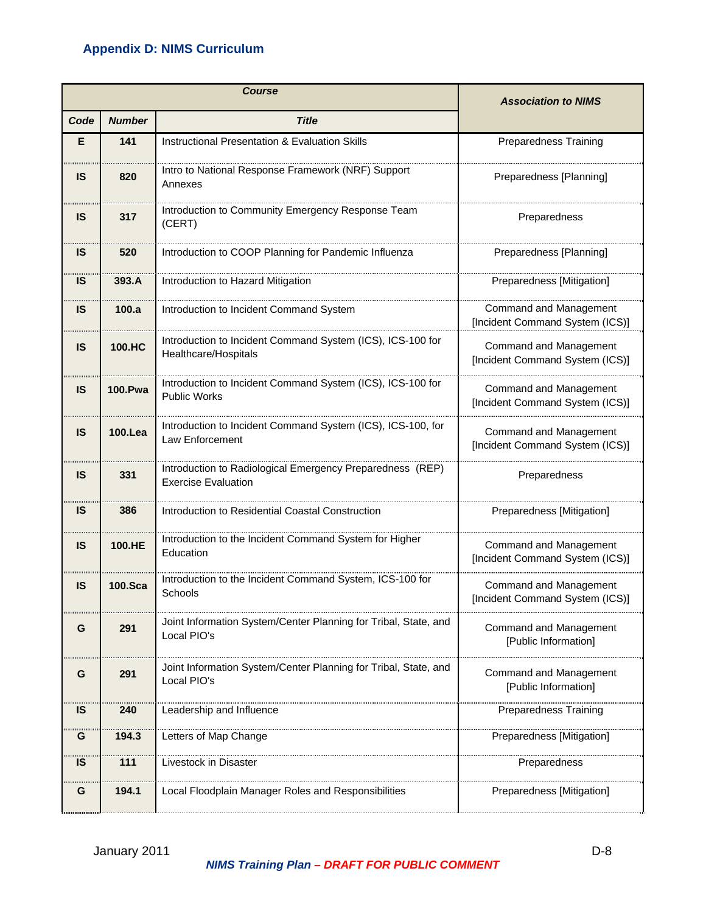## Appendix D: NIMS Curriculum

| Course | | | Association to NIMS |
|---|---|---|---|
| Code | Number | Title | |
| E | 141 | Instructional Presentation & Evaluation Skills | Preparedness Training |
| IS | 820 | Intro to National Response Framework (NRF) Support Annexes | Preparedness [Planning] |
| IS | 317 | Introduction to Community Emergency Response Team (CERT) | Preparedness |
| IS | 520 | Introduction to COOP Planning for Pandemic Influenza | Preparedness [Planning] |
| IS | 393.A | Introduction to Hazard Mitigation | Preparedness [Mitigation] |
| IS | 100.a | Introduction to Incident Command System | Command and Management [Incident Command System (ICS)] |
| IS | 100.HC | Introduction to Incident Command System (ICS), ICS-100 for Healthcare/Hospitals | Command and Management [Incident Command System (ICS)] |
| IS | 100.Pwa | Introduction to Incident Command System (ICS), ICS-100 for Public Works | Command and Management [Incident Command System (ICS)] |
| IS | 100.Lea | Introduction to Incident Command System (ICS), ICS-100, for Law Enforcement | Command and Management [Incident Command System (ICS)] |
| IS | 331 | Introduction to Radiological Emergency Preparedness (REP) Exercise Evaluation | Preparedness |
| IS | 386 | Introduction to Residential Coastal Construction | Preparedness [Mitigation] |
| IS | 100.HE | Introduction to the Incident Command System for Higher Education | Command and Management [Incident Command System (ICS)] |
| IS | 100.Sca | Introduction to the Incident Command System, ICS-100 for Schools | Command and Management [Incident Command System (ICS)] |
| G | 291 | Joint Information System/Center Planning for Tribal, State, and Local PIO's | Command and Management [Public Information] |
| G | 291 | Joint Information System/Center Planning for Tribal, State, and Local PIO's | Command and Management [Public Information] |
| IS | 240 | Leadership and Influence | Preparedness Training |
| G | 194.3 | Letters of Map Change | Preparedness [Mitigation] |
| IS | 111 | Livestock in Disaster | Preparedness |
| G | 194.1 | Local Floodplain Manager Roles and Responsibilities | Preparedness [Mitigation] |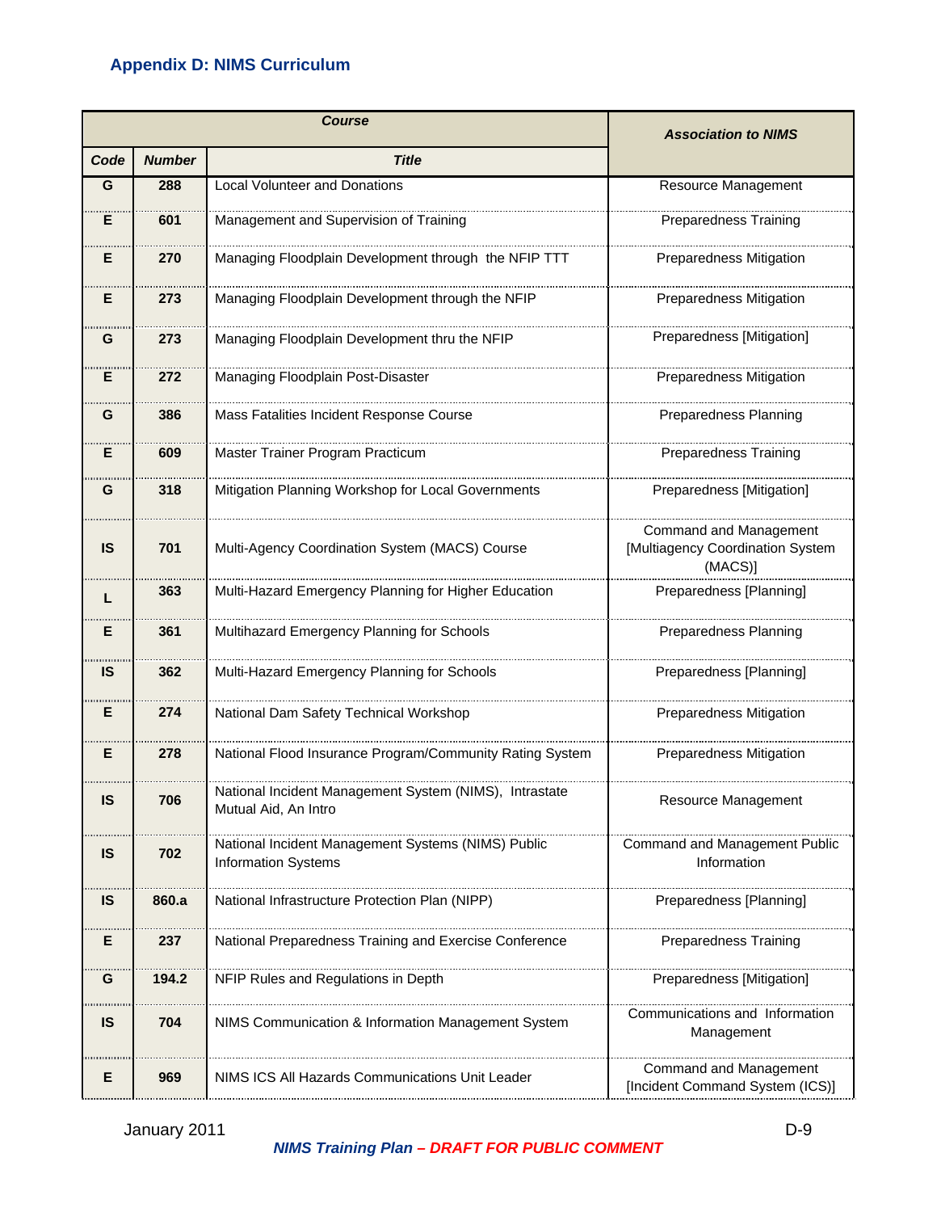## Appendix D: NIMS Curriculum

| Course | | | Association to NIMS |
|---|---|---|---|
| Code | Number | Title | |
| G | 288 | Local Volunteer and Donations | Resource Management |
| E | 601 | Management and Supervision of Training | Preparedness Training |
| E | 270 | Managing Floodplain Development through the NFIP TTT | Preparedness Mitigation |
| E | 273 | Managing Floodplain Development through the NFIP | Preparedness Mitigation |
| G | 273 | Managing Floodplain Development thru the NFIP | Preparedness [Mitigation] |
| E | 272 | Managing Floodplain Post-Disaster | Preparedness Mitigation |
| G | 386 | Mass Fatalities Incident Response Course | Preparedness Planning |
| E | 609 | Master Trainer Program Practicum | Preparedness Training |
| G | 318 | Mitigation Planning Workshop for Local Governments | Preparedness [Mitigation] |
| IS | 701 | Multi-Agency Coordination System (MACS) Course | Command and Management [Multiagency Coordination System (MACS)] |
| L | 363 | Multi-Hazard Emergency Planning for Higher Education | Preparedness [Planning] |
| E | 361 | Multihazard Emergency Planning for Schools | Preparedness Planning |
| IS | 362 | Multi-Hazard Emergency Planning for Schools | Preparedness [Planning] |
| E | 274 | National Dam Safety Technical Workshop | Preparedness Mitigation |
| E | 278 | National Flood Insurance Program/Community Rating System | Preparedness Mitigation |
| IS | 706 | National Incident Management System (NIMS), Intrastate Mutual Aid, An Intro | Resource Management |
| IS | 702 | National Incident Management Systems (NIMS) Public Information Systems | Command and Management Public Information |
| IS | 860.a | National Infrastructure Protection Plan (NIPP) | Preparedness [Planning] |
| E | 237 | National Preparedness Training and Exercise Conference | Preparedness Training |
| G | 194.2 | NFIP Rules and Regulations in Depth | Preparedness [Mitigation] |
| IS | 704 | NIMS Communication & Information Management System | Communications and Information Management |
| E | 969 | NIMS ICS All Hazards Communications Unit Leader | Command and Management [Incident Command System (ICS)] |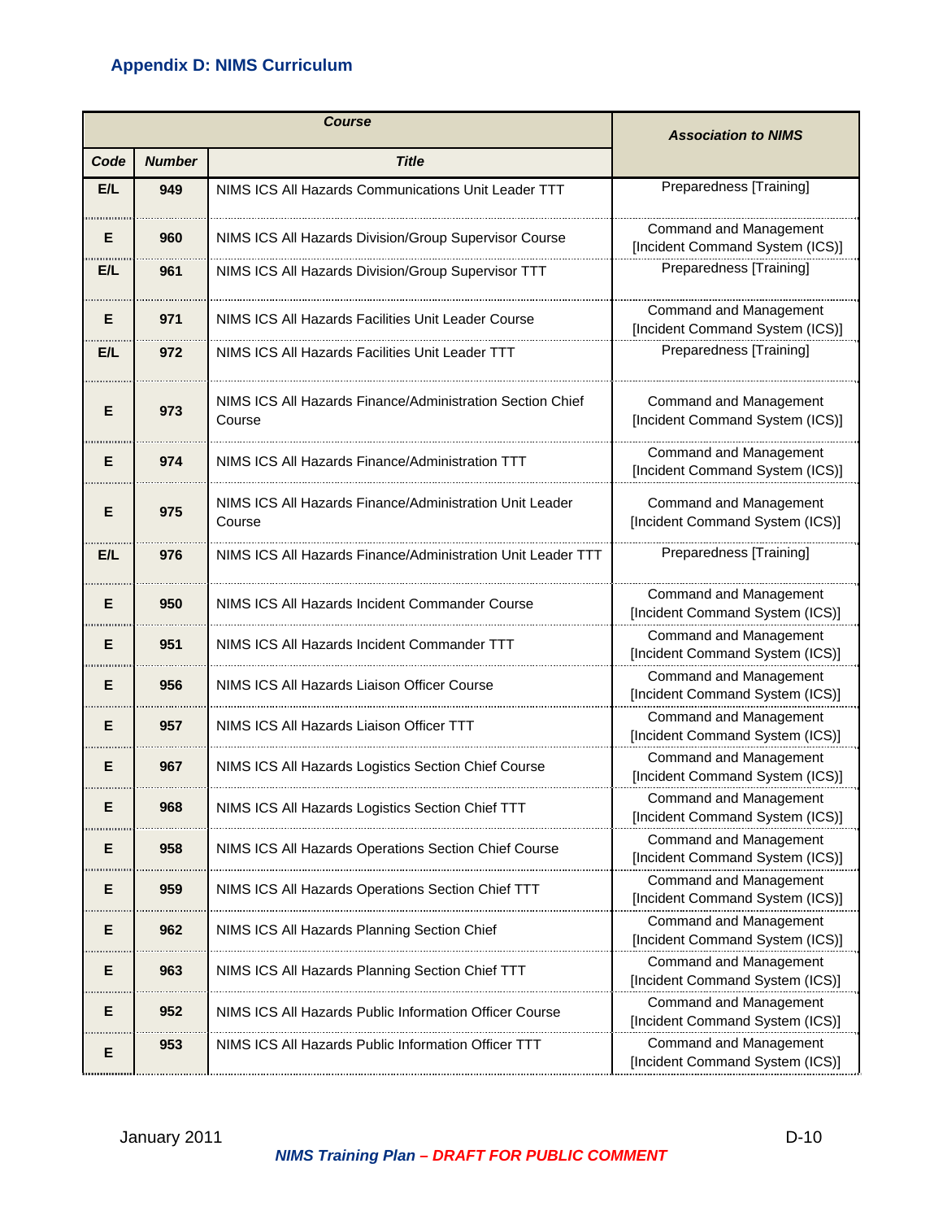### Appendix D: NIMS Curriculum

| Course | | | Association to NIMS |
|---|---|---|---|
| **Code** | **Number** | **Title** | |
| E/L | 949 | NIMS ICS All Hazards Communications Unit Leader TTT | Preparedness [Training] |
| E | 960 | NIMS ICS All Hazards Division/Group Supervisor Course | Command and Management [Incident Command System (ICS)] |
| E/L | 961 | NIMS ICS All Hazards Division/Group Supervisor TTT | Preparedness [Training] |
| E | 971 | NIMS ICS All Hazards Facilities Unit Leader Course | Command and Management [Incident Command System (ICS)] |
| E/L | 972 | NIMS ICS All Hazards Facilities Unit Leader TTT | Preparedness [Training] |
| E | 973 | NIMS ICS All Hazards Finance/Administration Section Chief Course | Command and Management [Incident Command System (ICS)] |
| E | 974 | NIMS ICS All Hazards Finance/Administration TTT | Command and Management [Incident Command System (ICS)] |
| E | 975 | NIMS ICS All Hazards Finance/Administration Unit Leader Course | Command and Management [Incident Command System (ICS)] |
| E/L | 976 | NIMS ICS All Hazards Finance/Administration Unit Leader TTT | Preparedness [Training] |
| E | 950 | NIMS ICS All Hazards Incident Commander Course | Command and Management [Incident Command System (ICS)] |
| E | 951 | NIMS ICS All Hazards Incident Commander TTT | Command and Management [Incident Command System (ICS)] |
| E | 956 | NIMS ICS All Hazards Liaison Officer Course | Command and Management [Incident Command System (ICS)] |
| E | 957 | NIMS ICS All Hazards Liaison Officer TTT | Command and Management [Incident Command System (ICS)] |
| E | 967 | NIMS ICS All Hazards Logistics Section Chief Course | Command and Management [Incident Command System (ICS)] |
| E | 968 | NIMS ICS All Hazards Logistics Section Chief TTT | Command and Management [Incident Command System (ICS)] |
| E | 958 | NIMS ICS All Hazards Operations Section Chief Course | Command and Management [Incident Command System (ICS)] |
| E | 959 | NIMS ICS All Hazards Operations Section Chief TTT | Command and Management [Incident Command System (ICS)] |
| E | 962 | NIMS ICS All Hazards Planning Section Chief | Command and Management [Incident Command System (ICS)] |
| E | 963 | NIMS ICS All Hazards Planning Section Chief TTT | Command and Management [Incident Command System (ICS)] |
| E | 952 | NIMS ICS All Hazards Public Information Officer Course | Command and Management [Incident Command System (ICS)] |
| E | 953 | NIMS ICS All Hazards Public Information Officer TTT | Command and Management [Incident Command System (ICS)] |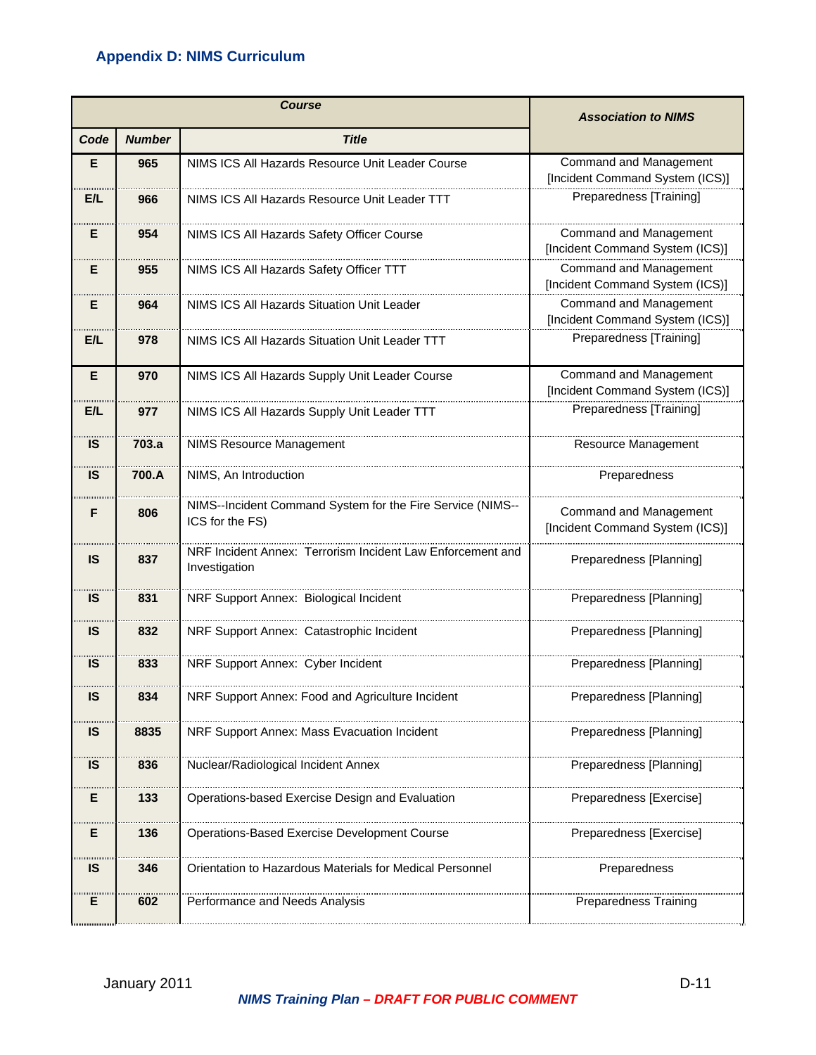## Appendix D: NIMS Curriculum

| Course | | | Association to NIMS |
|---|---|---|---|
| **Code** | **Number** | **Title** | |
| E | 965 | NIMS ICS All Hazards Resource Unit Leader Course | Command and Management [Incident Command System (ICS)] |
| E/L | 966 | NIMS ICS All Hazards Resource Unit Leader TTT | Preparedness [Training] |
| E | 954 | NIMS ICS All Hazards Safety Officer Course | Command and Management [Incident Command System (ICS)] |
| E | 955 | NIMS ICS All Hazards Safety Officer TTT | Command and Management [Incident Command System (ICS)] |
| E | 964 | NIMS ICS All Hazards Situation Unit Leader | Command and Management [Incident Command System (ICS)] |
| E/L | 978 | NIMS ICS All Hazards Situation Unit Leader TTT | Preparedness [Training] |
| E | 970 | NIMS ICS All Hazards Supply Unit Leader Course | Command and Management [Incident Command System (ICS)] |
| E/L | 977 | NIMS ICS All Hazards Supply Unit Leader TTT | Preparedness [Training] |
| IS | 703.a | NIMS Resource Management | Resource Management |
| IS | 700.A | NIMS, An Introduction | Preparedness |
| F | 806 | NIMS--Incident Command System for the Fire Service (NIMS--ICS for the FS) | Command and Management [Incident Command System (ICS)] |
| IS | 837 | NRF Incident Annex: Terrorism Incident Law Enforcement and Investigation | Preparedness [Planning] |
| IS | 831 | NRF Support Annex: Biological Incident | Preparedness [Planning] |
| IS | 832 | NRF Support Annex: Catastrophic Incident | Preparedness [Planning] |
| IS | 833 | NRF Support Annex: Cyber Incident | Preparedness [Planning] |
| IS | 834 | NRF Support Annex: Food and Agriculture Incident | Preparedness [Planning] |
| IS | 8835 | NRF Support Annex: Mass Evacuation Incident | Preparedness [Planning] |
| IS | 836 | Nuclear/Radiological Incident Annex | Preparedness [Planning] |
| E | 133 | Operations-based Exercise Design and Evaluation | Preparedness [Exercise] |
| E | 136 | Operations-Based Exercise Development Course | Preparedness [Exercise] |
| IS | 346 | Orientation to Hazardous Materials for Medical Personnel | Preparedness |
| E | 602 | Performance and Needs Analysis | Preparedness Training |

January 2011

*NIMS Training Plan – DRAFT FOR PUBLIC COMMENT*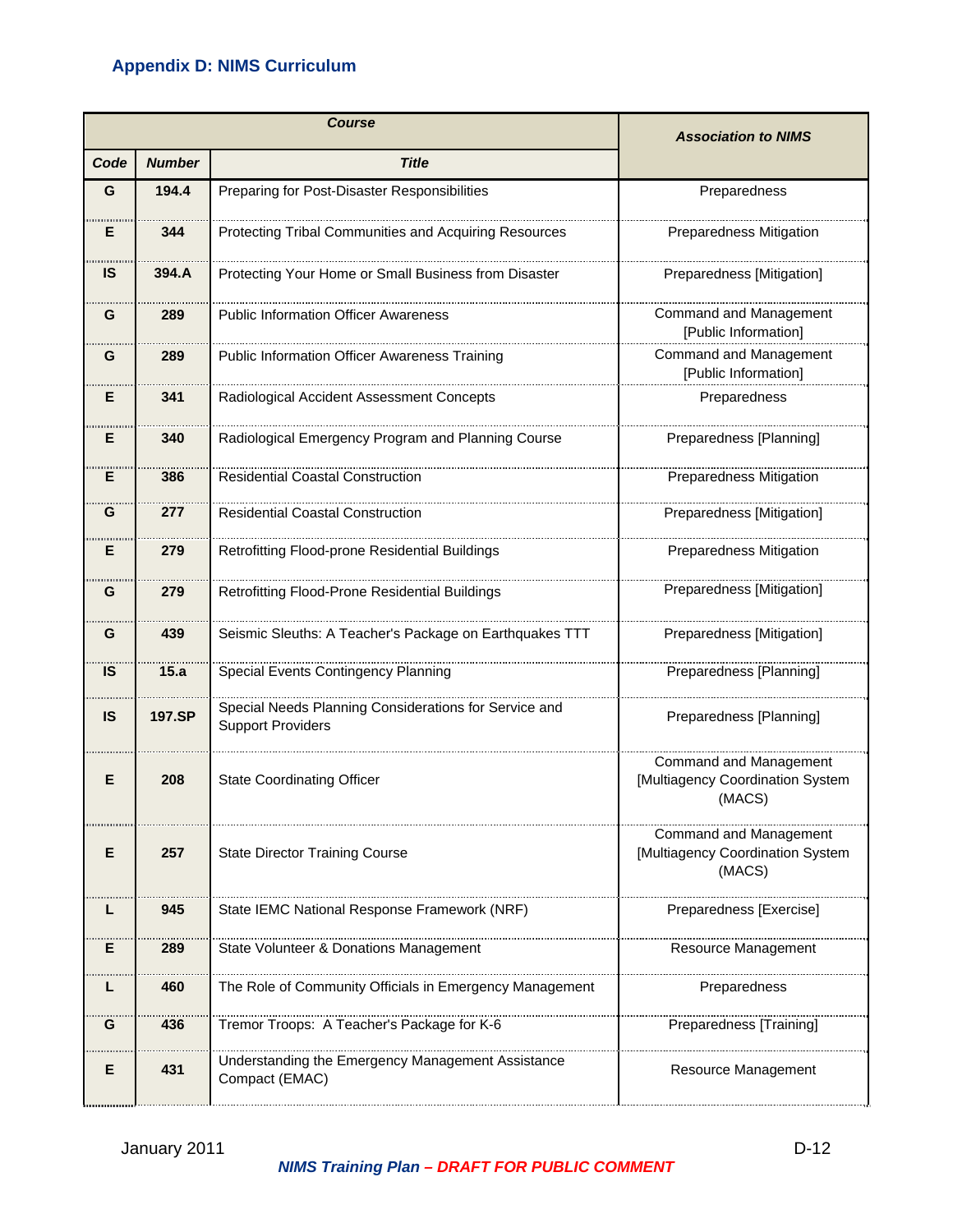## Appendix D: NIMS Curriculum

| Course | | | Association to NIMS |
|---|---|---|---|
| **Code** | **Number** | **Title** | |
| G | 194.4 | Preparing for Post-Disaster Responsibilities | Preparedness |
| E | 344 | Protecting Tribal Communities and Acquiring Resources | Preparedness Mitigation |
| IS | 394.A | Protecting Your Home or Small Business from Disaster | Preparedness [Mitigation] |
| G | 289 | Public Information Officer Awareness | Command and Management [Public Information] |
| G | 289 | Public Information Officer Awareness Training | Command and Management [Public Information] |
| E | 341 | Radiological Accident Assessment Concepts | Preparedness |
| E | 340 | Radiological Emergency Program and Planning Course | Preparedness [Planning] |
| E | 386 | Residential Coastal Construction | Preparedness Mitigation |
| G | 277 | Residential Coastal Construction | Preparedness [Mitigation] |
| E | 279 | Retrofitting Flood-prone Residential Buildings | Preparedness Mitigation |
| G | 279 | Retrofitting Flood-Prone Residential Buildings | Preparedness [Mitigation] |
| G | 439 | Seismic Sleuths: A Teacher's Package on Earthquakes TTT | Preparedness [Mitigation] |
| IS | 15.a | Special Events Contingency Planning | Preparedness [Planning] |
| IS | 197.SP | Special Needs Planning Considerations for Service and Support Providers | Preparedness [Planning] |
| E | 208 | State Coordinating Officer | Command and Management [Multiagency Coordination System (MACS) |
| E | 257 | State Director Training Course | Command and Management [Multiagency Coordination System (MACS) |
| L | 945 | State IEMC National Response Framework (NRF) | Preparedness [Exercise] |
| E | 289 | State Volunteer & Donations Management | Resource Management |
| L | 460 | The Role of Community Officials in Emergency Management | Preparedness |
| G | 436 | Tremor Troops: A Teacher's Package for K-6 | Preparedness [Training] |
| E | 431 | Understanding the Emergency Management Assistance Compact (EMAC) | Resource Management |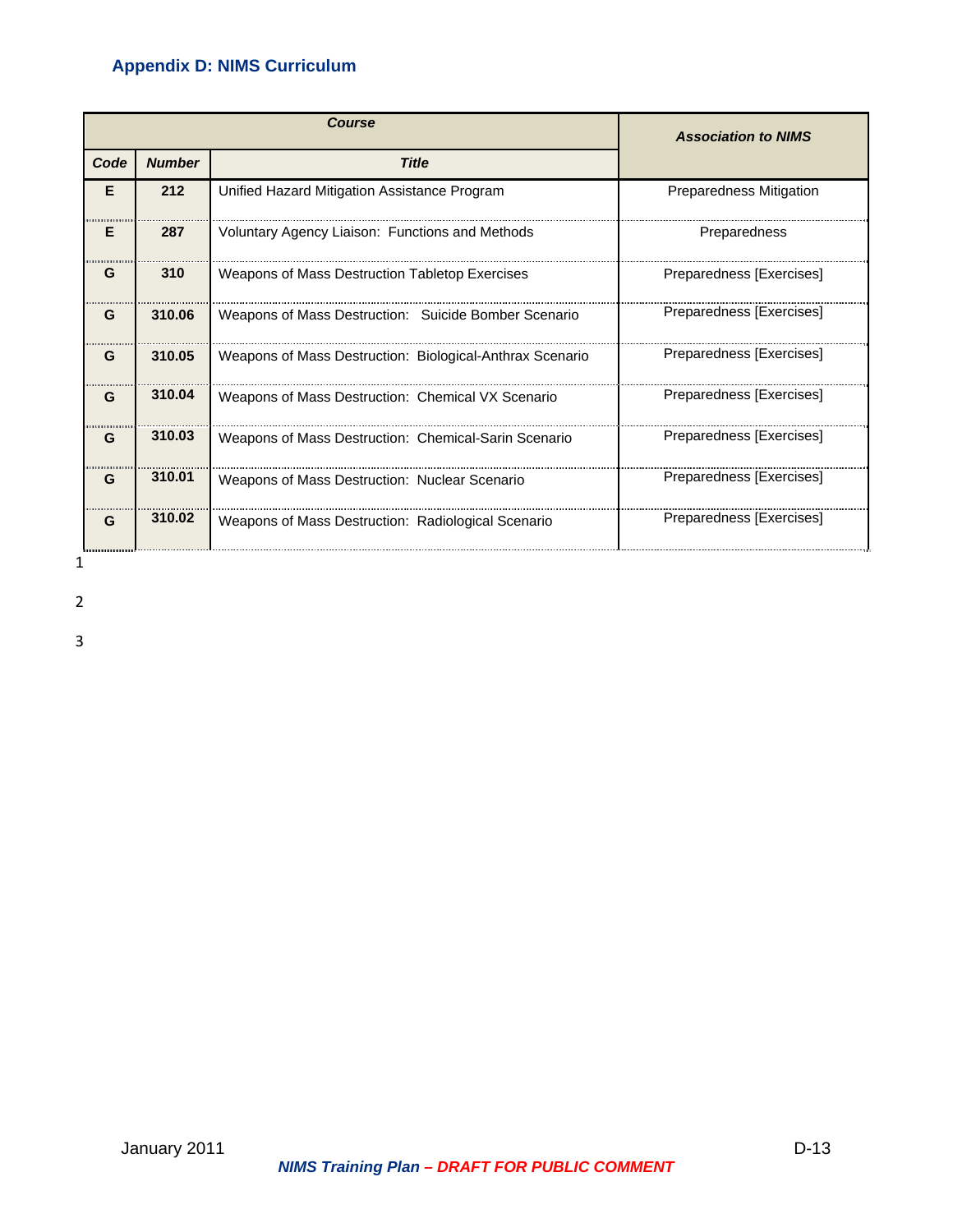### Appendix D: NIMS Curriculum

| Course | | | Association to NIMS |
|---|---|---|---|
| Code | Number | Title | |
| E | 212 | Unified Hazard Mitigation Assistance Program | Preparedness Mitigation |
| E | 287 | Voluntary Agency Liaison: Functions and Methods | Preparedness |
| G | 310 | Weapons of Mass Destruction Tabletop Exercises | Preparedness [Exercises] |
| G | 310.06 | Weapons of Mass Destruction: Suicide Bomber Scenario | Preparedness [Exercises] |
| G | 310.05 | Weapons of Mass Destruction: Biological-Anthrax Scenario | Preparedness [Exercises] |
| G | 310.04 | Weapons of Mass Destruction: Chemical VX Scenario | Preparedness [Exercises] |
| G | 310.03 | Weapons of Mass Destruction: Chemical-Sarin Scenario | Preparedness [Exercises] |
| G | 310.01 | Weapons of Mass Destruction: Nuclear Scenario | Preparedness [Exercises] |
| G | 310.02 | Weapons of Mass Destruction: Radiological Scenario | Preparedness [Exercises] |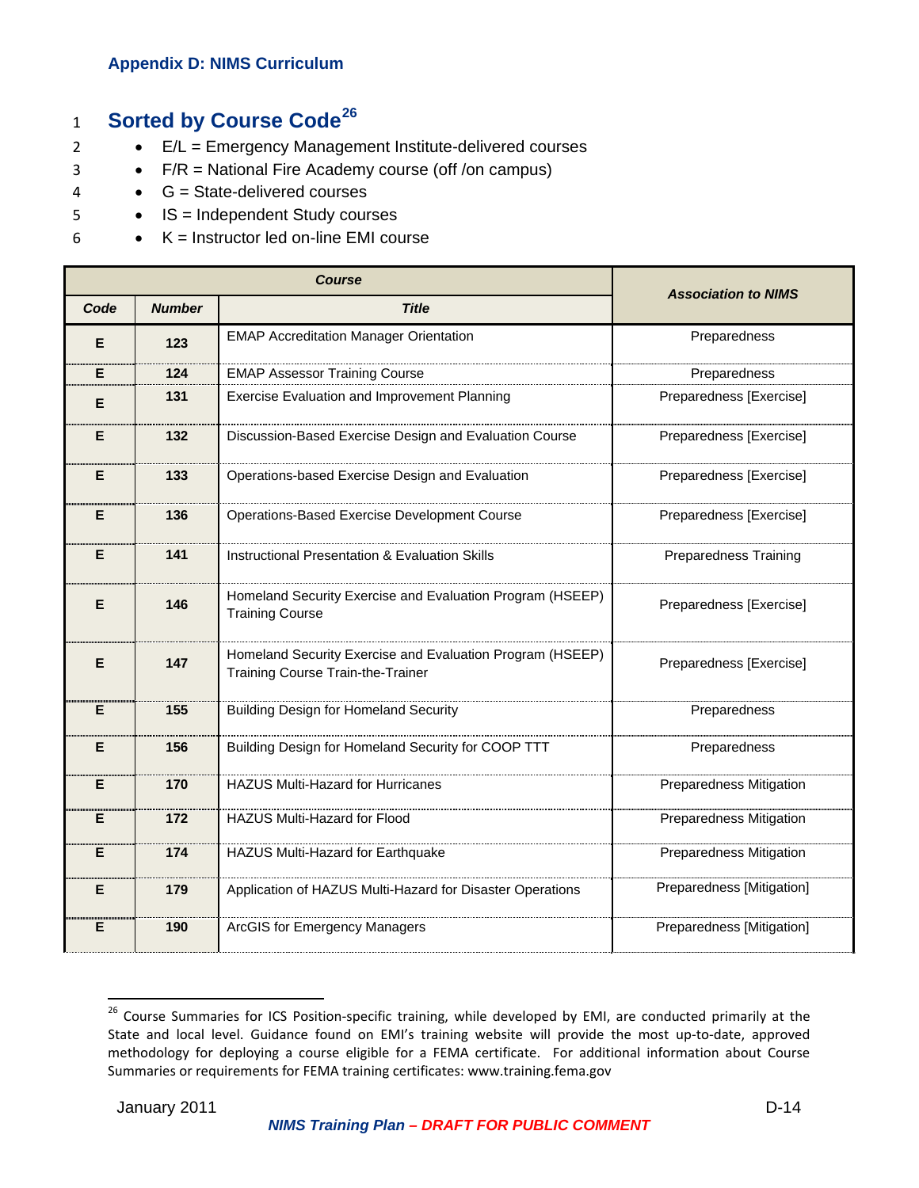## Appendix D: NIMS Curriculum

# Sorted by Course Code[26]

- E/L = Emergency Management Institute-delivered courses
- F/R = National Fire Academy course (off /on campus)
- G = State-delivered courses
- IS = Independent Study courses
- K = Instructor led on-line EMI course

| Course | | | Association to NIMS |
|---|---|---|---|
| **Code** | **Number** | **Title** | |
| E | 123 | EMAP Accreditation Manager Orientation | Preparedness |
| E | 124 | EMAP Assessor Training Course | Preparedness |
| E | 131 | Exercise Evaluation and Improvement Planning | Preparedness [Exercise] |
| E | 132 | Discussion-Based Exercise Design and Evaluation Course | Preparedness [Exercise] |
| E | 133 | Operations-based Exercise Design and Evaluation | Preparedness [Exercise] |
| E | 136 | Operations-Based Exercise Development Course | Preparedness [Exercise] |
| E | 141 | Instructional Presentation & Evaluation Skills | Preparedness Training |
| E | 146 | Homeland Security Exercise and Evaluation Program (HSEEP) Training Course | Preparedness [Exercise] |
| E | 147 | Homeland Security Exercise and Evaluation Program (HSEEP) Training Course Train-the-Trainer | Preparedness [Exercise] |
| E | 155 | Building Design for Homeland Security | Preparedness |
| E | 156 | Building Design for Homeland Security for COOP TTT | Preparedness |
| E | 170 | HAZUS Multi-Hazard for Hurricanes | Preparedness Mitigation |
| E | 172 | HAZUS Multi-Hazard for Flood | Preparedness Mitigation |
| E | 174 | HAZUS Multi-Hazard for Earthquake | Preparedness Mitigation |
| E | 179 | Application of HAZUS Multi-Hazard for Disaster Operations | Preparedness [Mitigation] |
| E | 190 | ArcGIS for Emergency Managers | Preparedness [Mitigation] |

[26] Course Summaries for ICS Position-specific training, while developed by EMI, are conducted primarily at the State and local level. Guidance found on EMI's training website will provide the most up-to-date, approved methodology for deploying a course eligible for a FEMA certificate. For additional information about Course Summaries or requirements for FEMA training certificates: www.training.fema.gov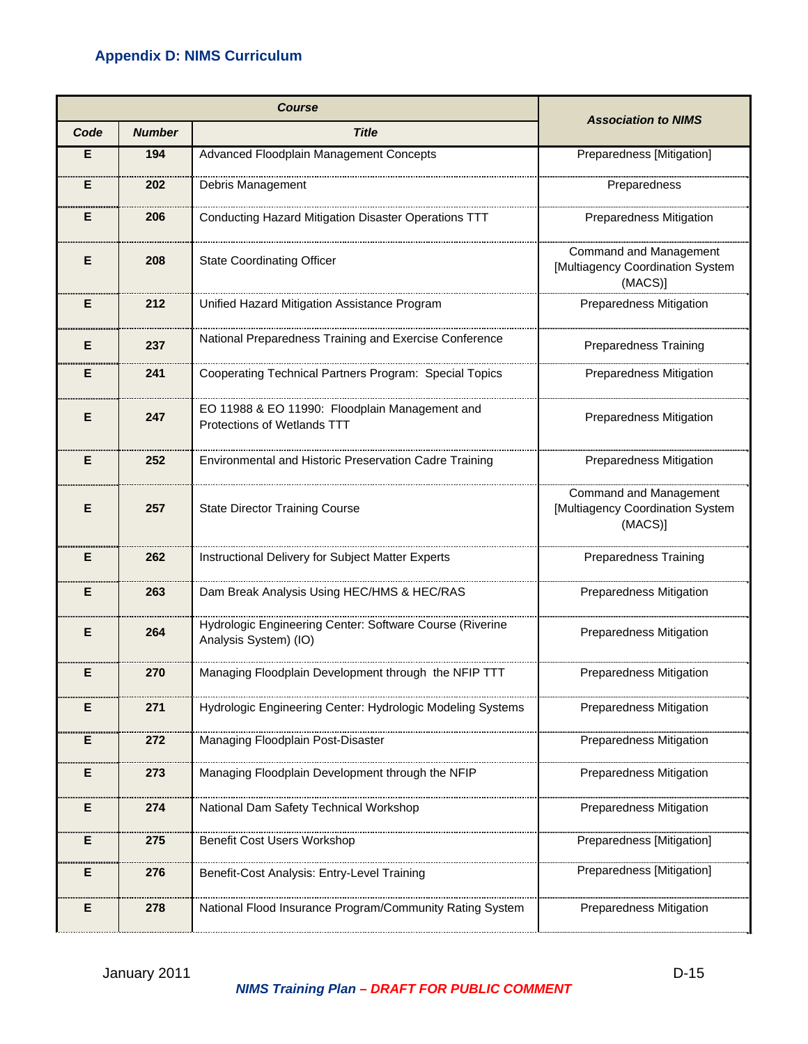### Appendix D: NIMS Curriculum

| Course | | | Association to NIMS |
|---|---|---|---|
| **Code** | **Number** | **Title** | |
| E | 194 | Advanced Floodplain Management Concepts | Preparedness [Mitigation] |
| E | 202 | Debris Management | Preparedness |
| E | 206 | Conducting Hazard Mitigation Disaster Operations TTT | Preparedness Mitigation |
| E | 208 | State Coordinating Officer | Command and Management [Multiagency Coordination System (MACS)] |
| E | 212 | Unified Hazard Mitigation Assistance Program | Preparedness Mitigation |
| E | 237 | National Preparedness Training and Exercise Conference | Preparedness Training |
| E | 241 | Cooperating Technical Partners Program: Special Topics | Preparedness Mitigation |
| E | 247 | EO 11988 & EO 11990: Floodplain Management and Protections of Wetlands TTT | Preparedness Mitigation |
| E | 252 | Environmental and Historic Preservation Cadre Training | Preparedness Mitigation |
| E | 257 | State Director Training Course | Command and Management [Multiagency Coordination System (MACS)] |
| E | 262 | Instructional Delivery for Subject Matter Experts | Preparedness Training |
| E | 263 | Dam Break Analysis Using HEC/HMS & HEC/RAS | Preparedness Mitigation |
| E | 264 | Hydrologic Engineering Center: Software Course (Riverine Analysis System) (IO) | Preparedness Mitigation |
| E | 270 | Managing Floodplain Development through the NFIP TTT | Preparedness Mitigation |
| E | 271 | Hydrologic Engineering Center: Hydrologic Modeling Systems | Preparedness Mitigation |
| E | 272 | Managing Floodplain Post-Disaster | Preparedness Mitigation |
| E | 273 | Managing Floodplain Development through the NFIP | Preparedness Mitigation |
| E | 274 | National Dam Safety Technical Workshop | Preparedness Mitigation |
| E | 275 | Benefit Cost Users Workshop | Preparedness [Mitigation] |
| E | 276 | Benefit-Cost Analysis: Entry-Level Training | Preparedness [Mitigation] |
| E | 278 | National Flood Insurance Program/Community Rating System | Preparedness Mitigation |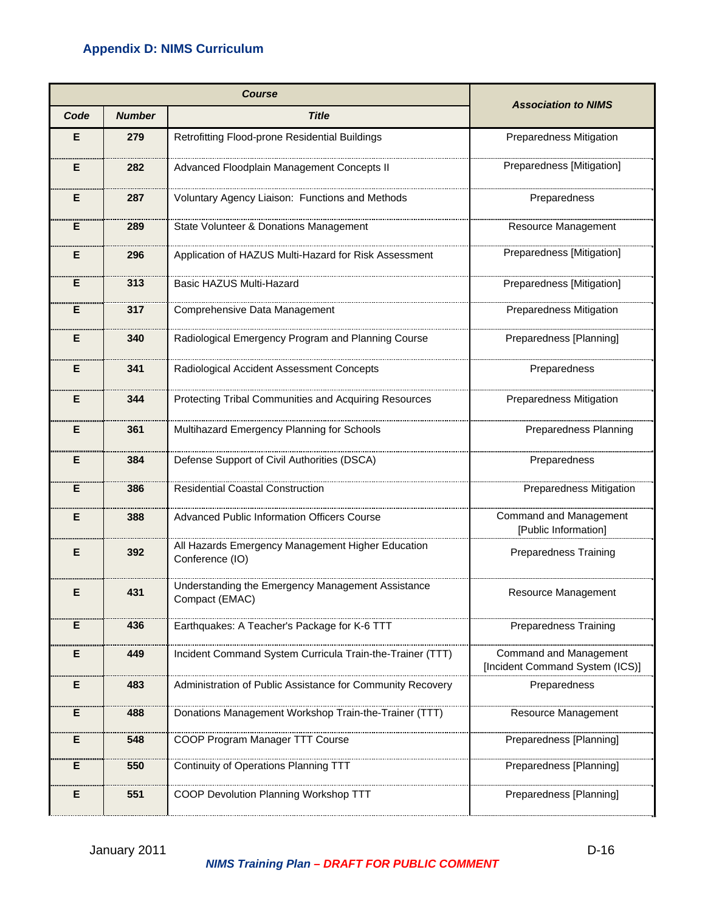## Appendix D: NIMS Curriculum

| Course | | | Association to NIMS |
|---|---|---|---|
| Code | Number | Title | |
| E | 279 | Retrofitting Flood-prone Residential Buildings | Preparedness Mitigation |
| E | 282 | Advanced Floodplain Management Concepts II | Preparedness [Mitigation] |
| E | 287 | Voluntary Agency Liaison: Functions and Methods | Preparedness |
| E | 289 | State Volunteer & Donations Management | Resource Management |
| E | 296 | Application of HAZUS Multi-Hazard for Risk Assessment | Preparedness [Mitigation] |
| E | 313 | Basic HAZUS Multi-Hazard | Preparedness [Mitigation] |
| E | 317 | Comprehensive Data Management | Preparedness Mitigation |
| E | 340 | Radiological Emergency Program and Planning Course | Preparedness [Planning] |
| E | 341 | Radiological Accident Assessment Concepts | Preparedness |
| E | 344 | Protecting Tribal Communities and Acquiring Resources | Preparedness Mitigation |
| E | 361 | Multihazard Emergency Planning for Schools | Preparedness Planning |
| E | 384 | Defense Support of Civil Authorities (DSCA) | Preparedness |
| E | 386 | Residential Coastal Construction | Preparedness Mitigation |
| E | 388 | Advanced Public Information Officers Course | Command and Management [Public Information] |
| E | 392 | All Hazards Emergency Management Higher Education Conference (IO) | Preparedness Training |
| E | 431 | Understanding the Emergency Management Assistance Compact (EMAC) | Resource Management |
| E | 436 | Earthquakes: A Teacher's Package for K-6 TTT | Preparedness Training |
| E | 449 | Incident Command System Curricula Train-the-Trainer (TTT) | Command and Management [Incident Command System (ICS)] |
| E | 483 | Administration of Public Assistance for Community Recovery | Preparedness |
| E | 488 | Donations Management Workshop Train-the-Trainer (TTT) | Resource Management |
| E | 548 | COOP Program Manager TTT Course | Preparedness [Planning] |
| E | 550 | Continuity of Operations Planning TTT | Preparedness [Planning] |
| E | 551 | COOP Devolution Planning Workshop TTT | Preparedness [Planning] |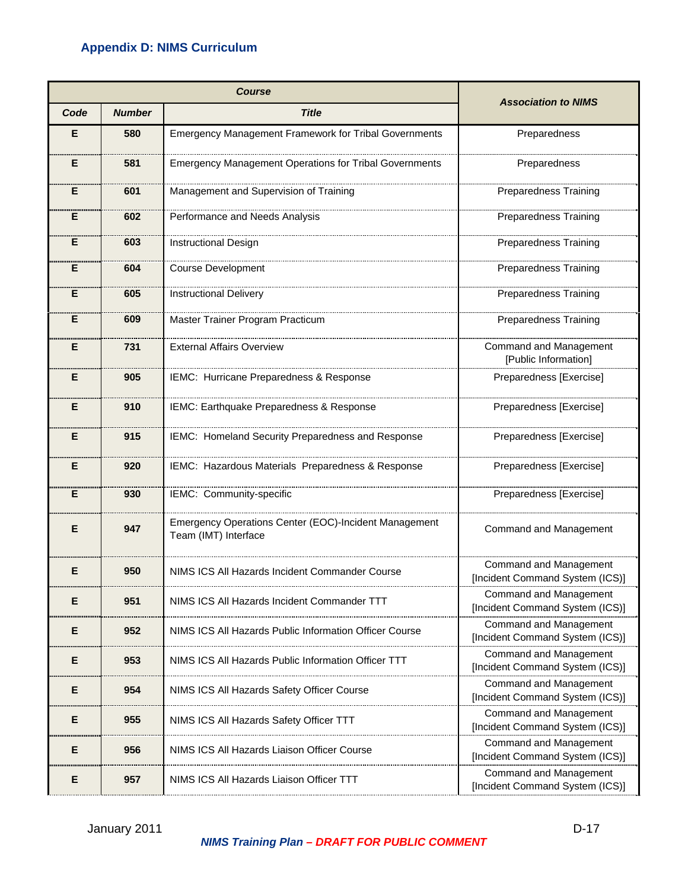### Appendix D: NIMS Curriculum

| Course | | | Association to NIMS |
|---|---|---|---|
| Code | Number | Title | |
| E | 580 | Emergency Management Framework for Tribal Governments | Preparedness |
| E | 581 | Emergency Management Operations for Tribal Governments | Preparedness |
| E | 601 | Management and Supervision of Training | Preparedness Training |
| E | 602 | Performance and Needs Analysis | Preparedness Training |
| E | 603 | Instructional Design | Preparedness Training |
| E | 604 | Course Development | Preparedness Training |
| E | 605 | Instructional Delivery | Preparedness Training |
| E | 609 | Master Trainer Program Practicum | Preparedness Training |
| E | 731 | External Affairs Overview | Command and Management [Public Information] |
| E | 905 | IEMC: Hurricane Preparedness & Response | Preparedness [Exercise] |
| E | 910 | IEMC: Earthquake Preparedness & Response | Preparedness [Exercise] |
| E | 915 | IEMC: Homeland Security Preparedness and Response | Preparedness [Exercise] |
| E | 920 | IEMC: Hazardous Materials Preparedness & Response | Preparedness [Exercise] |
| E | 930 | IEMC: Community-specific | Preparedness [Exercise] |
| E | 947 | Emergency Operations Center (EOC)-Incident Management Team (IMT) Interface | Command and Management |
| E | 950 | NIMS ICS All Hazards Incident Commander Course | Command and Management [Incident Command System (ICS)] |
| E | 951 | NIMS ICS All Hazards Incident Commander TTT | Command and Management [Incident Command System (ICS)] |
| E | 952 | NIMS ICS All Hazards Public Information Officer Course | Command and Management [Incident Command System (ICS)] |
| E | 953 | NIMS ICS All Hazards Public Information Officer TTT | Command and Management [Incident Command System (ICS)] |
| E | 954 | NIMS ICS All Hazards Safety Officer Course | Command and Management [Incident Command System (ICS)] |
| E | 955 | NIMS ICS All Hazards Safety Officer TTT | Command and Management [Incident Command System (ICS)] |
| E | 956 | NIMS ICS All Hazards Liaison Officer Course | Command and Management [Incident Command System (ICS)] |
| E | 957 | NIMS ICS All Hazards Liaison Officer TTT | Command and Management [Incident Command System (ICS)] |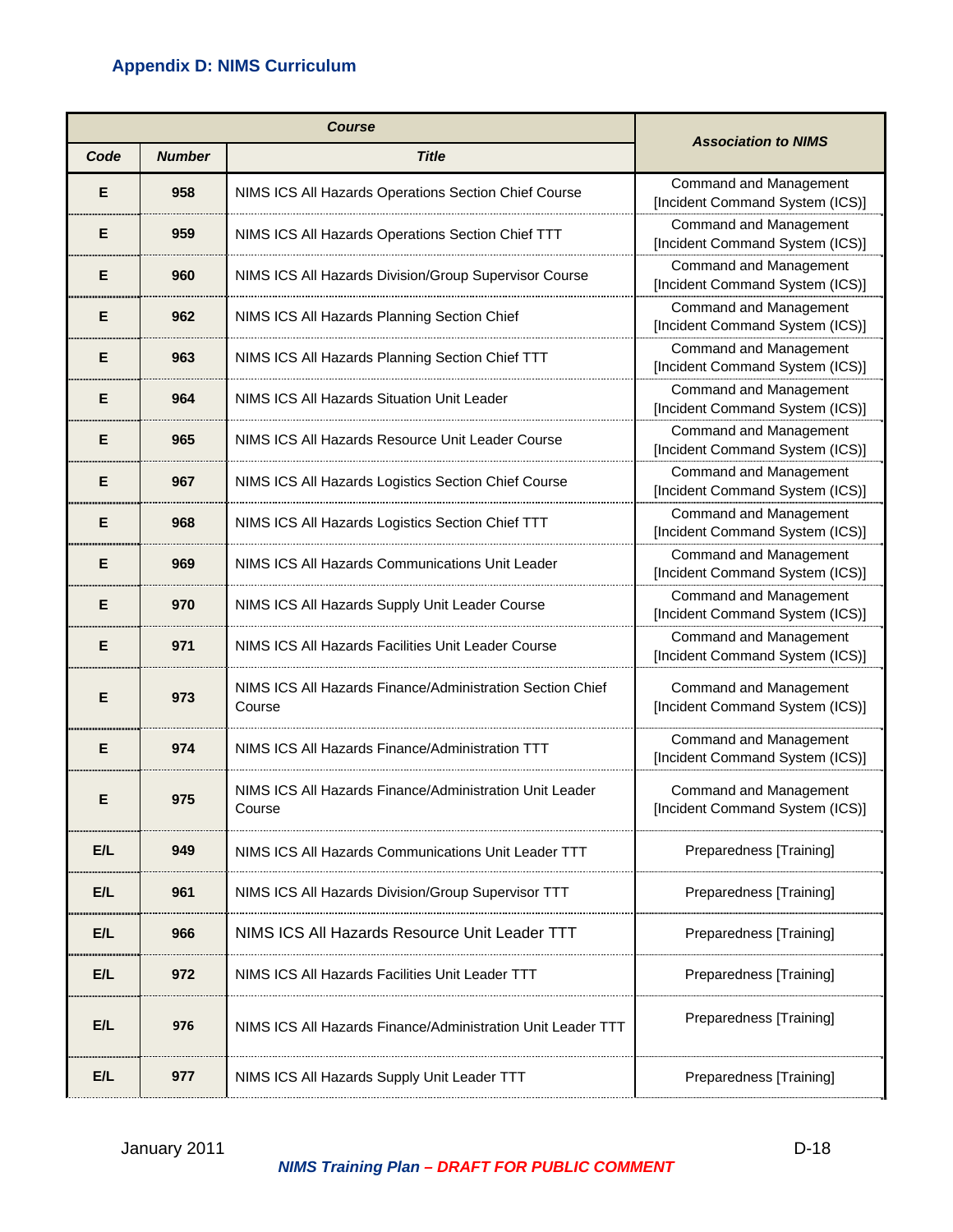### Appendix D: NIMS Curriculum

| Course | | | Association to NIMS |
|---|---|---|---|
| **Code** | **Number** | **Title** | |
| **E** | **958** | NIMS ICS All Hazards Operations Section Chief Course | Command and Management [Incident Command System (ICS)] |
| **E** | **959** | NIMS ICS All Hazards Operations Section Chief TTT | Command and Management [Incident Command System (ICS)] |
| **E** | **960** | NIMS ICS All Hazards Division/Group Supervisor Course | Command and Management [Incident Command System (ICS)] |
| **E** | **962** | NIMS ICS All Hazards Planning Section Chief | Command and Management [Incident Command System (ICS)] |
| **E** | **963** | NIMS ICS All Hazards Planning Section Chief TTT | Command and Management [Incident Command System (ICS)] |
| **E** | **964** | NIMS ICS All Hazards Situation Unit Leader | Command and Management [Incident Command System (ICS)] |
| **E** | **965** | NIMS ICS All Hazards Resource Unit Leader Course | Command and Management [Incident Command System (ICS)] |
| **E** | **967** | NIMS ICS All Hazards Logistics Section Chief Course | Command and Management [Incident Command System (ICS)] |
| **E** | **968** | NIMS ICS All Hazards Logistics Section Chief TTT | Command and Management [Incident Command System (ICS)] |
| **E** | **969** | NIMS ICS All Hazards Communications Unit Leader | Command and Management [Incident Command System (ICS)] |
| **E** | **970** | NIMS ICS All Hazards Supply Unit Leader Course | Command and Management [Incident Command System (ICS)] |
| **E** | **971** | NIMS ICS All Hazards Facilities Unit Leader Course | Command and Management [Incident Command System (ICS)] |
| **E** | **973** | NIMS ICS All Hazards Finance/Administration Section Chief Course | Command and Management [Incident Command System (ICS)] |
| **E** | **974** | NIMS ICS All Hazards Finance/Administration TTT | Command and Management [Incident Command System (ICS)] |
| **E** | **975** | NIMS ICS All Hazards Finance/Administration Unit Leader Course | Command and Management [Incident Command System (ICS)] |
| **E/L** | **949** | NIMS ICS All Hazards Communications Unit Leader TTT | Preparedness [Training] |
| **E/L** | **961** | NIMS ICS All Hazards Division/Group Supervisor TTT | Preparedness [Training] |
| **E/L** | **966** | NIMS ICS All Hazards Resource Unit Leader TTT | Preparedness [Training] |
| **E/L** | **972** | NIMS ICS All Hazards Facilities Unit Leader TTT | Preparedness [Training] |
| **E/L** | **976** | NIMS ICS All Hazards Finance/Administration Unit Leader TTT | Preparedness [Training] |
| **E/L** | **977** | NIMS ICS All Hazards Supply Unit Leader TTT | Preparedness [Training] |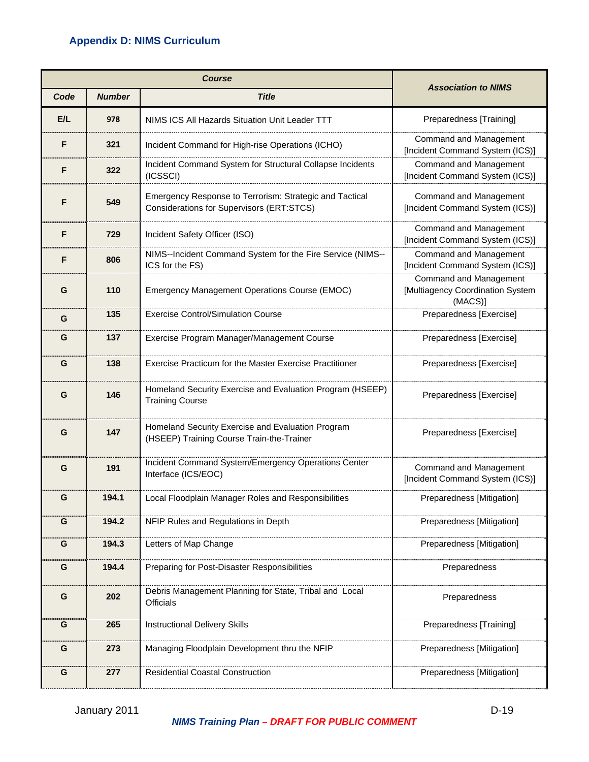## Appendix D: NIMS Curriculum

| Course | | | Association to NIMS |
|---|---|---|---|
| Code | Number | Title | |
| E/L | 978 | NIMS ICS All Hazards Situation Unit Leader TTT | Preparedness [Training] |
| F | 321 | Incident Command for High-rise Operations (ICHO) | Command and Management [Incident Command System (ICS)] |
| F | 322 | Incident Command System for Structural Collapse Incidents (ICSSCI) | Command and Management [Incident Command System (ICS)] |
| F | 549 | Emergency Response to Terrorism: Strategic and Tactical Considerations for Supervisors (ERT:STCS) | Command and Management [Incident Command System (ICS)] |
| F | 729 | Incident Safety Officer (ISO) | Command and Management [Incident Command System (ICS)] |
| F | 806 | NIMS--Incident Command System for the Fire Service (NIMS--ICS for the FS) | Command and Management [Incident Command System (ICS)] |
| G | 110 | Emergency Management Operations Course (EMOC) | Command and Management [Multiagency Coordination System (MACS)] |
| G | 135 | Exercise Control/Simulation Course | Preparedness [Exercise] |
| G | 137 | Exercise Program Manager/Management Course | Preparedness [Exercise] |
| G | 138 | Exercise Practicum for the Master Exercise Practitioner | Preparedness [Exercise] |
| G | 146 | Homeland Security Exercise and Evaluation Program (HSEEP) Training Course | Preparedness [Exercise] |
| G | 147 | Homeland Security Exercise and Evaluation Program (HSEEP) Training Course Train-the-Trainer | Preparedness [Exercise] |
| G | 191 | Incident Command System/Emergency Operations Center Interface (ICS/EOC) | Command and Management [Incident Command System (ICS)] |
| G | 194.1 | Local Floodplain Manager Roles and Responsibilities | Preparedness [Mitigation] |
| G | 194.2 | NFIP Rules and Regulations in Depth | Preparedness [Mitigation] |
| G | 194.3 | Letters of Map Change | Preparedness [Mitigation] |
| G | 194.4 | Preparing for Post-Disaster Responsibilities | Preparedness |
| G | 202 | Debris Management Planning for State, Tribal and Local Officials | Preparedness |
| G | 265 | Instructional Delivery Skills | Preparedness [Training] |
| G | 273 | Managing Floodplain Development thru the NFIP | Preparedness [Mitigation] |
| G | 277 | Residential Coastal Construction | Preparedness [Mitigation] |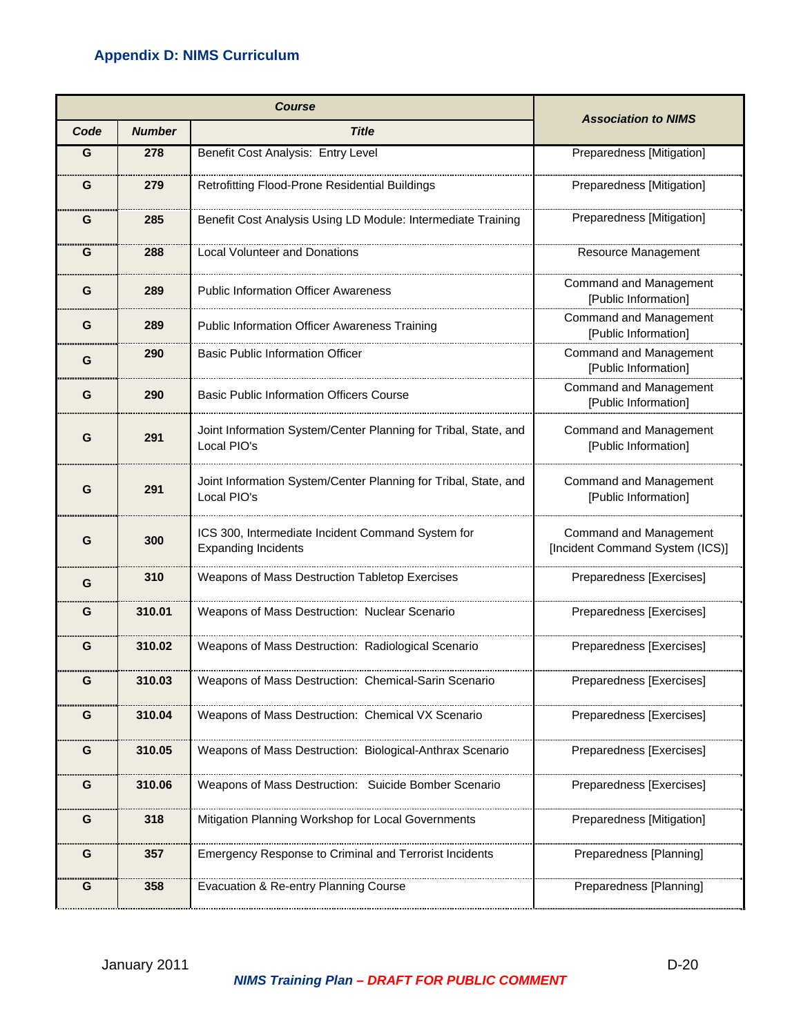## Appendix D: NIMS Curriculum

| Course | | | Association to NIMS |
|---|---|---|---|
| Code | Number | Title | |
| G | 278 | Benefit Cost Analysis: Entry Level | Preparedness [Mitigation] |
| G | 279 | Retrofitting Flood-Prone Residential Buildings | Preparedness [Mitigation] |
| G | 285 | Benefit Cost Analysis Using LD Module: Intermediate Training | Preparedness [Mitigation] |
| G | 288 | Local Volunteer and Donations | Resource Management |
| G | 289 | Public Information Officer Awareness | Command and Management [Public Information] |
| G | 289 | Public Information Officer Awareness Training | Command and Management [Public Information] |
| G | 290 | Basic Public Information Officer | Command and Management [Public Information] |
| G | 290 | Basic Public Information Officers Course | Command and Management [Public Information] |
| G | 291 | Joint Information System/Center Planning for Tribal, State, and Local PIO's | Command and Management [Public Information] |
| G | 291 | Joint Information System/Center Planning for Tribal, State, and Local PIO's | Command and Management [Public Information] |
| G | 300 | ICS 300, Intermediate Incident Command System for Expanding Incidents | Command and Management [Incident Command System (ICS)] |
| G | 310 | Weapons of Mass Destruction Tabletop Exercises | Preparedness [Exercises] |
| G | 310.01 | Weapons of Mass Destruction: Nuclear Scenario | Preparedness [Exercises] |
| G | 310.02 | Weapons of Mass Destruction: Radiological Scenario | Preparedness [Exercises] |
| G | 310.03 | Weapons of Mass Destruction: Chemical-Sarin Scenario | Preparedness [Exercises] |
| G | 310.04 | Weapons of Mass Destruction: Chemical VX Scenario | Preparedness [Exercises] |
| G | 310.05 | Weapons of Mass Destruction: Biological-Anthrax Scenario | Preparedness [Exercises] |
| G | 310.06 | Weapons of Mass Destruction: Suicide Bomber Scenario | Preparedness [Exercises] |
| G | 318 | Mitigation Planning Workshop for Local Governments | Preparedness [Mitigation] |
| G | 357 | Emergency Response to Criminal and Terrorist Incidents | Preparedness [Planning] |
| G | 358 | Evacuation & Re-entry Planning Course | Preparedness [Planning] |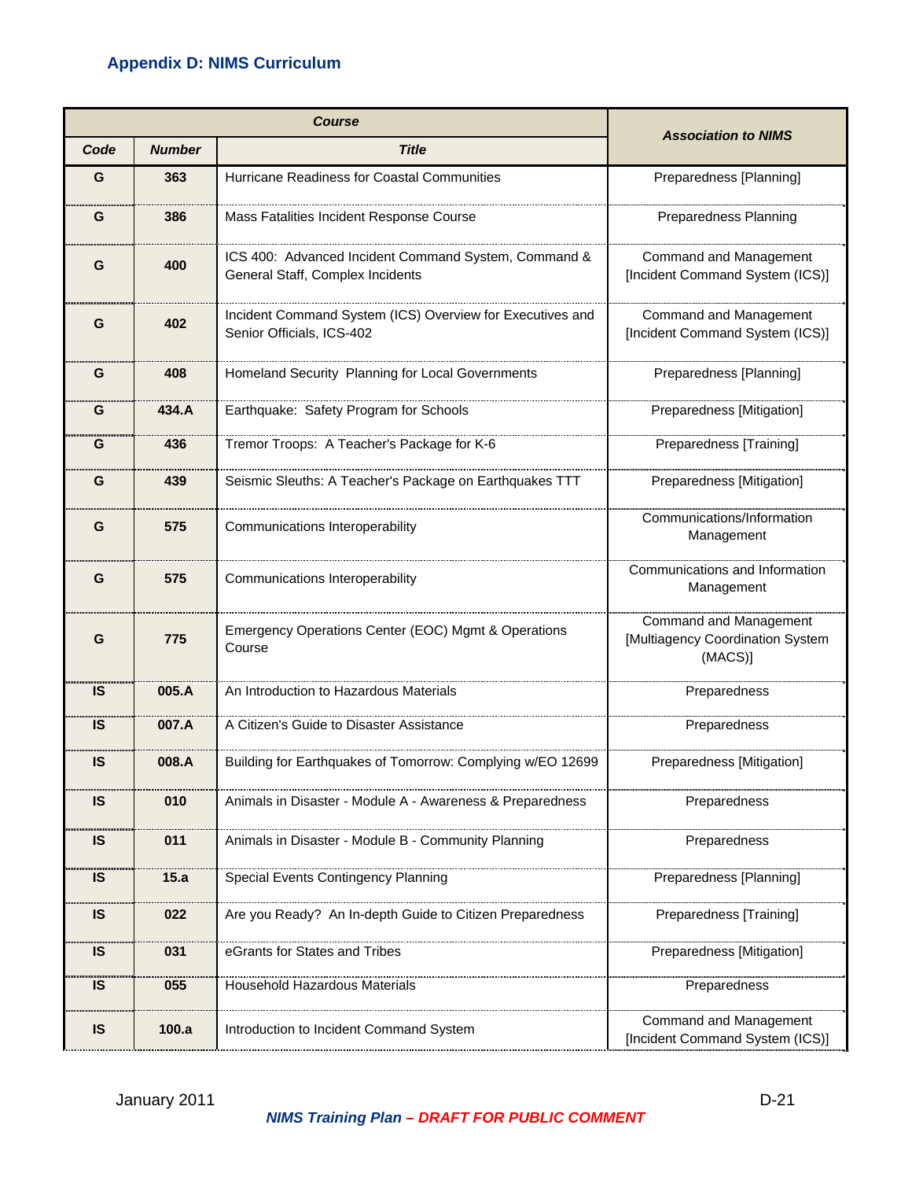## Appendix D: NIMS Curriculum

| Course | | | Association to NIMS |
|---|---|---|---|
| Code | Number | Title | |
| G | 363 | Hurricane Readiness for Coastal Communities | Preparedness [Planning] |
| G | 386 | Mass Fatalities Incident Response Course | Preparedness Planning |
| G | 400 | ICS 400: Advanced Incident Command System, Command & General Staff, Complex Incidents | Command and Management [Incident Command System (ICS)] |
| G | 402 | Incident Command System (ICS) Overview for Executives and Senior Officials, ICS-402 | Command and Management [Incident Command System (ICS)] |
| G | 408 | Homeland Security Planning for Local Governments | Preparedness [Planning] |
| G | 434.A | Earthquake: Safety Program for Schools | Preparedness [Mitigation] |
| G | 436 | Tremor Troops: A Teacher's Package for K-6 | Preparedness [Training] |
| G | 439 | Seismic Sleuths: A Teacher's Package on Earthquakes TTT | Preparedness [Mitigation] |
| G | 575 | Communications Interoperability | Communications/Information Management |
| G | 575 | Communications Interoperability | Communications and Information Management |
| G | 775 | Emergency Operations Center (EOC) Mgmt & Operations Course | Command and Management [Multiagency Coordination System (MACS)] |
| IS | 005.A | An Introduction to Hazardous Materials | Preparedness |
| IS | 007.A | A Citizen's Guide to Disaster Assistance | Preparedness |
| IS | 008.A | Building for Earthquakes of Tomorrow: Complying w/EO 12699 | Preparedness [Mitigation] |
| IS | 010 | Animals in Disaster - Module A - Awareness & Preparedness | Preparedness |
| IS | 011 | Animals in Disaster - Module B - Community Planning | Preparedness |
| IS | 15.a | Special Events Contingency Planning | Preparedness [Planning] |
| IS | 022 | Are you Ready? An In-depth Guide to Citizen Preparedness | Preparedness [Training] |
| IS | 031 | eGrants for States and Tribes | Preparedness [Mitigation] |
| IS | 055 | Household Hazardous Materials | Preparedness |
| IS | 100.a | Introduction to Incident Command System | Command and Management [Incident Command System (ICS)] |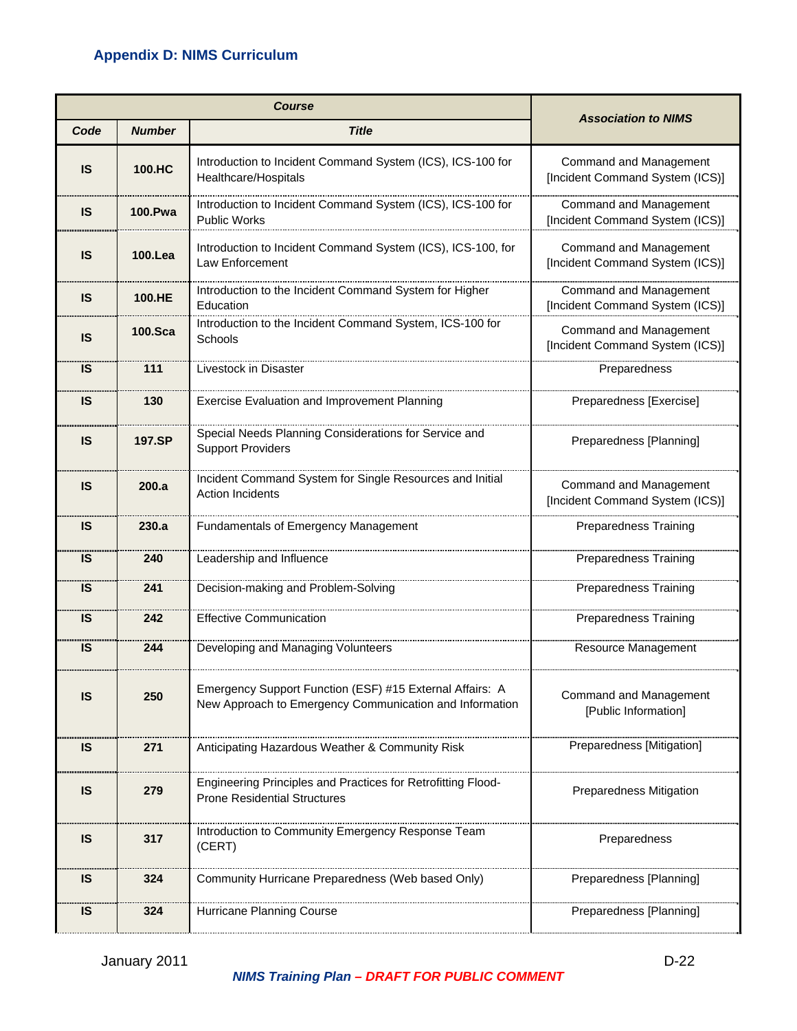## Appendix D: NIMS Curriculum

| Course | | | Association to NIMS |
|---|---|---|---|
| **Code** | **Number** | **Title** | |
| IS | 100.HC | Introduction to Incident Command System (ICS), ICS-100 for Healthcare/Hospitals | Command and Management [Incident Command System (ICS)] |
| IS | 100.Pwa | Introduction to Incident Command System (ICS), ICS-100 for Public Works | Command and Management [Incident Command System (ICS)] |
| IS | 100.Lea | Introduction to Incident Command System (ICS), ICS-100, for Law Enforcement | Command and Management [Incident Command System (ICS)] |
| IS | 100.HE | Introduction to the Incident Command System for Higher Education | Command and Management [Incident Command System (ICS)] |
| IS | 100.Sca | Introduction to the Incident Command System, ICS-100 for Schools | Command and Management [Incident Command System (ICS)] |
| IS | 111 | Livestock in Disaster | Preparedness |
| IS | 130 | Exercise Evaluation and Improvement Planning | Preparedness [Exercise] |
| IS | 197.SP | Special Needs Planning Considerations for Service and Support Providers | Preparedness [Planning] |
| IS | 200.a | Incident Command System for Single Resources and Initial Action Incidents | Command and Management [Incident Command System (ICS)] |
| IS | 230.a | Fundamentals of Emergency Management | Preparedness Training |
| IS | 240 | Leadership and Influence | Preparedness Training |
| IS | 241 | Decision-making and Problem-Solving | Preparedness Training |
| IS | 242 | Effective Communication | Preparedness Training |
| IS | 244 | Developing and Managing Volunteers | Resource Management |
| IS | 250 | Emergency Support Function (ESF) #15 External Affairs: A New Approach to Emergency Communication and Information | Command and Management [Public Information] |
| IS | 271 | Anticipating Hazardous Weather & Community Risk | Preparedness [Mitigation] |
| IS | 279 | Engineering Principles and Practices for Retrofitting Flood-Prone Residential Structures | Preparedness Mitigation |
| IS | 317 | Introduction to Community Emergency Response Team (CERT) | Preparedness |
| IS | 324 | Community Hurricane Preparedness (Web based Only) | Preparedness [Planning] |
| IS | 324 | Hurricane Planning Course | Preparedness [Planning] |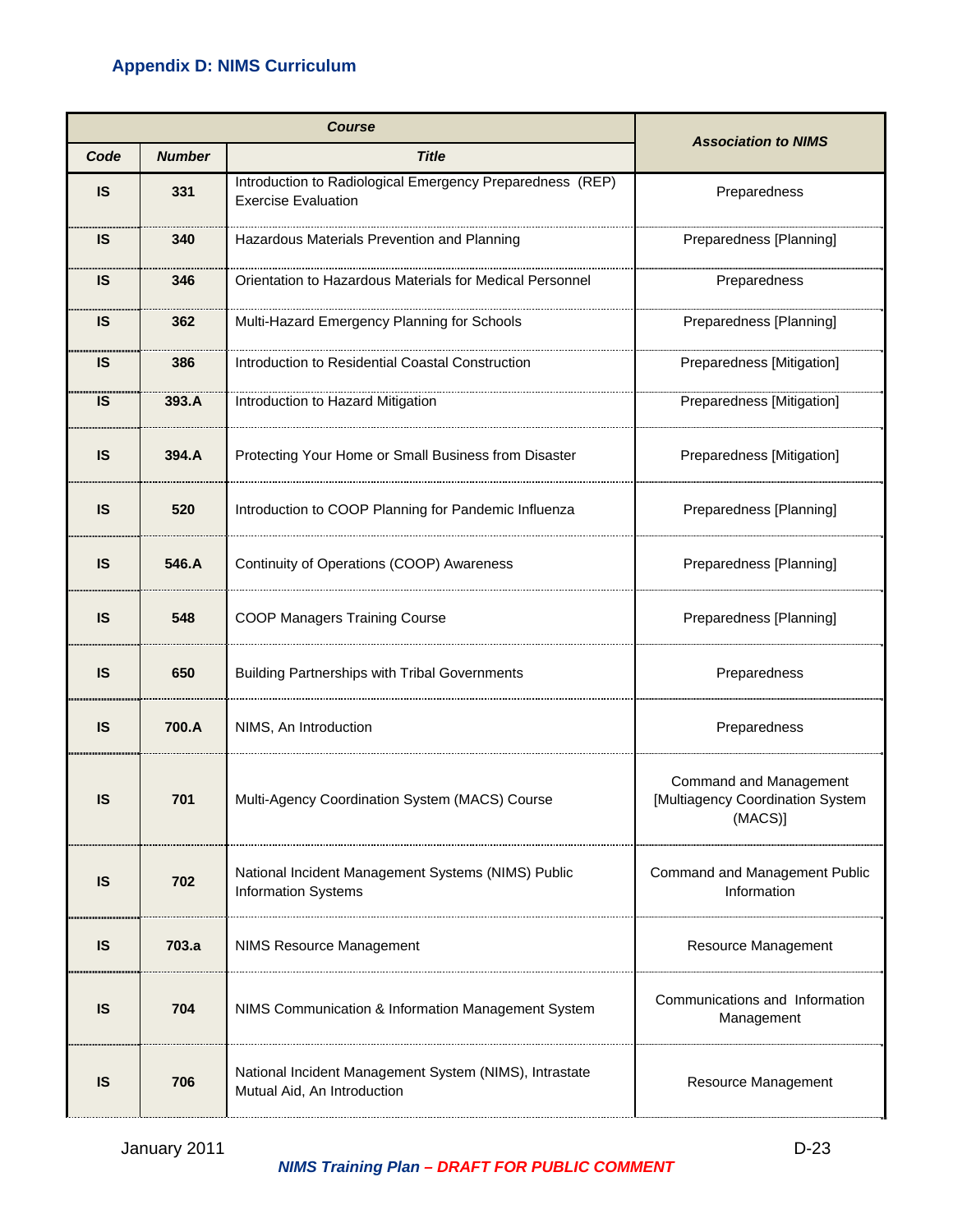## Appendix D: NIMS Curriculum

| Course | | | Association to NIMS |
|---|---|---|---|
| **Code** | **Number** | **Title** | |
| **IS** | **331** | Introduction to Radiological Emergency Preparedness (REP) Exercise Evaluation | Preparedness |
| **IS** | **340** | Hazardous Materials Prevention and Planning | Preparedness [Planning] |
| **IS** | **346** | Orientation to Hazardous Materials for Medical Personnel | Preparedness |
| **IS** | **362** | Multi-Hazard Emergency Planning for Schools | Preparedness [Planning] |
| **IS** | **386** | Introduction to Residential Coastal Construction | Preparedness [Mitigation] |
| **IS** | **393.A** | Introduction to Hazard Mitigation | Preparedness [Mitigation] |
| **IS** | **394.A** | Protecting Your Home or Small Business from Disaster | Preparedness [Mitigation] |
| **IS** | **520** | Introduction to COOP Planning for Pandemic Influenza | Preparedness [Planning] |
| **IS** | **546.A** | Continuity of Operations (COOP) Awareness | Preparedness [Planning] |
| **IS** | **548** | COOP Managers Training Course | Preparedness [Planning] |
| **IS** | **650** | Building Partnerships with Tribal Governments | Preparedness |
| **IS** | **700.A** | NIMS, An Introduction | Preparedness |
| **IS** | **701** | Multi-Agency Coordination System (MACS) Course | Command and Management [Multiagency Coordination System (MACS)] |
| **IS** | **702** | National Incident Management Systems (NIMS) Public Information Systems | Command and Management Public Information |
| **IS** | **703.a** | NIMS Resource Management | Resource Management |
| **IS** | **704** | NIMS Communication & Information Management System | Communications and Information Management |
| **IS** | **706** | National Incident Management System (NIMS), Intrastate Mutual Aid, An Introduction | Resource Management |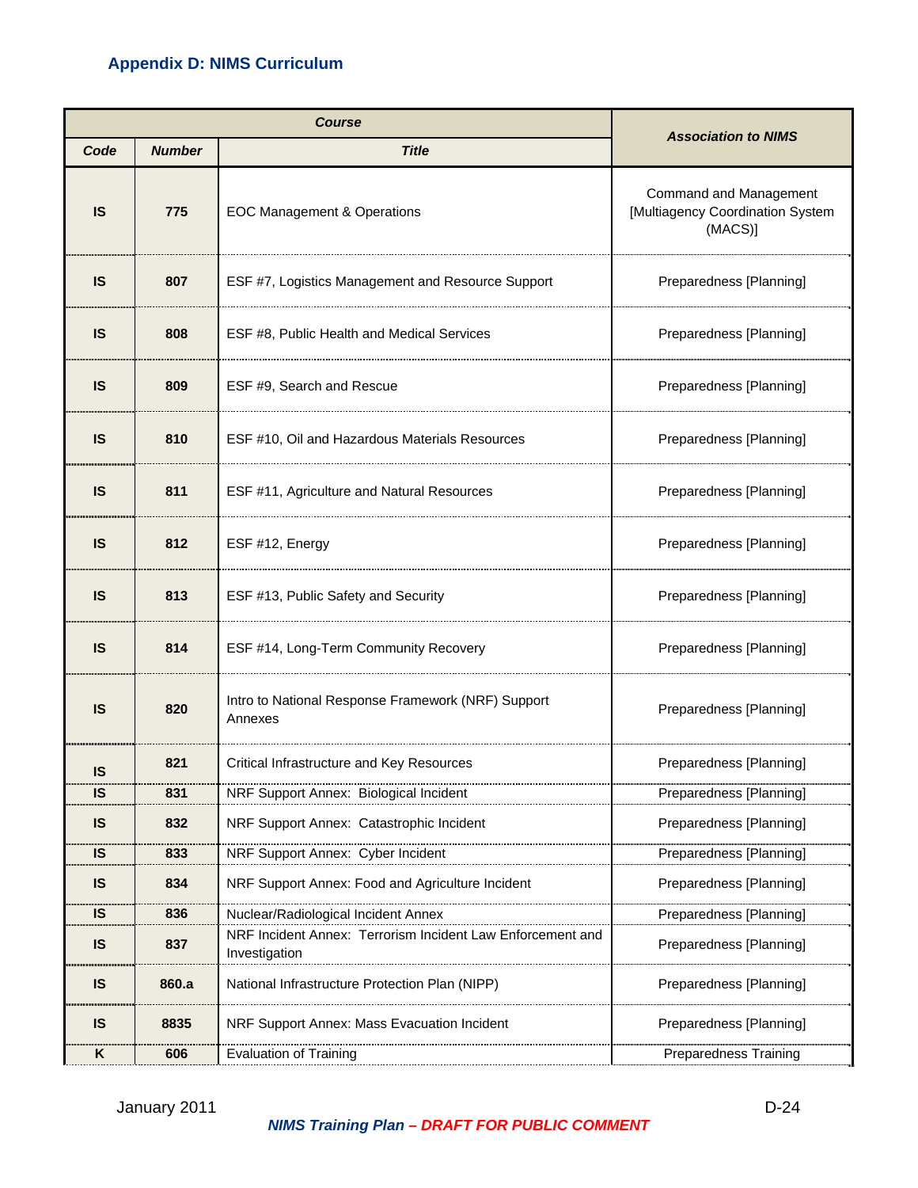## Appendix D: NIMS Curriculum

| Course | | | Association to NIMS |
|---|---|---|---|
| **Code** | **Number** | **Title** | |
| IS | 775 | EOC Management & Operations | Command and Management [Multiagency Coordination System (MACS)] |
| IS | 807 | ESF #7, Logistics Management and Resource Support | Preparedness [Planning] |
| IS | 808 | ESF #8, Public Health and Medical Services | Preparedness [Planning] |
| IS | 809 | ESF #9, Search and Rescue | Preparedness [Planning] |
| IS | 810 | ESF #10, Oil and Hazardous Materials Resources | Preparedness [Planning] |
| IS | 811 | ESF #11, Agriculture and Natural Resources | Preparedness [Planning] |
| IS | 812 | ESF #12, Energy | Preparedness [Planning] |
| IS | 813 | ESF #13, Public Safety and Security | Preparedness [Planning] |
| IS | 814 | ESF #14, Long-Term Community Recovery | Preparedness [Planning] |
| IS | 820 | Intro to National Response Framework (NRF) Support Annexes | Preparedness [Planning] |
| IS | 821 | Critical Infrastructure and Key Resources | Preparedness [Planning] |
| IS | 831 | NRF Support Annex: Biological Incident | Preparedness [Planning] |
| IS | 832 | NRF Support Annex: Catastrophic Incident | Preparedness [Planning] |
| IS | 833 | NRF Support Annex: Cyber Incident | Preparedness [Planning] |
| IS | 834 | NRF Support Annex: Food and Agriculture Incident | Preparedness [Planning] |
| IS | 836 | Nuclear/Radiological Incident Annex | Preparedness [Planning] |
| IS | 837 | NRF Incident Annex: Terrorism Incident Law Enforcement and Investigation | Preparedness [Planning] |
| IS | 860.a | National Infrastructure Protection Plan (NIPP) | Preparedness [Planning] |
| IS | 8835 | NRF Support Annex: Mass Evacuation Incident | Preparedness [Planning] |
| K | 606 | Evaluation of Training | Preparedness Training |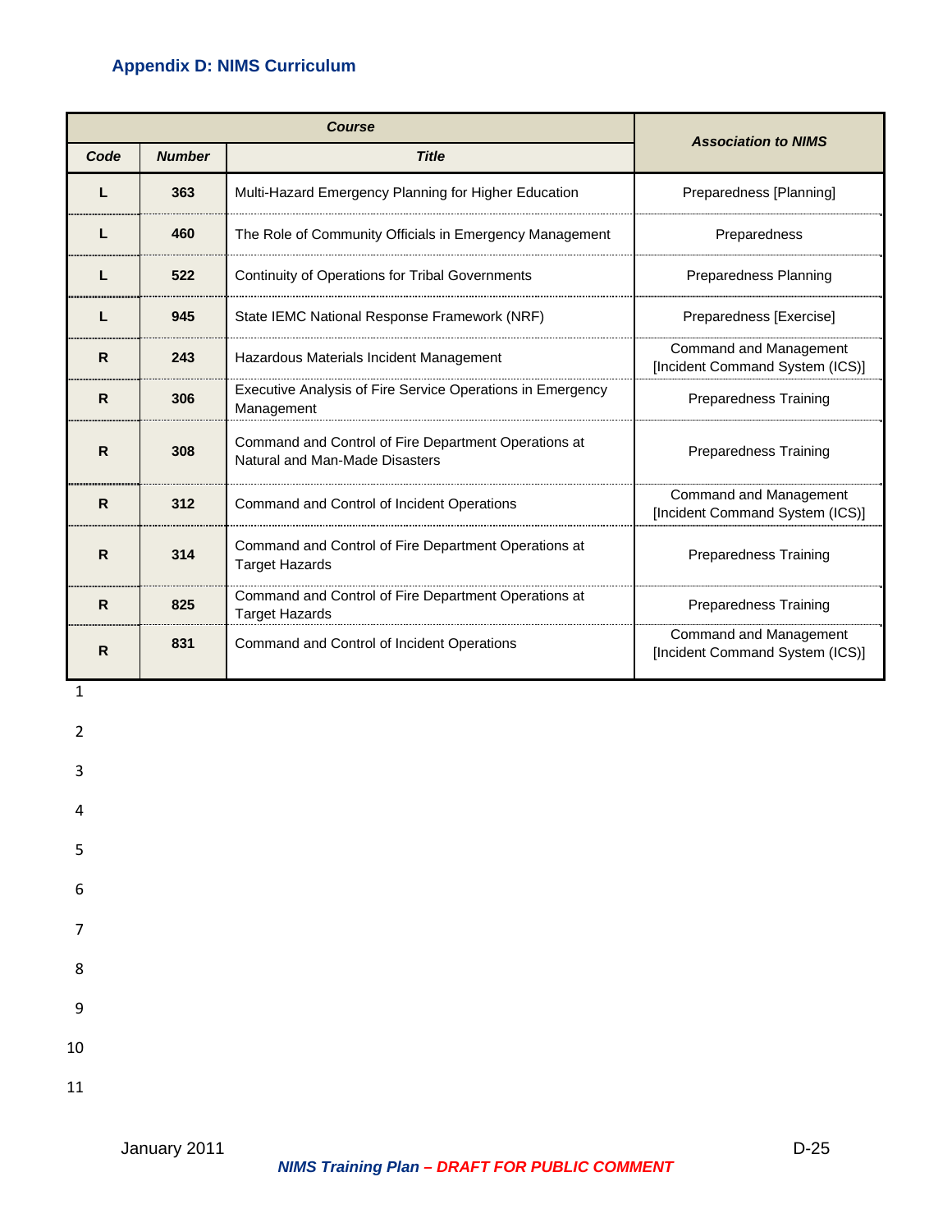### Appendix D: NIMS Curriculum

| Course | | | Association to NIMS |
|---|---|---|---|
| Code | Number | Title | |
| L | 363 | Multi-Hazard Emergency Planning for Higher Education | Preparedness [Planning] |
| L | 460 | The Role of Community Officials in Emergency Management | Preparedness |
| L | 522 | Continuity of Operations for Tribal Governments | Preparedness Planning |
| L | 945 | State IEMC National Response Framework (NRF) | Preparedness [Exercise] |
| R | 243 | Hazardous Materials Incident Management | Command and Management [Incident Command System (ICS)] |
| R | 306 | Executive Analysis of Fire Service Operations in Emergency Management | Preparedness Training |
| R | 308 | Command and Control of Fire Department Operations at Natural and Man-Made Disasters | Preparedness Training |
| R | 312 | Command and Control of Incident Operations | Command and Management [Incident Command System (ICS)] |
| R | 314 | Command and Control of Fire Department Operations at Target Hazards | Preparedness Training |
| R | 825 | Command and Control of Fire Department Operations at Target Hazards | Preparedness Training |
| R | 831 | Command and Control of Incident Operations | Command and Management [Incident Command System (ICS)] |